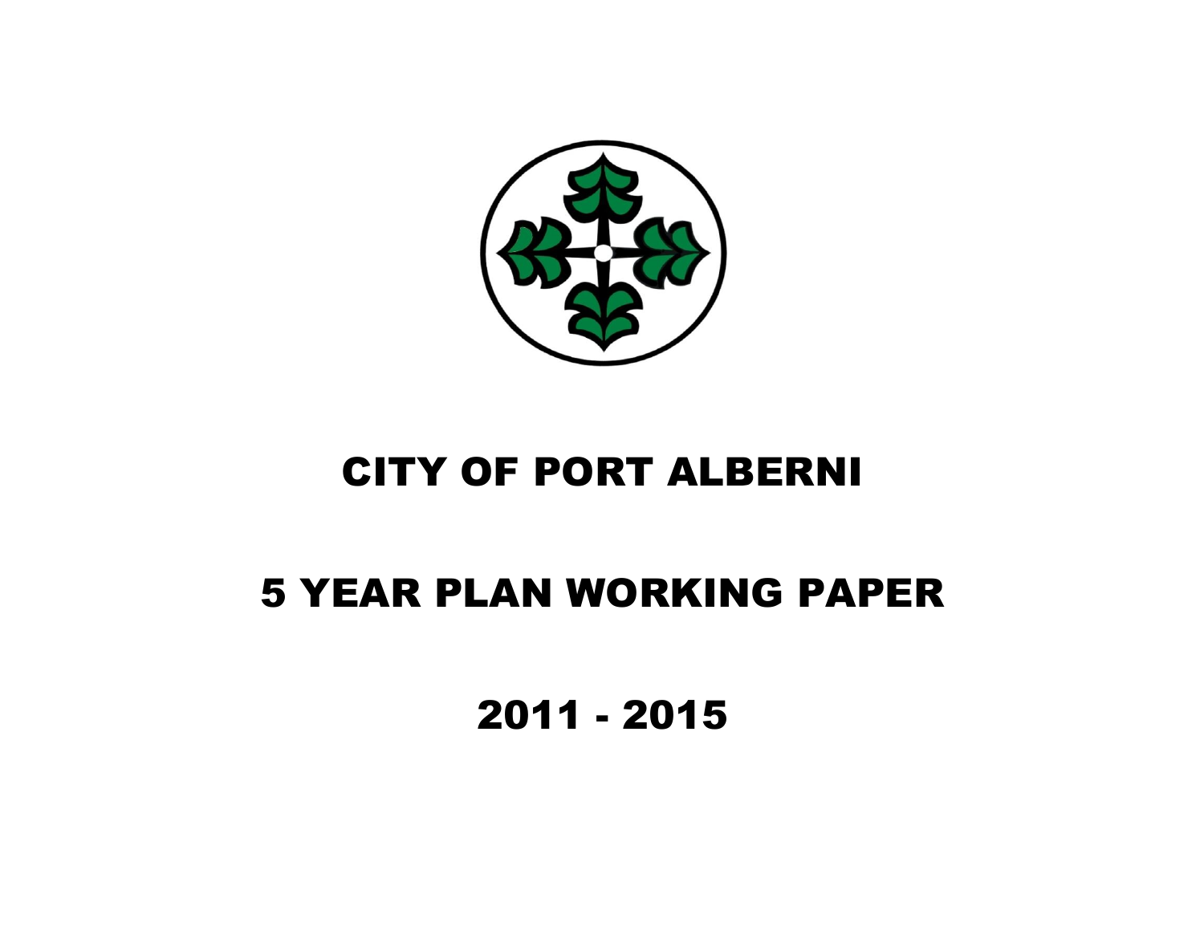# CITY OF PORT ALBERNI

# 5 YEAR PLAN WORKING PAPER

# 2011 - 2015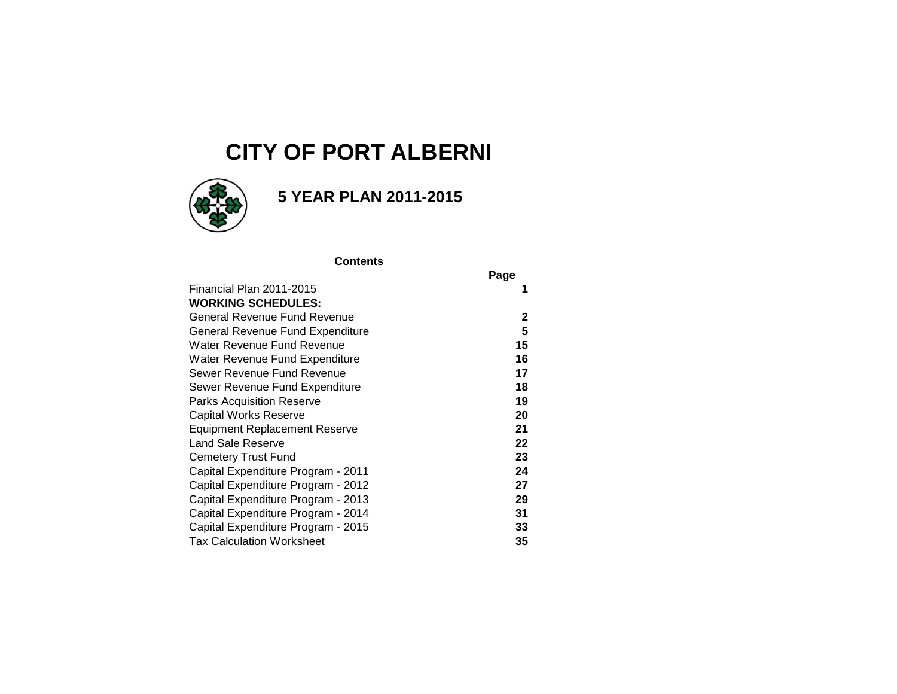# CITY OF PORT ALBERNI

## 5 YEAR PLAN 2011-2015

**Contents**

| | Page |
|---|---|
| Financial Plan 2011-2015 | **1** |
| **WORKING SCHEDULES:** | |
| General Revenue Fund Revenue | **2** |
| General Revenue Fund Expenditure | **5** |
| Water Revenue Fund Revenue | **15** |
| Water Revenue Fund Expenditure | **16** |
| Sewer Revenue Fund Revenue | **17** |
| Sewer Revenue Fund Expenditure | **18** |
| Parks Acquisition Reserve | **19** |
| Capital Works Reserve | **20** |
| Equipment Replacement Reserve | **21** |
| Land Sale Reserve | **22** |
| Cemetery Trust Fund | **23** |
| Capital Expenditure Program - 2011 | **24** |
| Capital Expenditure Program - 2012 | **27** |
| Capital Expenditure Program - 2013 | **29** |
| Capital Expenditure Program - 2014 | **31** |
| Capital Expenditure Program - 2015 | **33** |
| Tax Calculation Worksheet | **35** |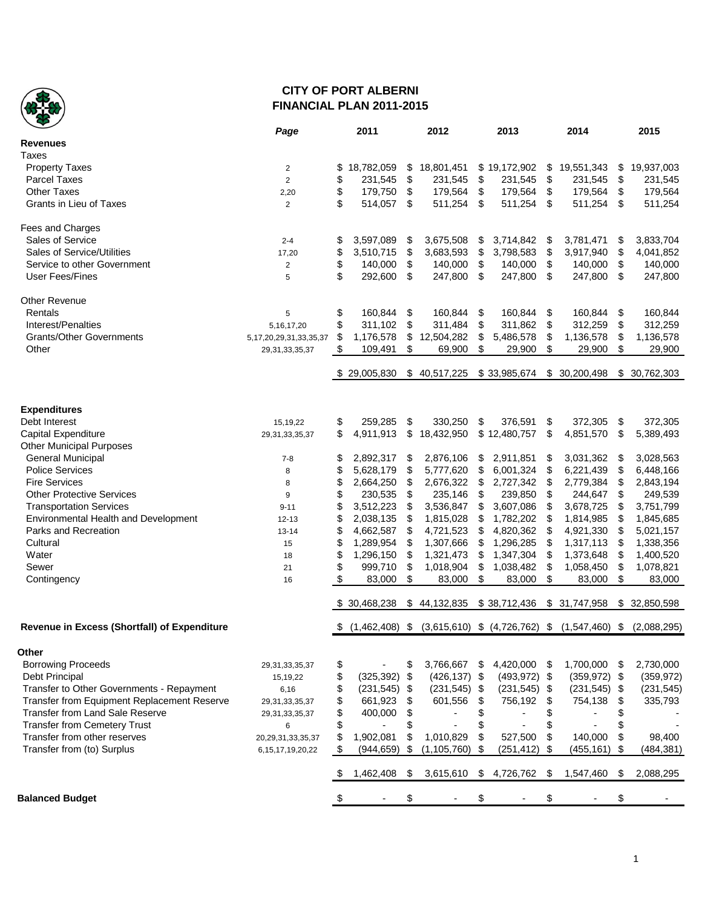# CITY OF PORT ALBERNI
## FINANCIAL PLAN 2011-2015

| | *Page* | 2011 | 2012 | 2013 | 2014 | 2015 |
|---|---|---|---|---|---|---|
| **Revenues** | | | | | | |
| Taxes | | | | | | |
| Property Taxes | 2 | $ 18,782,059 | $ 18,801,451 | $ 19,172,902 | $ 19,551,343 | $ 19,937,003 |
| Parcel Taxes | 2 | $ 231,545 | $ 231,545 | $ 231,545 | $ 231,545 | $ 231,545 |
| Other Taxes | 2,20 | $ 179,750 | $ 179,564 | $ 179,564 | $ 179,564 | $ 179,564 |
| Grants in Lieu of Taxes | 2 | $ 514,057 | $ 511,254 | $ 511,254 | $ 511,254 | $ 511,254 |
| Fees and Charges | | | | | | |
| Sales of Service | 2-4 | $ 3,597,089 | $ 3,675,508 | $ 3,714,842 | $ 3,781,471 | $ 3,833,704 |
| Sales of Service/Utilities | 17,20 | $ 3,510,715 | $ 3,683,593 | $ 3,798,583 | $ 3,917,940 | $ 4,041,852 |
| Service to other Government | 2 | $ 140,000 | $ 140,000 | $ 140,000 | $ 140,000 | $ 140,000 |
| User Fees/Fines | 5 | $ 292,600 | $ 247,800 | $ 247,800 | $ 247,800 | $ 247,800 |
| Other Revenue | | | | | | |
| Rentals | 5 | $ 160,844 | $ 160,844 | $ 160,844 | $ 160,844 | $ 160,844 |
| Interest/Penalties | 5,16,17,20 | $ 311,102 | $ 311,484 | $ 311,862 | $ 312,259 | $ 312,259 |
| Grants/Other Governments | 5,17,20,29,31,33,35,37 | $ 1,176,578 | $ 12,504,282 | $ 5,486,578 | $ 1,136,578 | $ 1,136,578 |
| Other | 29,31,33,35,37 | $ 109,491 | $ 69,900 | $ 29,900 | $ 29,900 | $ 29,900 |
| | | $ 29,005,830 | $ 40,517,225 | $ 33,985,674 | $ 30,200,498 | $ 30,762,303 |
| **Expenditures** | | | | | | |
| Debt Interest | 15,19,22 | $ 259,285 | $ 330,250 | $ 376,591 | $ 372,305 | $ 372,305 |
| Capital Expenditure | 29,31,33,35,37 | $ 4,911,913 | $ 18,432,950 | $ 12,480,757 | $ 4,851,570 | $ 5,389,493 |
| Other Municipal Purposes | | | | | | |
| General Municipal | 7-8 | $ 2,892,317 | $ 2,876,106 | $ 2,911,851 | $ 3,031,362 | $ 3,028,563 |
| Police Services | 8 | $ 5,628,179 | $ 5,777,620 | $ 6,001,324 | $ 6,221,439 | $ 6,448,166 |
| Fire Services | 8 | $ 2,664,250 | $ 2,676,322 | $ 2,727,342 | $ 2,779,384 | $ 2,843,194 |
| Other Protective Services | 9 | $ 230,535 | $ 235,146 | $ 239,850 | $ 244,647 | $ 249,539 |
| Transportation Services | 9-11 | $ 3,512,223 | $ 3,536,847 | $ 3,607,086 | $ 3,678,725 | $ 3,751,799 |
| Environmental Health and Development | 12-13 | $ 2,038,135 | $ 1,815,028 | $ 1,782,202 | $ 1,814,985 | $ 1,845,685 |
| Parks and Recreation | 13-14 | $ 4,662,587 | $ 4,721,523 | $ 4,820,362 | $ 4,921,330 | $ 5,021,157 |
| Cultural | 15 | $ 1,289,954 | $ 1,307,666 | $ 1,296,285 | $ 1,317,113 | $ 1,338,356 |
| Water | 18 | $ 1,296,150 | $ 1,321,473 | $ 1,347,304 | $ 1,373,648 | $ 1,400,520 |
| Sewer | 21 | $ 999,710 | $ 1,018,904 | $ 1,038,482 | $ 1,058,450 | $ 1,078,821 |
| Contingency | 16 | $ 83,000 | $ 83,000 | $ 83,000 | $ 83,000 | $ 83,000 |
| | | $ 30,468,238 | $ 44,132,835 | $ 38,712,436 | $ 31,747,958 | $ 32,850,598 |
| **Revenue in Excess (Shortfall) of Expenditure** | | $ (1,462,408) | $ (3,615,610) | $ (4,726,762) | $ (1,547,460) | $ (2,088,295) |
| **Other** | | | | | | |
| Borrowing Proceeds | 29,31,33,35,37 | $ - | $ 3,766,667 | $ 4,420,000 | $ 1,700,000 | $ 2,730,000 |
| Debt Principal | 15,19,22 | $ (325,392) | $ (426,137) | $ (493,972) | $ (359,972) | $ (359,972) |
| Transfer to Other Governments - Repayment | 6,16 | $ (231,545) | $ (231,545) | $ (231,545) | $ (231,545) | $ (231,545) |
| Transfer from Equipment Replacement Reserve | 29,31,33,35,37 | $ 661,923 | $ 601,556 | $ 756,192 | $ 754,138 | $ 335,793 |
| Transfer from Land Sale Reserve | 29,31,33,35,37 | $ 400,000 | $ - | $ - | $ - | $ - |
| Transfer from Cemetery Trust | 6 | $ - | $ - | $ - | $ - | $ - |
| Transfer from other reserves | 20,29,31,33,35,37 | $ 1,902,081 | $ 1,010,829 | $ 527,500 | $ 140,000 | $ 98,400 |
| Transfer from (to) Surplus | 6,15,17,19,20,22 | $ (944,659) | $ (1,105,760) | $ (251,412) | $ (455,161) | $ (484,381) |
| | | $ 1,462,408 | $ 3,615,610 | $ 4,726,762 | $ 1,547,460 | $ 2,088,295 |
| **Balanced Budget** | | $ - | $ - | $ - | $ - | $ - |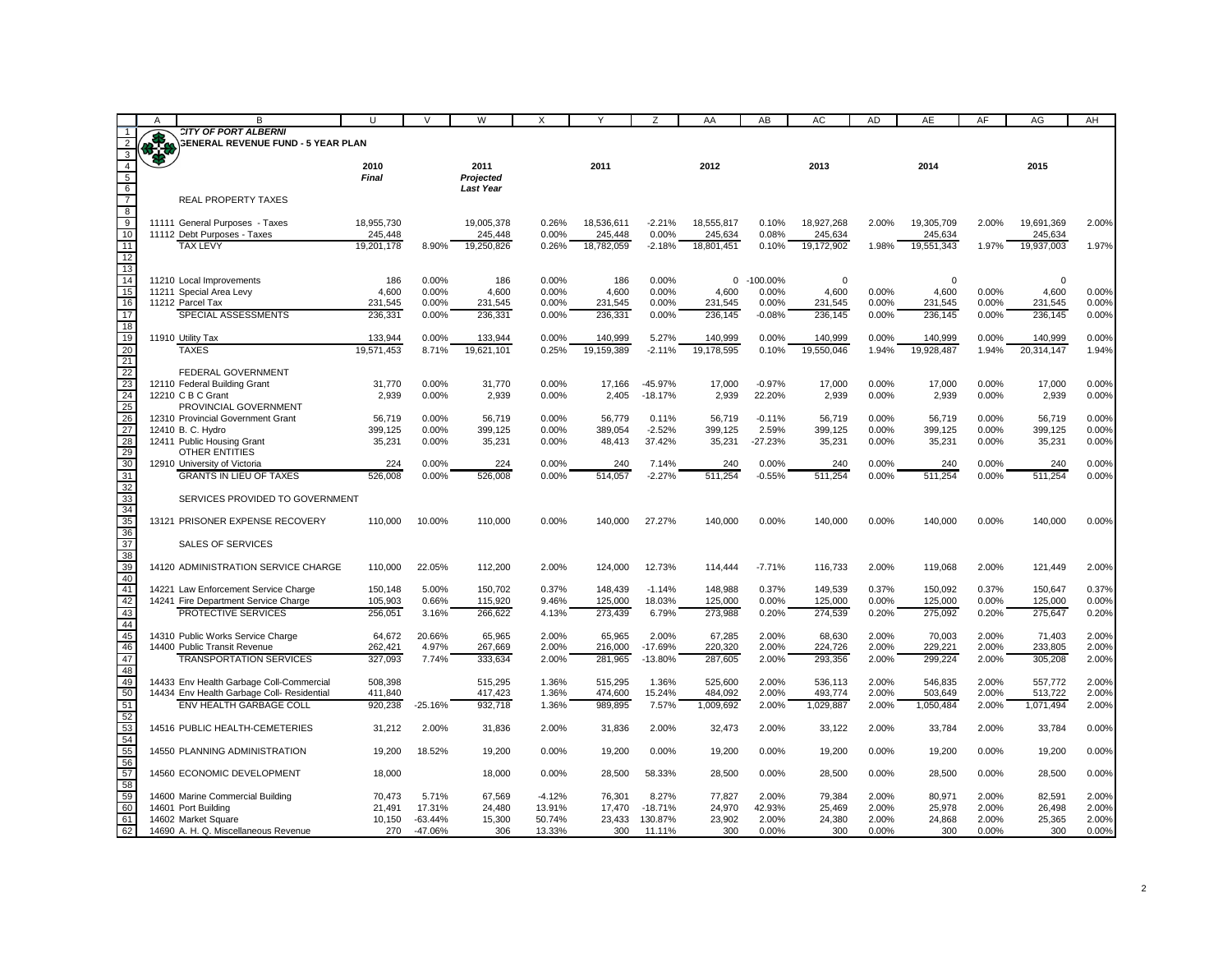# CITY OF PORT ALBERNI

## GENERAL REVENUE FUND - 5 YEAR PLAN

| | 2010 Final | | 2011 Projected Last Year | | 2011 | | 2012 | | 2013 | | 2014 | | 2015 | |
|---|---|---|---|---|---|---|---|---|---|---|---|---|---|---|
| **REAL PROPERTY TAXES** | | | | | | | | | | | | | | |
| 11111 General Purposes - Taxes | 18,955,730 | | 19,005,378 | 0.26% | 18,536,611 | -2.21% | 18,555,817 | 0.10% | 18,927,268 | 2.00% | 19,305,709 | 2.00% | 19,691,369 | 2.00% |
| 11112 Debt Purposes - Taxes | 245,448 | | 245,448 | 0.00% | 245,448 | 0.00% | 245,634 | 0.08% | 245,634 | | 245,634 | | 245,634 | |
| TAX LEVY | 19,201,178 | 8.90% | 19,250,826 | 0.26% | 18,782,059 | -2.18% | 18,801,451 | 0.10% | 19,172,902 | 1.98% | 19,551,343 | 1.97% | 19,937,003 | 1.97% |
| 11210 Local Improvements | 186 | 0.00% | 186 | 0.00% | 186 | 0.00% | 0 | -100.00% | 0 | | 0 | | 0 | |
| 11211 Special Area Levy | 4,600 | 0.00% | 4,600 | 0.00% | 4,600 | 0.00% | 4,600 | 0.00% | 4,600 | 0.00% | 4,600 | 0.00% | 4,600 | 0.00% |
| 11212 Parcel Tax | 231,545 | 0.00% | 231,545 | 0.00% | 231,545 | 0.00% | 231,545 | 0.00% | 231,545 | 0.00% | 231,545 | 0.00% | 231,545 | 0.00% |
| SPECIAL ASSESSMENTS | 236,331 | 0.00% | 236,331 | 0.00% | 236,331 | 0.00% | 236,145 | -0.08% | 236,145 | 0.00% | 236,145 | 0.00% | 236,145 | 0.00% |
| 11910 Utility Tax | 133,944 | 0.00% | 133,944 | 0.00% | 140,999 | 5.27% | 140,999 | 0.00% | 140,999 | 0.00% | 140,999 | 0.00% | 140,999 | 0.00% |
| TAXES | 19,571,453 | 8.71% | 19,621,101 | 0.25% | 19,159,389 | -2.11% | 19,178,595 | 0.10% | 19,550,046 | 1.94% | 19,928,487 | 1.94% | 20,314,147 | 1.94% |
| **FEDERAL GOVERNMENT** | | | | | | | | | | | | | | |
| 12110 Federal Building Grant | 31,770 | 0.00% | 31,770 | 0.00% | 17,166 | -45.97% | 17,000 | -0.97% | 17,000 | 0.00% | 17,000 | 0.00% | 17,000 | 0.00% |
| 12210 C B C Grant | 2,939 | 0.00% | 2,939 | 0.00% | 2,405 | -18.17% | 2,939 | 22.20% | 2,939 | 0.00% | 2,939 | 0.00% | 2,939 | 0.00% |
| **PROVINCIAL GOVERNMENT** | | | | | | | | | | | | | | |
| 12310 Provincial Government Grant | 56,719 | 0.00% | 56,719 | 0.00% | 56,779 | 0.11% | 56,719 | -0.11% | 56,719 | 0.00% | 56,719 | 0.00% | 56,719 | 0.00% |
| 12410 B. C. Hydro | 399,125 | 0.00% | 399,125 | 0.00% | 389,054 | -2.52% | 399,125 | 2.59% | 399,125 | 0.00% | 399,125 | 0.00% | 399,125 | 0.00% |
| 12411 Public Housing Grant | 35,231 | 0.00% | 35,231 | 0.00% | 48,413 | 37.42% | 35,231 | -27.23% | 35,231 | 0.00% | 35,231 | 0.00% | 35,231 | 0.00% |
| **OTHER ENTITIES** | | | | | | | | | | | | | | |
| 12910 University of Victoria | 224 | 0.00% | 224 | 0.00% | 240 | 7.14% | 240 | 0.00% | 240 | 0.00% | 240 | 0.00% | 240 | 0.00% |
| GRANTS IN LIEU OF TAXES | 526,008 | 0.00% | 526,008 | 0.00% | 514,057 | -2.27% | 511,254 | -0.55% | 511,254 | 0.00% | 511,254 | 0.00% | 511,254 | 0.00% |
| **SERVICES PROVIDED TO GOVERNMENT** | | | | | | | | | | | | | | |
| 13121 PRISONER EXPENSE RECOVERY | 110,000 | 10.00% | 110,000 | 0.00% | 140,000 | 27.27% | 140,000 | 0.00% | 140,000 | 0.00% | 140,000 | 0.00% | 140,000 | 0.00% |
| **SALES OF SERVICES** | | | | | | | | | | | | | | |
| 14120 ADMINISTRATION SERVICE CHARGE | 110,000 | 22.05% | 112,200 | 2.00% | 124,000 | 12.73% | 114,444 | -7.71% | 116,733 | 2.00% | 119,068 | 2.00% | 121,449 | 2.00% |
| 14221 Law Enforcement Service Charge | 150,148 | 5.00% | 150,702 | 0.37% | 148,439 | -1.14% | 148,988 | 0.37% | 149,539 | 0.37% | 150,092 | 0.37% | 150,647 | 0.37% |
| 14241 Fire Department Service Charge | 105,903 | 0.66% | 115,920 | 9.46% | 125,000 | 18.03% | 125,000 | 0.00% | 125,000 | 0.00% | 125,000 | 0.00% | 125,000 | 0.00% |
| PROTECTIVE SERVICES | 256,051 | 3.16% | 266,622 | 4.13% | 273,439 | 6.79% | 273,988 | 0.20% | 274,539 | 0.20% | 275,092 | 0.20% | 275,647 | 0.20% |
| 14310 Public Works Service Charge | 64,672 | 20.66% | 65,965 | 2.00% | 65,965 | 2.00% | 67,285 | 2.00% | 68,630 | 2.00% | 70,003 | 2.00% | 71,403 | 2.00% |
| 14400 Public Transit Revenue | 262,421 | 4.97% | 267,669 | 2.00% | 216,000 | -17.69% | 220,320 | 2.00% | 224,726 | 2.00% | 229,221 | 2.00% | 233,805 | 2.00% |
| TRANSPORTATION SERVICES | 327,093 | 7.74% | 333,634 | 2.00% | 281,965 | -13.80% | 287,605 | 2.00% | 293,356 | 2.00% | 299,224 | 2.00% | 305,208 | 2.00% |
| 14433 Env Health Garbage Coll-Commercial | 508,398 | | 515,295 | 1.36% | 515,295 | 1.36% | 525,600 | 2.00% | 536,113 | 2.00% | 546,835 | 2.00% | 557,772 | 2.00% |
| 14434 Env Health Garbage Coll- Residential | 411,840 | | 417,423 | 1.36% | 474,600 | 15.24% | 484,092 | 2.00% | 493,774 | 2.00% | 503,649 | 2.00% | 513,722 | 2.00% |
| ENV HEALTH GARBAGE COLL | 920,238 | -25.16% | 932,718 | 1.36% | 989,895 | 7.57% | 1,009,692 | 2.00% | 1,029,887 | 2.00% | 1,050,484 | 2.00% | 1,071,494 | 2.00% |
| 14516 PUBLIC HEALTH-CEMETERIES | 31,212 | 2.00% | 31,836 | 2.00% | 31,836 | 2.00% | 32,473 | 2.00% | 33,122 | 2.00% | 33,784 | 2.00% | 33,784 | 0.00% |
| 14550 PLANNING ADMINISTRATION | 19,200 | 18.52% | 19,200 | 0.00% | 19,200 | 0.00% | 19,200 | 0.00% | 19,200 | 0.00% | 19,200 | 0.00% | 19,200 | 0.00% |
| 14560 ECONOMIC DEVELOPMENT | 18,000 | | 18,000 | 0.00% | 28,500 | 58.33% | 28,500 | 0.00% | 28,500 | 0.00% | 28,500 | 0.00% | 28,500 | 0.00% |
| 14600 Marine Commercial Building | 70,473 | 5.71% | 67,569 | -4.12% | 76,301 | 8.27% | 77,827 | 2.00% | 79,384 | 2.00% | 80,971 | 2.00% | 82,591 | 2.00% |
| 14601 Port Building | 21,491 | 17.31% | 24,480 | 13.91% | 17,470 | -18.71% | 24,970 | 42.93% | 25,469 | 2.00% | 25,978 | 2.00% | 26,498 | 2.00% |
| 14602 Market Square | 10,150 | -63.44% | 15,300 | 50.74% | 23,433 | 130.87% | 23,902 | 2.00% | 24,380 | 2.00% | 24,868 | 2.00% | 25,365 | 2.00% |
| 14690 A. H. Q. Miscellaneous Revenue | 270 | -47.06% | 306 | 13.33% | 300 | 11.11% | 300 | 0.00% | 300 | 0.00% | 300 | 0.00% | 300 | 0.00% |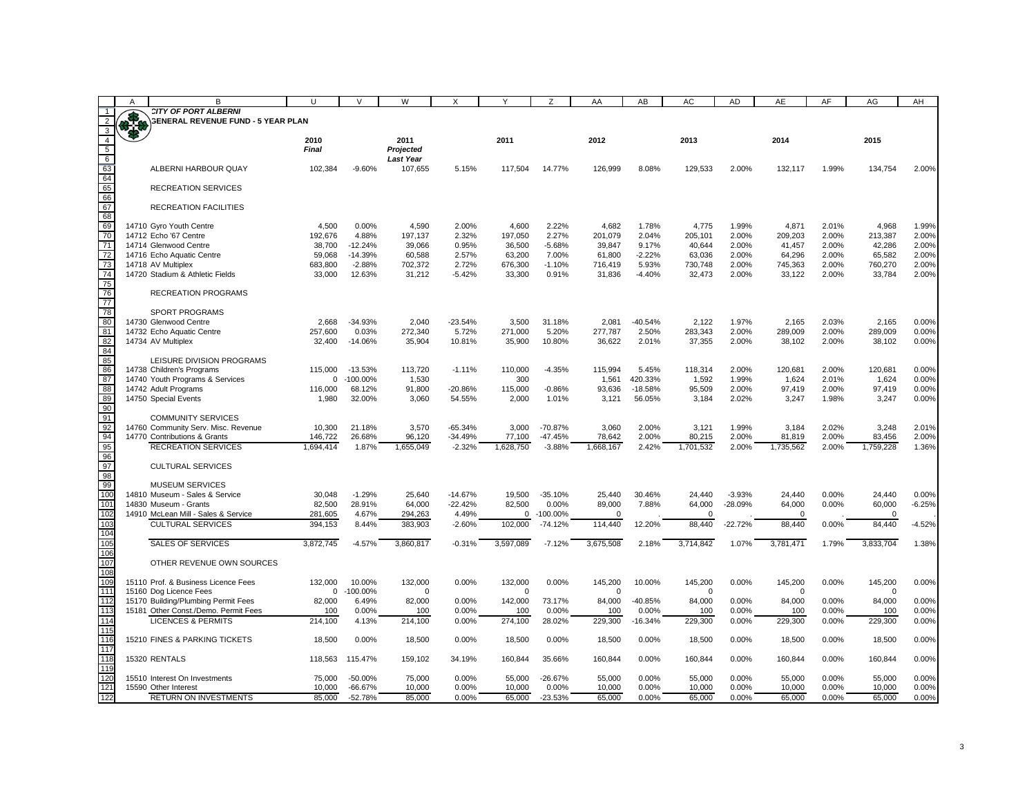**CITY OF PORT ALBERNI**

**GENERAL REVENUE FUND - 5 YEAR PLAN**

| | 2010 Final | | 2011 Projected Last Year | | 2011 | | 2012 | | 2013 | | 2014 | | 2015 | |
|---|---|---|---|---|---|---|---|---|---|---|---|---|---|---|
| ALBERNI HARBOUR QUAY | 102,384 | -9.60% | 107,655 | 5.15% | 117,504 | 14.77% | 126,999 | 8.08% | 129,533 | 2.00% | 132,117 | 1.99% | 134,754 | 2.00% |
| RECREATION SERVICES | | | | | | | | | | | | | | |
| RECREATION FACILITIES | | | | | | | | | | | | | | |
| 14710 Gyro Youth Centre | 4,500 | 0.00% | 4,590 | 2.00% | 4,600 | 2.22% | 4,682 | 1.78% | 4,775 | 1.99% | 4,871 | 2.01% | 4,968 | 1.99% |
| 14712 Echo '67 Centre | 192,676 | 4.88% | 197,137 | 2.32% | 197,050 | 2.27% | 201,079 | 2.04% | 205,101 | 2.00% | 209,203 | 2.00% | 213,387 | 2.00% |
| 14714 Glenwood Centre | 38,700 | -12.24% | 39,066 | 0.95% | 36,500 | -5.68% | 39,847 | 9.17% | 40,644 | 2.00% | 41,457 | 2.00% | 42,286 | 2.00% |
| 14716 Echo Aquatic Centre | 59,068 | -14.39% | 60,588 | 2.57% | 63,200 | 7.00% | 61,800 | -2.22% | 63,036 | 2.00% | 64,296 | 2.00% | 65,582 | 2.00% |
| 14718 AV Multiplex | 683,800 | -2.88% | 702,372 | 2.72% | 676,300 | -1.10% | 716,419 | 5.93% | 730,748 | 2.00% | 745,363 | 2.00% | 760,270 | 2.00% |
| 14720 Stadium & Athletic Fields | 33,000 | 12.63% | 31,212 | -5.42% | 33,300 | 0.91% | 31,836 | -4.40% | 32,473 | 2.00% | 33,122 | 2.00% | 33,784 | 2.00% |
| RECREATION PROGRAMS | | | | | | | | | | | | | | |
| SPORT PROGRAMS | | | | | | | | | | | | | | |
| 14730 Glenwood Centre | 2,668 | -34.93% | 2,040 | -23.54% | 3,500 | 31.18% | 2,081 | -40.54% | 2,122 | 1.97% | 2,165 | 2.03% | 2,165 | 0.00% |
| 14732 Echo Aquatic Centre | 257,600 | 0.03% | 272,340 | 5.72% | 271,000 | 5.20% | 277,787 | 2.50% | 283,343 | 2.00% | 289,009 | 2.00% | 289,009 | 0.00% |
| 14734 AV Multiplex | 32,400 | -14.06% | 35,904 | 10.81% | 35,900 | 10.80% | 36,622 | 2.01% | 37,355 | 2.00% | 38,102 | 2.00% | 38,102 | 0.00% |
| LEISURE DIVISION PROGRAMS | | | | | | | | | | | | | | |
| 14738 Children's Programs | 115,000 | -13.53% | 113,720 | -1.11% | 110,000 | -4.35% | 115,994 | 5.45% | 118,314 | 2.00% | 120,681 | 2.00% | 120,681 | 0.00% |
| 14740 Youth Programs & Services | 0 | -100.00% | 1,530 | | 300 | | 1,561 | 420.33% | 1,592 | 1.99% | 1,624 | 2.01% | 1,624 | 0.00% |
| 14742 Adult Programs | 116,000 | 68.12% | 91,800 | -20.86% | 115,000 | -0.86% | 93,636 | -18.58% | 95,509 | 2.00% | 97,419 | 2.00% | 97,419 | 0.00% |
| 14750 Special Events | 1,980 | 32.00% | 3,060 | 54.55% | 2,000 | 1.01% | 3,121 | 56.05% | 3,184 | 2.02% | 3,247 | 1.98% | 3,247 | 0.00% |
| COMMUNITY SERVICES | | | | | | | | | | | | | | |
| 14760 Community Serv. Misc. Revenue | 10,300 | 21.18% | 3,570 | -65.34% | 3,000 | -70.87% | 3,060 | 2.00% | 3,121 | 1.99% | 3,184 | 2.02% | 3,248 | 2.01% |
| 14770 Contributions & Grants | 146,722 | 26.68% | 96,120 | -34.49% | 77,100 | -47.45% | 78,642 | 2.00% | 80,215 | 2.00% | 81,819 | 2.00% | 83,456 | 2.00% |
| RECREATION SERVICES | 1,694,414 | 1.87% | 1,655,049 | -2.32% | 1,628,750 | -3.88% | 1,668,167 | 2.42% | 1,701,532 | 2.00% | 1,735,562 | 2.00% | 1,759,228 | 1.36% |
| CULTURAL SERVICES | | | | | | | | | | | | | | |
| MUSEUM SERVICES | | | | | | | | | | | | | | |
| 14810 Museum - Sales & Service | 30,048 | -1.29% | 25,640 | -14.67% | 19,500 | -35.10% | 25,440 | 30.46% | 24,440 | -3.93% | 24,440 | 0.00% | 24,440 | 0.00% |
| 14830 Museum - Grants | 82,500 | 28.91% | 64,000 | -22.42% | 82,500 | 0.00% | 89,000 | 7.88% | 64,000 | -28.09% | 64,000 | 0.00% | 60,000 | -6.25% |
| 14910 McLean Mill - Sales & Service | 281,605 | 4.67% | 294,263 | 4.49% | 0 | -100.00% | 0 | . | 0 | . | 0 | . | 0 | . |
| CULTURAL SERVICES | 394,153 | 8.44% | 383,903 | -2.60% | 102,000 | -74.12% | 114,440 | 12.20% | 88,440 | -22.72% | 88,440 | 0.00% | 84,440 | -4.52% |
| SALES OF SERVICES | 3,872,745 | -4.57% | 3,860,817 | -0.31% | 3,597,089 | -7.12% | 3,675,508 | 2.18% | 3,714,842 | 1.07% | 3,781,471 | 1.79% | 3,833,704 | 1.38% |
| OTHER REVENUE OWN SOURCES | | | | | | | | | | | | | | |
| 15110 Prof. & Business Licence Fees | 132,000 | 10.00% | 132,000 | 0.00% | 132,000 | 0.00% | 145,200 | 10.00% | 145,200 | 0.00% | 145,200 | 0.00% | 145,200 | 0.00% |
| 15160 Dog Licence Fees | 0 | -100.00% | 0 | | 0 | | 0 | | 0 | | 0 | | 0 | |
| 15170 Building/Plumbing Permit Fees | 82,000 | 6.49% | 82,000 | 0.00% | 142,000 | 73.17% | 84,000 | -40.85% | 84,000 | 0.00% | 84,000 | 0.00% | 84,000 | 0.00% |
| 15181 Other Const./Demo. Permit Fees | 100 | 0.00% | 100 | 0.00% | 100 | 0.00% | 100 | 0.00% | 100 | 0.00% | 100 | 0.00% | 100 | 0.00% |
| LICENCES & PERMITS | 214,100 | 4.13% | 214,100 | 0.00% | 274,100 | 28.02% | 229,300 | -16.34% | 229,300 | 0.00% | 229,300 | 0.00% | 229,300 | 0.00% |
| 15210 FINES & PARKING TICKETS | 18,500 | 0.00% | 18,500 | 0.00% | 18,500 | 0.00% | 18,500 | 0.00% | 18,500 | 0.00% | 18,500 | 0.00% | 18,500 | 0.00% |
| 15320 RENTALS | 118,563 | 115.47% | 159,102 | 34.19% | 160,844 | 35.66% | 160,844 | 0.00% | 160,844 | 0.00% | 160,844 | 0.00% | 160,844 | 0.00% |
| 15510 Interest On Investments | 75,000 | -50.00% | 75,000 | 0.00% | 55,000 | -26.67% | 55,000 | 0.00% | 55,000 | 0.00% | 55,000 | 0.00% | 55,000 | 0.00% |
| 15590 Other Interest | 10,000 | -66.67% | 10,000 | 0.00% | 10,000 | 0.00% | 10,000 | 0.00% | 10,000 | 0.00% | 10,000 | 0.00% | 10,000 | 0.00% |
| RETURN ON INVESTMENTS | 85,000 | -52.78% | 85,000 | 0.00% | 65,000 | -23.53% | 65,000 | 0.00% | 65,000 | 0.00% | 65,000 | 0.00% | 65,000 | 0.00% |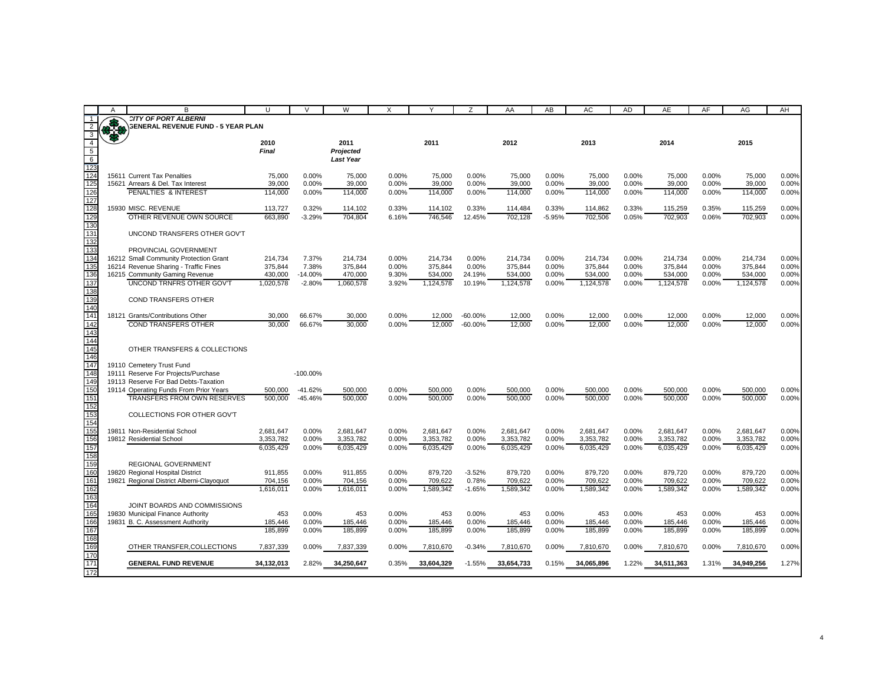# CITY OF PORT ALBERNI

## GENERAL REVENUE FUND - 5 YEAR PLAN

| | 2010 Final | | 2011 Projected Last Year | | 2011 | | 2012 | | 2013 | | 2014 | | 2015 | |
|---|---|---|---|---|---|---|---|---|---|---|---|---|---|---|
| 15611 Current Tax Penalties | 75,000 | 0.00% | 75,000 | 0.00% | 75,000 | 0.00% | 75,000 | 0.00% | 75,000 | 0.00% | 75,000 | 0.00% | 75,000 | 0.00% |
| 15621 Arrears & Del. Tax Interest | 39,000 | 0.00% | 39,000 | 0.00% | 39,000 | 0.00% | 39,000 | 0.00% | 39,000 | 0.00% | 39,000 | 0.00% | 39,000 | 0.00% |
| PENALTIES & INTEREST | 114,000 | 0.00% | 114,000 | 0.00% | 114,000 | 0.00% | 114,000 | 0.00% | 114,000 | 0.00% | 114,000 | 0.00% | 114,000 | 0.00% |
| | | | | | | | | | | | | | | |
| 15930 MISC. REVENUE | 113,727 | 0.32% | 114,102 | 0.33% | 114,102 | 0.33% | 114,484 | 0.33% | 114,862 | 0.33% | 115,259 | 0.35% | 115,259 | 0.00% |
| OTHER REVENUE OWN SOURCE | 663,890 | -3.29% | 704,804 | 6.16% | 746,546 | 12.45% | 702,128 | -5.95% | 702,506 | 0.05% | 702,903 | 0.06% | 702,903 | 0.00% |
| | | | | | | | | | | | | | | |
| UNCOND TRANSFERS OTHER GOV'T | | | | | | | | | | | | | | |
| | | | | | | | | | | | | | | |
| PROVINCIAL GOVERNMENT | | | | | | | | | | | | | | |
| 16212 Small Community Protection Grant | 214,734 | 7.37% | 214,734 | 0.00% | 214,734 | 0.00% | 214,734 | 0.00% | 214,734 | 0.00% | 214,734 | 0.00% | 214,734 | 0.00% |
| 16214 Revenue Sharing - Traffic Fines | 375,844 | 7.38% | 375,844 | 0.00% | 375,844 | 0.00% | 375,844 | 0.00% | 375,844 | 0.00% | 375,844 | 0.00% | 375,844 | 0.00% |
| 16215 Community Gaming Revenue | 430,000 | -14.00% | 470,000 | 9.30% | 534,000 | 24.19% | 534,000 | 0.00% | 534,000 | 0.00% | 534,000 | 0.00% | 534,000 | 0.00% |
| UNCOND TRNFRS OTHER GOV'T | 1,020,578 | -2.80% | 1,060,578 | 3.92% | 1,124,578 | 10.19% | 1,124,578 | 0.00% | 1,124,578 | 0.00% | 1,124,578 | 0.00% | 1,124,578 | 0.00% |
| | | | | | | | | | | | | | | |
| COND TRANSFERS OTHER | | | | | | | | | | | | | | |
| | | | | | | | | | | | | | | |
| 18121 Grants/Contributions Other | 30,000 | 66.67% | 30,000 | 0.00% | 12,000 | -60.00% | 12,000 | 0.00% | 12,000 | 0.00% | 12,000 | 0.00% | 12,000 | 0.00% |
| COND TRANSFERS OTHER | 30,000 | 66.67% | 30,000 | 0.00% | 12,000 | -60.00% | 12,000 | 0.00% | 12,000 | 0.00% | 12,000 | 0.00% | 12,000 | 0.00% |
| | | | | | | | | | | | | | | |
| OTHER TRANSFERS & COLLECTIONS | | | | | | | | | | | | | | |
| | | | | | | | | | | | | | | |
| 19110 Cemetery Trust Fund | | | | | | | | | | | | | | |
| 19111 Reserve For Projects/Purchase | | -100.00% | | | | | | | | | | | | |
| 19113 Reserve For Bad Debts-Taxation | | | | | | | | | | | | | | |
| 19114 Operating Funds From Prior Years | 500,000 | -41.62% | 500,000 | 0.00% | 500,000 | 0.00% | 500,000 | 0.00% | 500,000 | 0.00% | 500,000 | 0.00% | 500,000 | 0.00% |
| TRANSFERS FROM OWN RESERVES | 500,000 | -45.46% | 500,000 | 0.00% | 500,000 | 0.00% | 500,000 | 0.00% | 500,000 | 0.00% | 500,000 | 0.00% | 500,000 | 0.00% |
| | | | | | | | | | | | | | | |
| COLLECTIONS FOR OTHER GOV'T | | | | | | | | | | | | | | |
| | | | | | | | | | | | | | | |
| 19811 Non-Residential School | 2,681,647 | 0.00% | 2,681,647 | 0.00% | 2,681,647 | 0.00% | 2,681,647 | 0.00% | 2,681,647 | 0.00% | 2,681,647 | 0.00% | 2,681,647 | 0.00% |
| 19812 Residential School | 3,353,782 | 0.00% | 3,353,782 | 0.00% | 3,353,782 | 0.00% | 3,353,782 | 0.00% | 3,353,782 | 0.00% | 3,353,782 | 0.00% | 3,353,782 | 0.00% |
| | 6,035,429 | 0.00% | 6,035,429 | 0.00% | 6,035,429 | 0.00% | 6,035,429 | 0.00% | 6,035,429 | 0.00% | 6,035,429 | 0.00% | 6,035,429 | 0.00% |
| | | | | | | | | | | | | | | |
| REGIONAL GOVERNMENT | | | | | | | | | | | | | | |
| 19820 Regional Hospital District | 911,855 | 0.00% | 911,855 | 0.00% | 879,720 | -3.52% | 879,720 | 0.00% | 879,720 | 0.00% | 879,720 | 0.00% | 879,720 | 0.00% |
| 19821 Regional District Alberni-Clayoquot | 704,156 | 0.00% | 704,156 | 0.00% | 709,622 | 0.78% | 709,622 | 0.00% | 709,622 | 0.00% | 709,622 | 0.00% | 709,622 | 0.00% |
| | 1,616,011 | 0.00% | 1,616,011 | 0.00% | 1,589,342 | -1.65% | 1,589,342 | 0.00% | 1,589,342 | 0.00% | 1,589,342 | 0.00% | 1,589,342 | 0.00% |
| | | | | | | | | | | | | | | |
| JOINT BOARDS AND COMMISSIONS | | | | | | | | | | | | | | |
| 19830 Municipal Finance Authority | 453 | 0.00% | 453 | 0.00% | 453 | 0.00% | 453 | 0.00% | 453 | 0.00% | 453 | 0.00% | 453 | 0.00% |
| 19831 B. C. Assessment Authority | 185,446 | 0.00% | 185,446 | 0.00% | 185,446 | 0.00% | 185,446 | 0.00% | 185,446 | 0.00% | 185,446 | 0.00% | 185,446 | 0.00% |
| | 185,899 | 0.00% | 185,899 | 0.00% | 185,899 | 0.00% | 185,899 | 0.00% | 185,899 | 0.00% | 185,899 | 0.00% | 185,899 | 0.00% |
| | | | | | | | | | | | | | | |
| OTHER TRANSFER,COLLECTIONS | 7,837,339 | 0.00% | 7,837,339 | 0.00% | 7,810,670 | -0.34% | 7,810,670 | 0.00% | 7,810,670 | 0.00% | 7,810,670 | 0.00% | 7,810,670 | 0.00% |
| | | | | | | | | | | | | | | |
| **GENERAL FUND REVENUE** | **34,132,013** | 2.82% | **34,250,647** | 0.35% | **33,604,329** | -1.55% | **33,654,733** | 0.15% | **34,065,896** | 1.22% | **34,511,363** | 1.31% | **34,949,256** | 1.27% |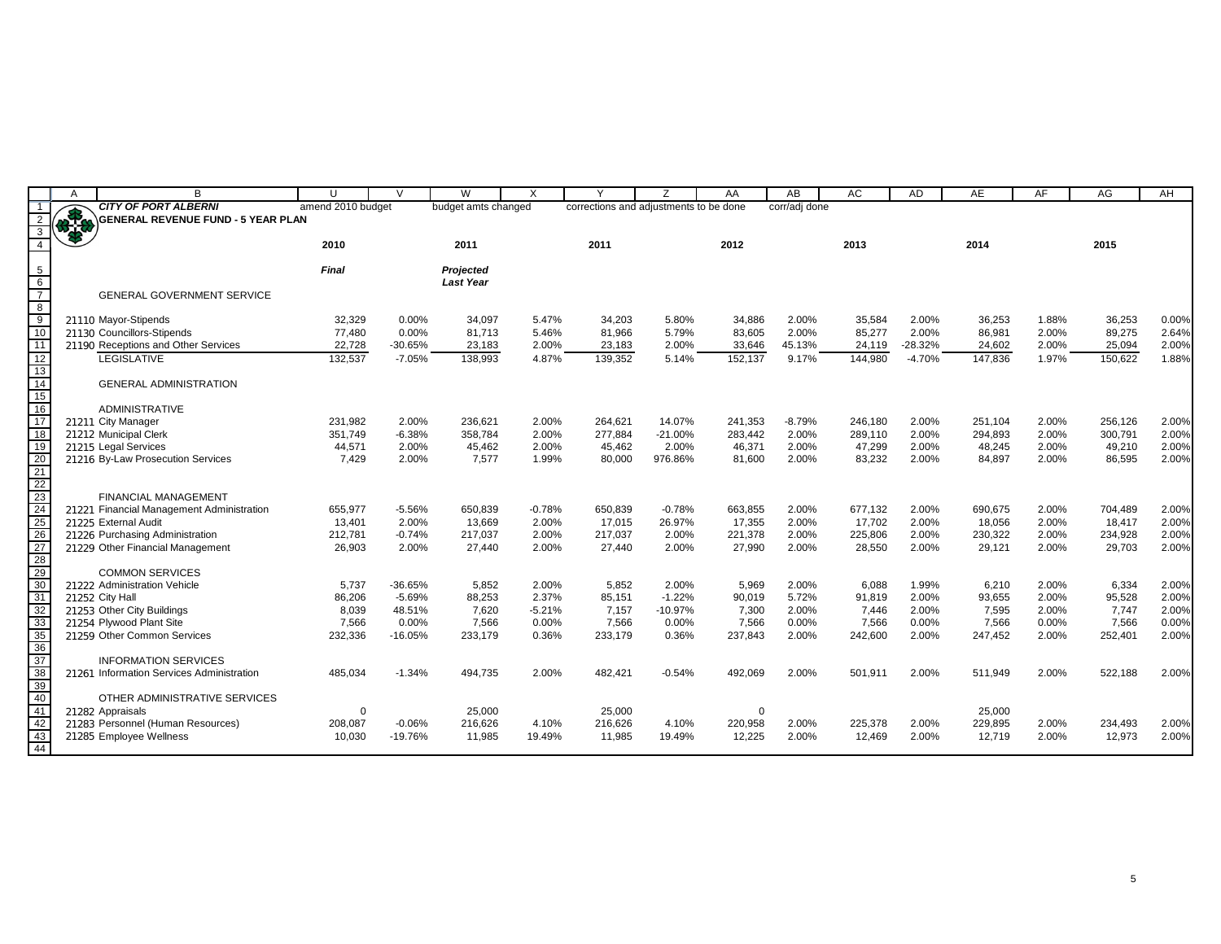**CITY OF PORT ALBERNI**

**GENERAL REVENUE FUND - 5 YEAR PLAN**

| | amend 2010 budget | | budget amts changed | | corrections and adjustments to be done | | | corr/adj done | | | | | | |
|---|---|---|---|---|---|---|---|---|---|---|---|---|---|---|
| | **2010** | | **2011** | | **2011** | | **2012** | | **2013** | | **2014** | | **2015** | |
| | ***Final*** | | ***Projected*** | | | | | | | | | | | |
| | | | ***Last Year*** | | | | | | | | | | | |
| GENERAL GOVERNMENT SERVICE | | | | | | | | | | | | | | |
| 21110 Mayor-Stipends | 32,329 | 0.00% | 34,097 | 5.47% | 34,203 | 5.80% | 34,886 | 2.00% | 35,584 | 2.00% | 36,253 | 1.88% | 36,253 | 0.00% |
| 21130 Councillors-Stipends | 77,480 | 0.00% | 81,713 | 5.46% | 81,966 | 5.79% | 83,605 | 2.00% | 85,277 | 2.00% | 86,981 | 2.00% | 89,275 | 2.64% |
| 21190 Receptions and Other Services | 22,728 | -30.65% | 23,183 | 2.00% | 23,183 | 2.00% | 33,646 | 45.13% | 24,119 | -28.32% | 24,602 | 2.00% | 25,094 | 2.00% |
| LEGISLATIVE | 132,537 | -7.05% | 138,993 | 4.87% | 139,352 | 5.14% | 152,137 | 9.17% | 144,980 | -4.70% | 147,836 | 1.97% | 150,622 | 1.88% |
| GENERAL ADMINISTRATION | | | | | | | | | | | | | | |
| ADMINISTRATIVE | | | | | | | | | | | | | | |
| 21211 City Manager | 231,982 | 2.00% | 236,621 | 2.00% | 264,621 | 14.07% | 241,353 | -8.79% | 246,180 | 2.00% | 251,104 | 2.00% | 256,126 | 2.00% |
| 21212 Municipal Clerk | 351,749 | -6.38% | 358,784 | 2.00% | 277,884 | -21.00% | 283,442 | 2.00% | 289,110 | 2.00% | 294,893 | 2.00% | 300,791 | 2.00% |
| 21215 Legal Services | 44,571 | 2.00% | 45,462 | 2.00% | 45,462 | 2.00% | 46,371 | 2.00% | 47,299 | 2.00% | 48,245 | 2.00% | 49,210 | 2.00% |
| 21216 By-Law Prosecution Services | 7,429 | 2.00% | 7,577 | 1.99% | 80,000 | 976.86% | 81,600 | 2.00% | 83,232 | 2.00% | 84,897 | 2.00% | 86,595 | 2.00% |
| FINANCIAL MANAGEMENT | | | | | | | | | | | | | | |
| 21221 Financial Management Administration | 655,977 | -5.56% | 650,839 | -0.78% | 650,839 | -0.78% | 663,855 | 2.00% | 677,132 | 2.00% | 690,675 | 2.00% | 704,489 | 2.00% |
| 21225 External Audit | 13,401 | 2.00% | 13,669 | 2.00% | 17,015 | 26.97% | 17,355 | 2.00% | 17,702 | 2.00% | 18,056 | 2.00% | 18,417 | 2.00% |
| 21226 Purchasing Administration | 212,781 | -0.74% | 217,037 | 2.00% | 217,037 | 2.00% | 221,378 | 2.00% | 225,806 | 2.00% | 230,322 | 2.00% | 234,928 | 2.00% |
| 21229 Other Financial Management | 26,903 | 2.00% | 27,440 | 2.00% | 27,440 | 2.00% | 27,990 | 2.00% | 28,550 | 2.00% | 29,121 | 2.00% | 29,703 | 2.00% |
| COMMON SERVICES | | | | | | | | | | | | | | |
| 21222 Administration Vehicle | 5,737 | -36.65% | 5,852 | 2.00% | 5,852 | 2.00% | 5,969 | 2.00% | 6,088 | 1.99% | 6,210 | 2.00% | 6,334 | 2.00% |
| 21252 City Hall | 86,206 | -5.69% | 88,253 | 2.37% | 85,151 | -1.22% | 90,019 | 5.72% | 91,819 | 2.00% | 93,655 | 2.00% | 95,528 | 2.00% |
| 21253 Other City Buildings | 8,039 | 48.51% | 7,620 | -5.21% | 7,157 | -10.97% | 7,300 | 2.00% | 7,446 | 2.00% | 7,595 | 2.00% | 7,747 | 2.00% |
| 21254 Plywood Plant Site | 7,566 | 0.00% | 7,566 | 0.00% | 7,566 | 0.00% | 7,566 | 0.00% | 7,566 | 0.00% | 7,566 | 0.00% | 7,566 | 0.00% |
| 21259 Other Common Services | 232,336 | -16.05% | 233,179 | 0.36% | 233,179 | 0.36% | 237,843 | 2.00% | 242,600 | 2.00% | 247,452 | 2.00% | 252,401 | 2.00% |
| INFORMATION SERVICES | | | | | | | | | | | | | | |
| 21261 Information Services Administration | 485,034 | -1.34% | 494,735 | 2.00% | 482,421 | -0.54% | 492,069 | 2.00% | 501,911 | 2.00% | 511,949 | 2.00% | 522,188 | 2.00% |
| OTHER ADMINISTRATIVE SERVICES | | | | | | | | | | | | | | |
| 21282 Appraisals | 0 | | 25,000 | | 25,000 | | 0 | | | | 25,000 | | | |
| 21283 Personnel (Human Resources) | 208,087 | -0.06% | 216,626 | 4.10% | 216,626 | 4.10% | 220,958 | 2.00% | 225,378 | 2.00% | 229,895 | 2.00% | 234,493 | 2.00% |
| 21285 Employee Wellness | 10,030 | -19.76% | 11,985 | 19.49% | 11,985 | 19.49% | 12,225 | 2.00% | 12,469 | 2.00% | 12,719 | 2.00% | 12,973 | 2.00% |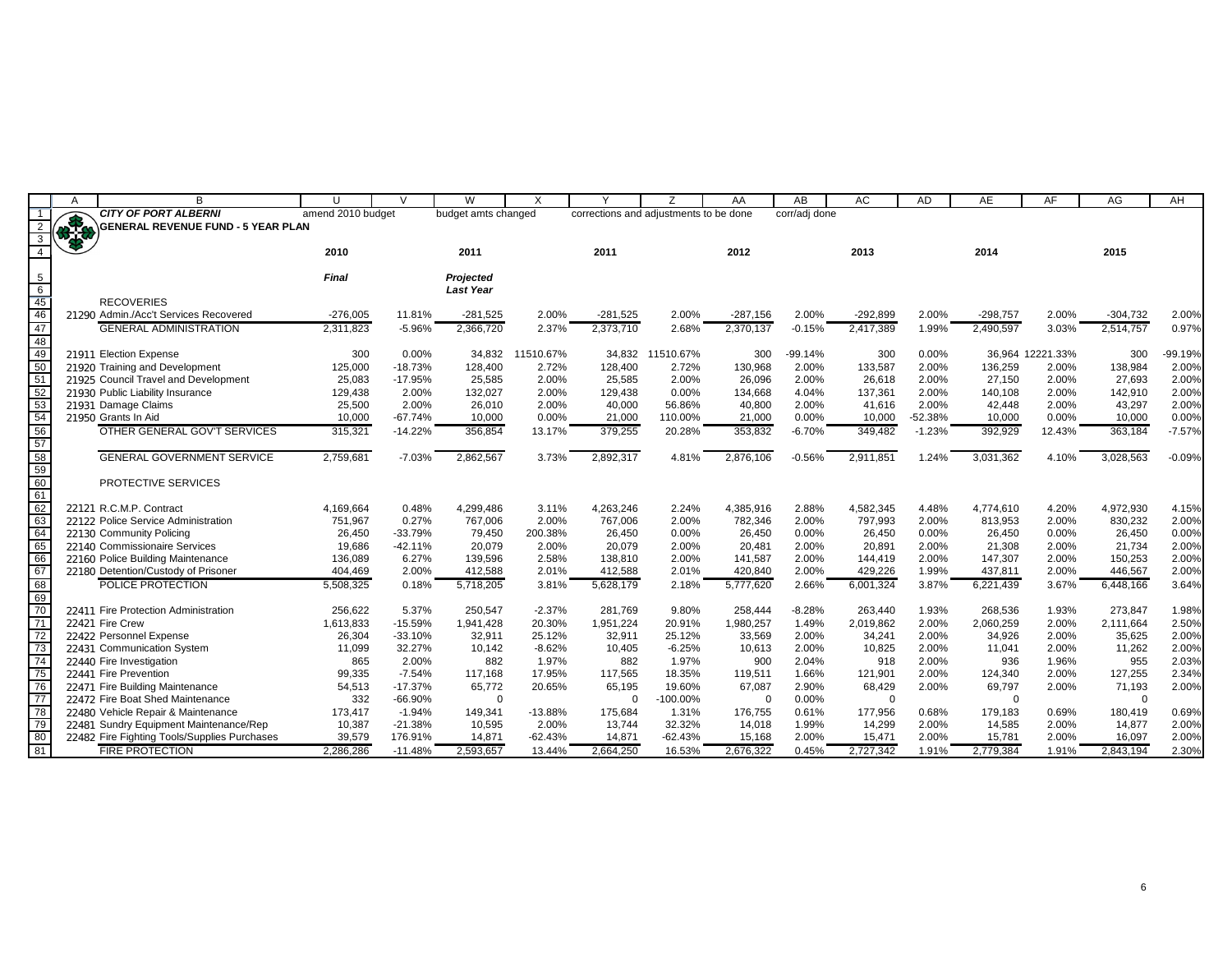| | A | B | U | V | W | X | Y | Z | AA | AB | AC | AD | AE | AF | AG | AH |
|---|---|---|---|---|---|---|---|---|---|---|---|---|---|---|---|---|
| 1 | | **CITY OF PORT ALBERNI** | amend 2010 budget | | budget amts changed | | corrections and adjustments to be done | | | corr/adj done | | | | | | |
| 2 | | **GENERAL REVENUE FUND - 5 YEAR PLAN** | | | | | | | | | | | | | | |
| 3 | | | | | | | | | | | | | | | | |
| 4 | | | **2010** | | **2011** | | **2011** | | **2012** | | **2013** | | **2014** | | **2015** | |
| 5 | | | ***Final*** | | ***Projected*** | | | | | | | | | | | |
| 6 | | | | | ***Last Year*** | | | | | | | | | | | |
| 45 | | RECOVERIES | | | | | | | | | | | | | | |
| 46 | 21290 | Admin./Acc't Services Recovered | -276,005 | 11.81% | -281,525 | 2.00% | -281,525 | 2.00% | -287,156 | 2.00% | -292,899 | 2.00% | -298,757 | 2.00% | -304,732 | 2.00% |
| 47 | | GENERAL ADMINISTRATION | 2,311,823 | -5.96% | 2,366,720 | 2.37% | 2,373,710 | 2.68% | 2,370,137 | -0.15% | 2,417,389 | 1.99% | 2,490,597 | 3.03% | 2,514,757 | 0.97% |
| 48 | | | | | | | | | | | | | | | | |
| 49 | 21911 | Election Expense | 300 | 0.00% | 34,832 | 11510.67% | 34,832 | 11510.67% | 300 | -99.14% | 300 | 0.00% | 36,964 | 12221.33% | 300 | -99.19% |
| 50 | 21920 | Training and Development | 125,000 | -18.73% | 128,400 | 2.72% | 128,400 | 2.72% | 130,968 | 2.00% | 133,587 | 2.00% | 136,259 | 2.00% | 138,984 | 2.00% |
| 51 | 21925 | Council Travel and Development | 25,083 | -17.95% | 25,585 | 2.00% | 25,585 | 2.00% | 26,096 | 2.00% | 26,618 | 2.00% | 27,150 | 2.00% | 27,693 | 2.00% |
| 52 | 21930 | Public Liability Insurance | 129,438 | 2.00% | 132,027 | 2.00% | 129,438 | 0.00% | 134,668 | 4.04% | 137,361 | 2.00% | 140,108 | 2.00% | 142,910 | 2.00% |
| 53 | 21931 | Damage Claims | 25,500 | 2.00% | 26,010 | 2.00% | 40,000 | 56.86% | 40,800 | 2.00% | 41,616 | 2.00% | 42,448 | 2.00% | 43,297 | 2.00% |
| 54 | 21950 | Grants In Aid | 10,000 | -67.74% | 10,000 | 0.00% | 21,000 | 110.00% | 21,000 | 0.00% | 10,000 | -52.38% | 10,000 | 0.00% | 10,000 | 0.00% |
| 56 | | OTHER GENERAL GOV'T SERVICES | 315,321 | -14.22% | 356,854 | 13.17% | 379,255 | 20.28% | 353,832 | -6.70% | 349,482 | -1.23% | 392,929 | 12.43% | 363,184 | -7.57% |
| 57 | | | | | | | | | | | | | | | | |
| 58 | | GENERAL GOVERNMENT SERVICE | 2,759,681 | -7.03% | 2,862,567 | 3.73% | 2,892,317 | 4.81% | 2,876,106 | -0.56% | 2,911,851 | 1.24% | 3,031,362 | 4.10% | 3,028,563 | -0.09% |
| 59 | | | | | | | | | | | | | | | | |
| 60 | | PROTECTIVE SERVICES | | | | | | | | | | | | | | |
| 61 | | | | | | | | | | | | | | | | |
| 62 | 22121 | R.C.M.P. Contract | 4,169,664 | 0.48% | 4,299,486 | 3.11% | 4,263,246 | 2.24% | 4,385,916 | 2.88% | 4,582,345 | 4.48% | 4,774,610 | 4.20% | 4,972,930 | 4.15% |
| 63 | 22122 | Police Service Administration | 751,967 | 0.27% | 767,006 | 2.00% | 767,006 | 2.00% | 782,346 | 2.00% | 797,993 | 2.00% | 813,953 | 2.00% | 830,232 | 2.00% |
| 64 | 22130 | Community Policing | 26,450 | -33.79% | 79,450 | 200.38% | 26,450 | 0.00% | 26,450 | 0.00% | 26,450 | 0.00% | 26,450 | 0.00% | 26,450 | 0.00% |
| 65 | 22140 | Commissionaire Services | 19,686 | -42.11% | 20,079 | 2.00% | 20,079 | 2.00% | 20,481 | 2.00% | 20,891 | 2.00% | 21,308 | 2.00% | 21,734 | 2.00% |
| 66 | 22160 | Police Building Maintenance | 136,089 | 6.27% | 139,596 | 2.58% | 138,810 | 2.00% | 141,587 | 2.00% | 144,419 | 2.00% | 147,307 | 2.00% | 150,253 | 2.00% |
| 67 | 22180 | Detention/Custody of Prisoner | 404,469 | 2.00% | 412,588 | 2.01% | 412,588 | 2.01% | 420,840 | 2.00% | 429,226 | 1.99% | 437,811 | 2.00% | 446,567 | 2.00% |
| 68 | | POLICE PROTECTION | 5,508,325 | 0.18% | 5,718,205 | 3.81% | 5,628,179 | 2.18% | 5,777,620 | 2.66% | 6,001,324 | 3.87% | 6,221,439 | 3.67% | 6,448,166 | 3.64% |
| 69 | | | | | | | | | | | | | | | | |
| 70 | 22411 | Fire Protection Administration | 256,622 | 5.37% | 250,547 | -2.37% | 281,769 | 9.80% | 258,444 | -8.28% | 263,440 | 1.93% | 268,536 | 1.93% | 273,847 | 1.98% |
| 71 | 22421 | Fire Crew | 1,613,833 | -15.59% | 1,941,428 | 20.30% | 1,951,224 | 20.91% | 1,980,257 | 1.49% | 2,019,862 | 2.00% | 2,060,259 | 2.00% | 2,111,664 | 2.50% |
| 72 | 22422 | Personnel Expense | 26,304 | -33.10% | 32,911 | 25.12% | 32,911 | 25.12% | 33,569 | 2.00% | 34,241 | 2.00% | 34,926 | 2.00% | 35,625 | 2.00% |
| 73 | 22431 | Communication System | 11,099 | 32.27% | 10,142 | -8.62% | 10,405 | -6.25% | 10,613 | 2.00% | 10,825 | 2.00% | 11,041 | 2.00% | 11,262 | 2.00% |
| 74 | 22440 | Fire Investigation | 865 | 2.00% | 882 | 1.97% | 882 | 1.97% | 900 | 2.04% | 918 | 2.00% | 936 | 1.96% | 955 | 2.03% |
| 75 | 22441 | Fire Prevention | 99,335 | -7.54% | 117,168 | 17.95% | 117,565 | 18.35% | 119,511 | 1.66% | 121,901 | 2.00% | 124,340 | 2.00% | 127,255 | 2.34% |
| 76 | 22471 | Fire Building Maintenance | 54,513 | -17.37% | 65,772 | 20.65% | 65,195 | 19.60% | 67,087 | 2.90% | 68,429 | 2.00% | 69,797 | 2.00% | 71,193 | 2.00% |
| 77 | 22472 | Fire Boat Shed Maintenance | 332 | -66.90% | 0 | | 0 | -100.00% | 0 | 0.00% | 0 | | 0 | | 0 | |
| 78 | 22480 | Vehicle Repair & Maintenance | 173,417 | -1.94% | 149,341 | -13.88% | 175,684 | 1.31% | 176,755 | 0.61% | 177,956 | 0.68% | 179,183 | 0.69% | 180,419 | 0.69% |
| 79 | 22481 | Sundry Equipment Maintenance/Rep | 10,387 | -21.38% | 10,595 | 2.00% | 13,744 | 32.32% | 14,018 | 1.99% | 14,299 | 2.00% | 14,585 | 2.00% | 14,877 | 2.00% |
| 80 | 22482 | Fire Fighting Tools/Supplies Purchases | 39,579 | 176.91% | 14,871 | -62.43% | 14,871 | -62.43% | 15,168 | 2.00% | 15,471 | 2.00% | 15,781 | 2.00% | 16,097 | 2.00% |
| 81 | | FIRE PROTECTION | 2,286,286 | -11.48% | 2,593,657 | 13.44% | 2,664,250 | 16.53% | 2,676,322 | 0.45% | 2,727,342 | 1.91% | 2,779,384 | 1.91% | 2,843,194 | 2.30% |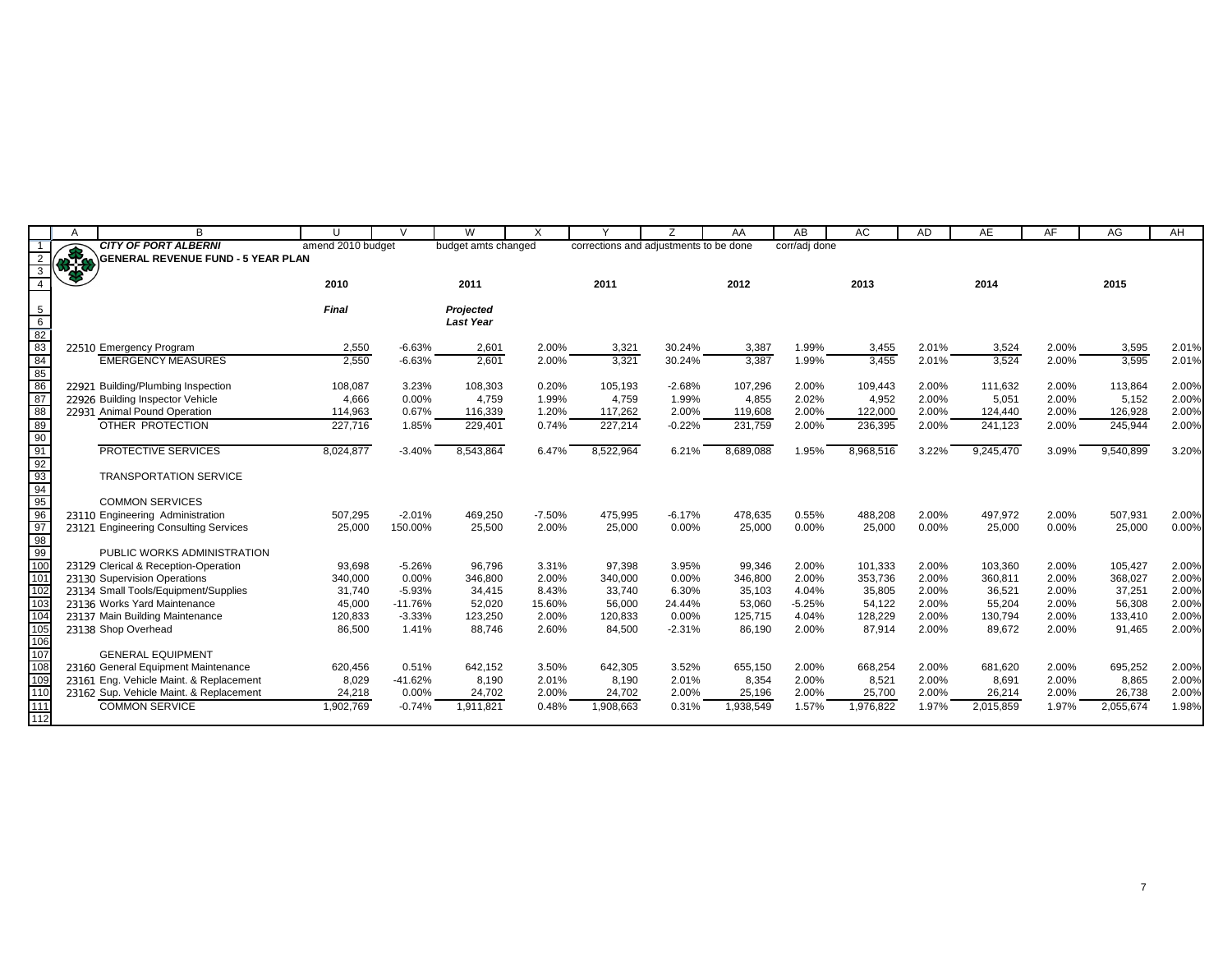| | A | B | U | V | W | X | Y | Z | AA | AB | AC | AD | AE | AF | AG | AH |
|---|---|---|---|---|---|---|---|---|---|---|---|---|---|---|---|---|
| 1 | | ***CITY OF PORT ALBERNI*** | amend 2010 budget | | budget amts changed | | corrections and adjustments to be done | | | corr/adj done | | | | | | |
| 2 | | **GENERAL REVENUE FUND - 5 YEAR PLAN** | | | | | | | | | | | | | | |
| 3 | | | | | | | | | | | | | | | | |
| 4 | | | **2010** | | **2011** | | **2011** | | **2012** | | **2013** | | **2014** | | **2015** | |
| 5 | | | ***Final*** | | ***Projected*** | | | | | | | | | | | |
| 6 | | | | | ***Last Year*** | | | | | | | | | | | |
| 82 | | | | | | | | | | | | | | | | |
| 83 | 22510 | Emergency Program | 2,550 | -6.63% | 2,601 | 2.00% | 3,321 | 30.24% | 3,387 | 1.99% | 3,455 | 2.01% | 3,524 | 2.00% | 3,595 | 2.01% |
| 84 | | EMERGENCY MEASURES | 2,550 | -6.63% | 2,601 | 2.00% | 3,321 | 30.24% | 3,387 | 1.99% | 3,455 | 2.01% | 3,524 | 2.00% | 3,595 | 2.01% |
| 85 | | | | | | | | | | | | | | | | |
| 86 | 22921 | Building/Plumbing Inspection | 108,087 | 3.23% | 108,303 | 0.20% | 105,193 | -2.68% | 107,296 | 2.00% | 109,443 | 2.00% | 111,632 | 2.00% | 113,864 | 2.00% |
| 87 | 22926 | Building Inspector Vehicle | 4,666 | 0.00% | 4,759 | 1.99% | 4,759 | 1.99% | 4,855 | 2.02% | 4,952 | 2.00% | 5,051 | 2.00% | 5,152 | 2.00% |
| 88 | 22931 | Animal Pound Operation | 114,963 | 0.67% | 116,339 | 1.20% | 117,262 | 2.00% | 119,608 | 2.00% | 122,000 | 2.00% | 124,440 | 2.00% | 126,928 | 2.00% |
| 89 | | OTHER PROTECTION | 227,716 | 1.85% | 229,401 | 0.74% | 227,214 | -0.22% | 231,759 | 2.00% | 236,395 | 2.00% | 241,123 | 2.00% | 245,944 | 2.00% |
| 90 | | | | | | | | | | | | | | | | |
| 91 | | PROTECTIVE SERVICES | 8,024,877 | -3.40% | 8,543,864 | 6.47% | 8,522,964 | 6.21% | 8,689,088 | 1.95% | 8,968,516 | 3.22% | 9,245,470 | 3.09% | 9,540,899 | 3.20% |
| 92 | | | | | | | | | | | | | | | | |
| 93 | | TRANSPORTATION SERVICE | | | | | | | | | | | | | | |
| 94 | | | | | | | | | | | | | | | | |
| 95 | | COMMON SERVICES | | | | | | | | | | | | | | |
| 96 | 23110 | Engineering Administration | 507,295 | -2.01% | 469,250 | -7.50% | 475,995 | -6.17% | 478,635 | 0.55% | 488,208 | 2.00% | 497,972 | 2.00% | 507,931 | 2.00% |
| 97 | 23121 | Engineering Consulting Services | 25,000 | 150.00% | 25,500 | 2.00% | 25,000 | 0.00% | 25,000 | 0.00% | 25,000 | 0.00% | 25,000 | 0.00% | 25,000 | 0.00% |
| 98 | | | | | | | | | | | | | | | | |
| 99 | | PUBLIC WORKS ADMINISTRATION | | | | | | | | | | | | | | |
| 100 | 23129 | Clerical & Reception-Operation | 93,698 | -5.26% | 96,796 | 3.31% | 97,398 | 3.95% | 99,346 | 2.00% | 101,333 | 2.00% | 103,360 | 2.00% | 105,427 | 2.00% |
| 101 | 23130 | Supervision Operations | 340,000 | 0.00% | 346,800 | 2.00% | 340,000 | 0.00% | 346,800 | 2.00% | 353,736 | 2.00% | 360,811 | 2.00% | 368,027 | 2.00% |
| 102 | 23134 | Small Tools/Equipment/Supplies | 31,740 | -5.93% | 34,415 | 8.43% | 33,740 | 6.30% | 35,103 | 4.04% | 35,805 | 2.00% | 36,521 | 2.00% | 37,251 | 2.00% |
| 103 | 23136 | Works Yard Maintenance | 45,000 | -11.76% | 52,020 | 15.60% | 56,000 | 24.44% | 53,060 | -5.25% | 54,122 | 2.00% | 55,204 | 2.00% | 56,308 | 2.00% |
| 104 | 23137 | Main Building Maintenance | 120,833 | -3.33% | 123,250 | 2.00% | 120,833 | 0.00% | 125,715 | 4.04% | 128,229 | 2.00% | 130,794 | 2.00% | 133,410 | 2.00% |
| 105 | 23138 | Shop Overhead | 86,500 | 1.41% | 88,746 | 2.60% | 84,500 | -2.31% | 86,190 | 2.00% | 87,914 | 2.00% | 89,672 | 2.00% | 91,465 | 2.00% |
| 106 | | | | | | | | | | | | | | | | |
| 107 | | GENERAL EQUIPMENT | | | | | | | | | | | | | | |
| 108 | 23160 | General Equipment Maintenance | 620,456 | 0.51% | 642,152 | 3.50% | 642,305 | 3.52% | 655,150 | 2.00% | 668,254 | 2.00% | 681,620 | 2.00% | 695,252 | 2.00% |
| 109 | 23161 | Eng. Vehicle Maint. & Replacement | 8,029 | -41.62% | 8,190 | 2.01% | 8,190 | 2.01% | 8,354 | 2.00% | 8,521 | 2.00% | 8,691 | 2.00% | 8,865 | 2.00% |
| 110 | 23162 | Sup. Vehicle Maint. & Replacement | 24,218 | 0.00% | 24,702 | 2.00% | 24,702 | 2.00% | 25,196 | 2.00% | 25,700 | 2.00% | 26,214 | 2.00% | 26,738 | 2.00% |
| 111 | | COMMON SERVICE | 1,902,769 | -0.74% | 1,911,821 | 0.48% | 1,908,663 | 0.31% | 1,938,549 | 1.57% | 1,976,822 | 1.97% | 2,015,859 | 1.97% | 2,055,674 | 1.98% |
| 112 | | | | | | | | | | | | | | | | |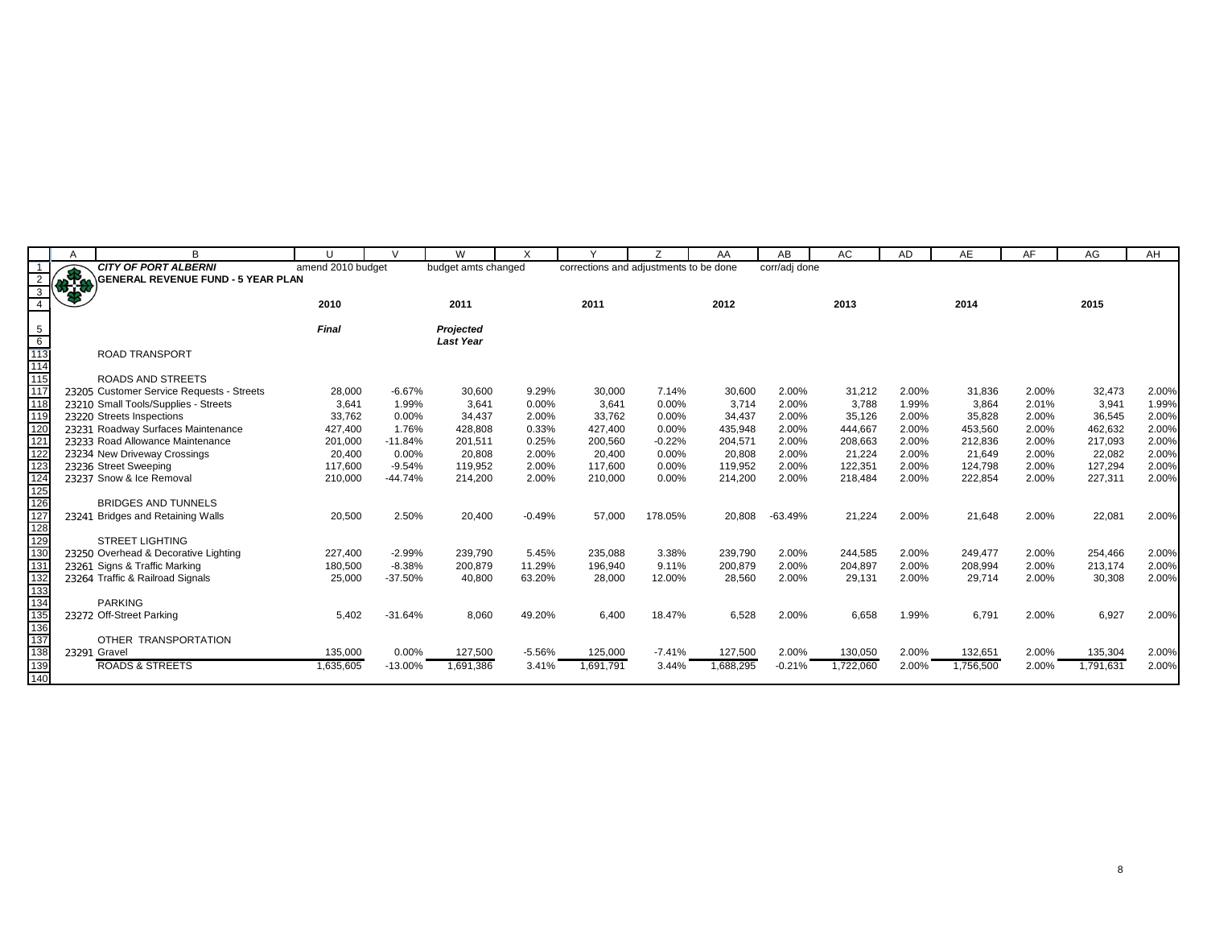| | A | B | U | V | W | X | Y | Z | AA | AB | AC | AD | AE | AF | AG | AH |
|---|---|---|---|---|---|---|---|---|---|---|---|---|---|---|---|---|
| 1 | | ***CITY OF PORT ALBERNI*** | amend 2010 budget | | budget amts changed | | corrections and adjustments to be done | | | corr/adj done | | | | | | |
| 2 | | **GENERAL REVENUE FUND - 5 YEAR PLAN** | | | | | | | | | | | | | | |
| 3 | | | | | | | | | | | | | | | | |
| 4 | | | **2010** | | **2011** | | **2011** | | **2012** | | **2013** | | **2014** | | **2015** | |
| 5 | | | ***Final*** | | ***Projected*** | | | | | | | | | | | |
| 6 | | | | | ***Last Year*** | | | | | | | | | | | |
| 113 | | ROAD TRANSPORT | | | | | | | | | | | | | | |
| 114 | | | | | | | | | | | | | | | | |
| 115 | | ROADS AND STREETS | | | | | | | | | | | | | | |
| 117 | 23205 | Customer Service Requests - Streets | 28,000 | -6.67% | 30,600 | 9.29% | 30,000 | 7.14% | 30,600 | 2.00% | 31,212 | 2.00% | 31,836 | 2.00% | 32,473 | 2.00% |
| 118 | 23210 | Small Tools/Supplies - Streets | 3,641 | 1.99% | 3,641 | 0.00% | 3,641 | 0.00% | 3,714 | 2.00% | 3,788 | 1.99% | 3,864 | 2.01% | 3,941 | 1.99% |
| 119 | 23220 | Streets Inspections | 33,762 | 0.00% | 34,437 | 2.00% | 33,762 | 0.00% | 34,437 | 2.00% | 35,126 | 2.00% | 35,828 | 2.00% | 36,545 | 2.00% |
| 120 | 23231 | Roadway Surfaces Maintenance | 427,400 | 1.76% | 428,808 | 0.33% | 427,400 | 0.00% | 435,948 | 2.00% | 444,667 | 2.00% | 453,560 | 2.00% | 462,632 | 2.00% |
| 121 | 23233 | Road Allowance Maintenance | 201,000 | -11.84% | 201,511 | 0.25% | 200,560 | -0.22% | 204,571 | 2.00% | 208,663 | 2.00% | 212,836 | 2.00% | 217,093 | 2.00% |
| 122 | 23234 | New Driveway Crossings | 20,400 | 0.00% | 20,808 | 2.00% | 20,400 | 0.00% | 20,808 | 2.00% | 21,224 | 2.00% | 21,649 | 2.00% | 22,082 | 2.00% |
| 123 | 23236 | Street Sweeping | 117,600 | -9.54% | 119,952 | 2.00% | 117,600 | 0.00% | 119,952 | 2.00% | 122,351 | 2.00% | 124,798 | 2.00% | 127,294 | 2.00% |
| 124 | 23237 | Snow & Ice Removal | 210,000 | -44.74% | 214,200 | 2.00% | 210,000 | 0.00% | 214,200 | 2.00% | 218,484 | 2.00% | 222,854 | 2.00% | 227,311 | 2.00% |
| 125 | | | | | | | | | | | | | | | | |
| 126 | | BRIDGES AND TUNNELS | | | | | | | | | | | | | | |
| 127 | 23241 | Bridges and Retaining Walls | 20,500 | 2.50% | 20,400 | -0.49% | 57,000 | 178.05% | 20,808 | -63.49% | 21,224 | 2.00% | 21,648 | 2.00% | 22,081 | 2.00% |
| 128 | | | | | | | | | | | | | | | | |
| 129 | | STREET LIGHTING | | | | | | | | | | | | | | |
| 130 | 23250 | Overhead & Decorative Lighting | 227,400 | -2.99% | 239,790 | 5.45% | 235,088 | 3.38% | 239,790 | 2.00% | 244,585 | 2.00% | 249,477 | 2.00% | 254,466 | 2.00% |
| 131 | 23261 | Signs & Traffic Marking | 180,500 | -8.38% | 200,879 | 11.29% | 196,940 | 9.11% | 200,879 | 2.00% | 204,897 | 2.00% | 208,994 | 2.00% | 213,174 | 2.00% |
| 132 | 23264 | Traffic & Railroad Signals | 25,000 | -37.50% | 40,800 | 63.20% | 28,000 | 12.00% | 28,560 | 2.00% | 29,131 | 2.00% | 29,714 | 2.00% | 30,308 | 2.00% |
| 133 | | | | | | | | | | | | | | | | |
| 134 | | PARKING | | | | | | | | | | | | | | |
| 135 | 23272 | Off-Street Parking | 5,402 | -31.64% | 8,060 | 49.20% | 6,400 | 18.47% | 6,528 | 2.00% | 6,658 | 1.99% | 6,791 | 2.00% | 6,927 | 2.00% |
| 136 | | | | | | | | | | | | | | | | |
| 137 | | OTHER TRANSPORTATION | | | | | | | | | | | | | | |
| 138 | 23291 | Gravel | 135,000 | 0.00% | 127,500 | -5.56% | 125,000 | -7.41% | 127,500 | 2.00% | 130,050 | 2.00% | 132,651 | 2.00% | 135,304 | 2.00% |
| 139 | | ROADS & STREETS | 1,635,605 | -13.00% | 1,691,386 | 3.41% | 1,691,791 | 3.44% | 1,688,295 | -0.21% | 1,722,060 | 2.00% | 1,756,500 | 2.00% | 1,791,631 | 2.00% |
| 140 | | | | | | | | | | | | | | | | |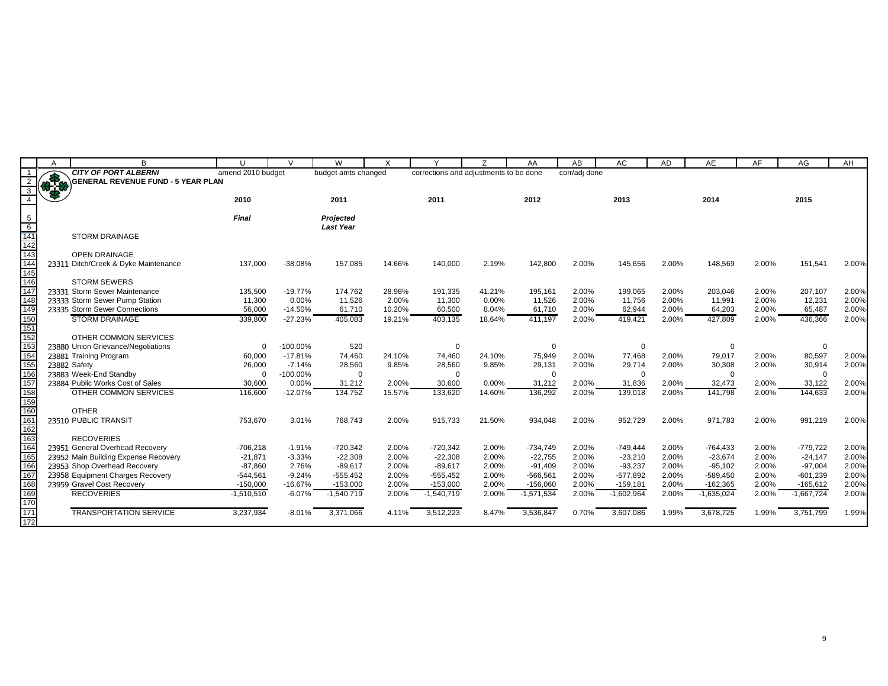| | A | B | U | V | W | X | Y | Z | AA | AB | AC | AD | AE | AF | AG | AH |
|---|---|---|---|---|---|---|---|---|---|---|---|---|---|---|---|---|
| 1 | | ***CITY OF PORT ALBERNI*** | amend 2010 budget | | budget amts changed | | corrections and adjustments to be done | | | corr/adj done | | | | | | |
| 2 | | **GENERAL REVENUE FUND - 5 YEAR PLAN** | | | | | | | | | | | | | | |
| 3 | | | | | | | | | | | | | | | | |
| 4 | | | **2010** | | **2011** | | **2011** | | **2012** | | **2013** | | **2014** | | **2015** | |
| 5 | | | ***Final*** | | ***Projected*** | | | | | | | | | | | |
| 6 | | | | | ***Last Year*** | | | | | | | | | | | |
| 141 | | STORM DRAINAGE | | | | | | | | | | | | | | |
| 142 | | | | | | | | | | | | | | | | |
| 143 | | OPEN DRAINAGE | | | | | | | | | | | | | | |
| 144 | 23311 | Ditch/Creek & Dyke Maintenance | 137,000 | -38.08% | 157,085 | 14.66% | 140,000 | 2.19% | 142,800 | 2.00% | 145,656 | 2.00% | 148,569 | 2.00% | 151,541 | 2.00% |
| 145 | | | | | | | | | | | | | | | | |
| 146 | | STORM SEWERS | | | | | | | | | | | | | | |
| 147 | 23331 | Storm Sewer Maintenance | 135,500 | -19.77% | 174,762 | 28.98% | 191,335 | 41.21% | 195,161 | 2.00% | 199,065 | 2.00% | 203,046 | 2.00% | 207,107 | 2.00% |
| 148 | 23333 | Storm Sewer Pump Station | 11,300 | 0.00% | 11,526 | 2.00% | 11,300 | 0.00% | 11,526 | 2.00% | 11,756 | 2.00% | 11,991 | 2.00% | 12,231 | 2.00% |
| 149 | 23335 | Storm Sewer Connections | 56,000 | -14.50% | 61,710 | 10.20% | 60,500 | 8.04% | 61,710 | 2.00% | 62,944 | 2.00% | 64,203 | 2.00% | 65,487 | 2.00% |
| 150 | | STORM DRAINAGE | 339,800 | -27.23% | 405,083 | 19.21% | 403,135 | 18.64% | 411,197 | 2.00% | 419,421 | 2.00% | 427,809 | 2.00% | 436,366 | 2.00% |
| 151 | | | | | | | | | | | | | | | | |
| 152 | | OTHER COMMON SERVICES | | | | | | | | | | | | | | |
| 153 | 23880 | Union Grievance/Negotiations | 0 | -100.00% | 520 | | 0 | | 0 | | 0 | | 0 | | 0 | |
| 154 | 23881 | Training Program | 60,000 | -17.81% | 74,460 | 24.10% | 74,460 | 24.10% | 75,949 | 2.00% | 77,468 | 2.00% | 79,017 | 2.00% | 80,597 | 2.00% |
| 155 | 23882 | Safety | 26,000 | -7.14% | 28,560 | 9.85% | 28,560 | 9.85% | 29,131 | 2.00% | 29,714 | 2.00% | 30,308 | 2.00% | 30,914 | 2.00% |
| 156 | 23883 | Week-End Standby | 0 | -100.00% | 0 | | 0 | | 0 | | 0 | | 0 | | 0 | |
| 157 | 23884 | Public Works Cost of Sales | 30,600 | 0.00% | 31,212 | 2.00% | 30,600 | 0.00% | 31,212 | 2.00% | 31,836 | 2.00% | 32,473 | 2.00% | 33,122 | 2.00% |
| 158 | | OTHER COMMON SERVICES | 116,600 | -12.07% | 134,752 | 15.57% | 133,620 | 14.60% | 136,292 | 2.00% | 139,018 | 2.00% | 141,798 | 2.00% | 144,633 | 2.00% |
| 159 | | | | | | | | | | | | | | | | |
| 160 | | OTHER | | | | | | | | | | | | | | |
| 161 | 23510 | PUBLIC TRANSIT | 753,670 | 3.01% | 768,743 | 2.00% | 915,733 | 21.50% | 934,048 | 2.00% | 952,729 | 2.00% | 971,783 | 2.00% | 991,219 | 2.00% |
| 162 | | | | | | | | | | | | | | | | |
| 163 | | RECOVERIES | | | | | | | | | | | | | | |
| 164 | 23951 | General Overhead Recovery | -706,218 | -1.91% | -720,342 | 2.00% | -720,342 | 2.00% | -734,749 | 2.00% | -749,444 | 2.00% | -764,433 | 2.00% | -779,722 | 2.00% |
| 165 | 23952 | Main Building Expense Recovery | -21,871 | -3.33% | -22,308 | 2.00% | -22,308 | 2.00% | -22,755 | 2.00% | -23,210 | 2.00% | -23,674 | 2.00% | -24,147 | 2.00% |
| 166 | 23953 | Shop Overhead Recovery | -87,860 | 2.76% | -89,617 | 2.00% | -89,617 | 2.00% | -91,409 | 2.00% | -93,237 | 2.00% | -95,102 | 2.00% | -97,004 | 2.00% |
| 167 | 23958 | Equipment Charges Recovery | -544,561 | -9.24% | -555,452 | 2.00% | -555,452 | 2.00% | -566,561 | 2.00% | -577,892 | 2.00% | -589,450 | 2.00% | -601,239 | 2.00% |
| 168 | 23959 | Gravel Cost Recovery | -150,000 | -16.67% | -153,000 | 2.00% | -153,000 | 2.00% | -156,060 | 2.00% | -159,181 | 2.00% | -162,365 | 2.00% | -165,612 | 2.00% |
| 169 | | RECOVERIES | -1,510,510 | -6.07% | -1,540,719 | 2.00% | -1,540,719 | 2.00% | -1,571,534 | 2.00% | -1,602,964 | 2.00% | -1,635,024 | 2.00% | -1,667,724 | 2.00% |
| 170 | | | | | | | | | | | | | | | | |
| 171 | | TRANSPORTATION SERVICE | 3,237,934 | -8.01% | 3,371,066 | 4.11% | 3,512,223 | 8.47% | 3,536,847 | 0.70% | 3,607,086 | 1.99% | 3,678,725 | 1.99% | 3,751,799 | 1.99% |
| 172 | | | | | | | | | | | | | | | | |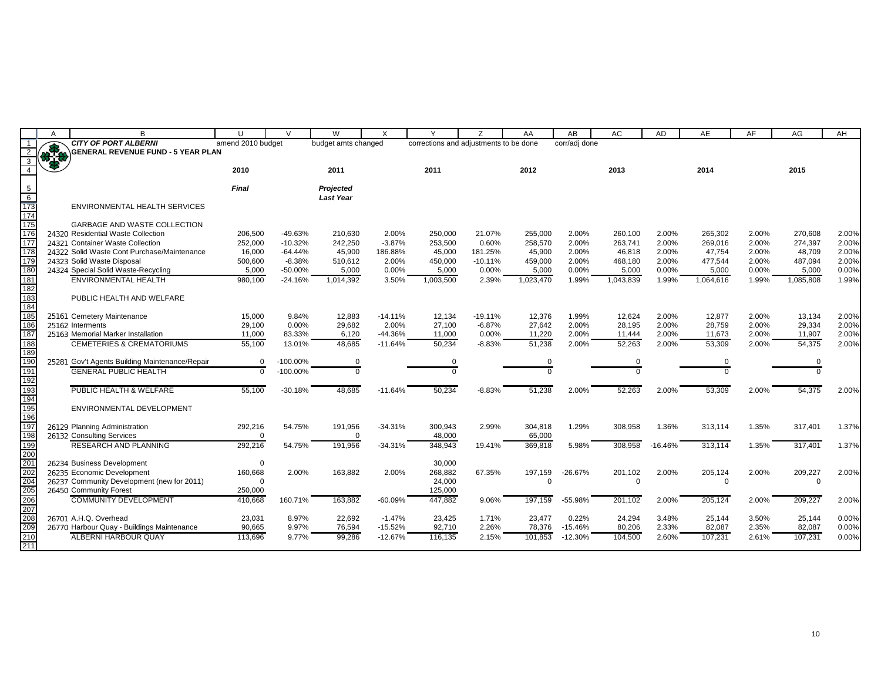| | A | B | U | V | W | X | Y | Z | AA | AB | AC | AD | AE | AF | AG | AH |
|---|---|---|---|---|---|---|---|---|---|---|---|---|---|---|---|---|
| 1 | | ***CITY OF PORT ALBERNI*** | amend 2010 budget | | budget amts changed | | corrections and adjustments to be done | | | corr/adj done | | | | | | |
| 2 | | **GENERAL REVENUE FUND - 5 YEAR PLAN** | | | | | | | | | | | | | | |
| 3 | | | | | | | | | | | | | | | | |
| 4 | | | **2010** | | **2011** | | **2011** | | **2012** | | **2013** | | **2014** | | **2015** | |
| 5 | | | ***Final*** | | ***Projected*** | | | | | | | | | | | |
| 6 | | | | | ***Last Year*** | | | | | | | | | | | |
| 173 | | ENVIRONMENTAL HEALTH SERVICES | | | | | | | | | | | | | | |
| 174 | | | | | | | | | | | | | | | | |
| 175 | | GARBAGE AND WASTE COLLECTION | | | | | | | | | | | | | | |
| 176 | 24320 | Residential Waste Collection | 206,500 | -49.63% | 210,630 | 2.00% | 250,000 | 21.07% | 255,000 | 2.00% | 260,100 | 2.00% | 265,302 | 2.00% | 270,608 | 2.00% |
| 177 | 24321 | Container Waste Collection | 252,000 | -10.32% | 242,250 | -3.87% | 253,500 | 0.60% | 258,570 | 2.00% | 263,741 | 2.00% | 269,016 | 2.00% | 274,397 | 2.00% |
| 178 | 24322 | Solid Waste Cont Purchase/Maintenance | 16,000 | -64.44% | 45,900 | 186.88% | 45,000 | 181.25% | 45,900 | 2.00% | 46,818 | 2.00% | 47,754 | 2.00% | 48,709 | 2.00% |
| 179 | 24323 | Solid Waste Disposal | 500,600 | -8.38% | 510,612 | 2.00% | 450,000 | -10.11% | 459,000 | 2.00% | 468,180 | 2.00% | 477,544 | 2.00% | 487,094 | 2.00% |
| 180 | 24324 | Special Solid Waste-Recycling | 5,000 | -50.00% | 5,000 | 0.00% | 5,000 | 0.00% | 5,000 | 0.00% | 5,000 | 0.00% | 5,000 | 0.00% | 5,000 | 0.00% |
| 181 | | ENVIRONMENTAL HEALTH | 980,100 | -24.16% | 1,014,392 | 3.50% | 1,003,500 | 2.39% | 1,023,470 | 1.99% | 1,043,839 | 1.99% | 1,064,616 | 1.99% | 1,085,808 | 1.99% |
| 182 | | | | | | | | | | | | | | | | |
| 183 | | PUBLIC HEALTH AND WELFARE | | | | | | | | | | | | | | |
| 184 | | | | | | | | | | | | | | | | |
| 185 | 25161 | Cemetery Maintenance | 15,000 | 9.84% | 12,883 | -14.11% | 12,134 | -19.11% | 12,376 | 1.99% | 12,624 | 2.00% | 12,877 | 2.00% | 13,134 | 2.00% |
| 186 | 25162 | Interments | 29,100 | 0.00% | 29,682 | 2.00% | 27,100 | -6.87% | 27,642 | 2.00% | 28,195 | 2.00% | 28,759 | 2.00% | 29,334 | 2.00% |
| 187 | 25163 | Memorial Marker Installation | 11,000 | 83.33% | 6,120 | -44.36% | 11,000 | 0.00% | 11,220 | 2.00% | 11,444 | 2.00% | 11,673 | 2.00% | 11,907 | 2.00% |
| 188 | | CEMETERIES & CREMATORIUMS | 55,100 | 13.01% | 48,685 | -11.64% | 50,234 | -8.83% | 51,238 | 2.00% | 52,263 | 2.00% | 53,309 | 2.00% | 54,375 | 2.00% |
| 189 | | | | | | | | | | | | | | | | |
| 190 | 25281 | Gov't Agents Building Maintenance/Repair | 0 | -100.00% | 0 | | 0 | | 0 | | 0 | | 0 | | 0 | |
| 191 | | GENERAL PUBLIC HEALTH | 0 | -100.00% | 0 | | 0 | | 0 | | 0 | | 0 | | 0 | |
| 192 | | | | | | | | | | | | | | | | |
| 193 | | PUBLIC HEALTH & WELFARE | 55,100 | -30.18% | 48,685 | -11.64% | 50,234 | -8.83% | 51,238 | 2.00% | 52,263 | 2.00% | 53,309 | 2.00% | 54,375 | 2.00% |
| 194 | | | | | | | | | | | | | | | | |
| 195 | | ENVIRONMENTAL DEVELOPMENT | | | | | | | | | | | | | | |
| 196 | | | | | | | | | | | | | | | | |
| 197 | 26129 | Planning Administration | 292,216 | 54.75% | 191,956 | -34.31% | 300,943 | 2.99% | 304,818 | 1.29% | 308,958 | 1.36% | 313,114 | 1.35% | 317,401 | 1.37% |
| 198 | 26132 | Consulting Services | 0 | | 0 | | 48,000 | | 65,000 | | | | | | | |
| 199 | | RESEARCH AND PLANNING | 292,216 | 54.75% | 191,956 | -34.31% | 348,943 | 19.41% | 369,818 | 5.98% | 308,958 | -16.46% | 313,114 | 1.35% | 317,401 | 1.37% |
| 200 | | | | | | | | | | | | | | | | |
| 201 | 26234 | Business Development | 0 | | | | 30,000 | | | | | | | | | |
| 202 | 26235 | Economic Development | 160,668 | 2.00% | 163,882 | 2.00% | 268,882 | 67.35% | 197,159 | -26.67% | 201,102 | 2.00% | 205,124 | 2.00% | 209,227 | 2.00% |
| 204 | 26237 | Community Development (new for 2011) | 0 | | | | 24,000 | | 0 | | 0 | | 0 | | 0 | |
| 205 | 26450 | Community Forest | 250,000 | | | | 125,000 | | | | | | | | | |
| 206 | | COMMUNITY DEVELOPMENT | 410,668 | 160.71% | 163,882 | -60.09% | 447,882 | 9.06% | 197,159 | -55.98% | 201,102 | 2.00% | 205,124 | 2.00% | 209,227 | 2.00% |
| 207 | | | | | | | | | | | | | | | | |
| 208 | 26701 | A.H.Q. Overhead | 23,031 | 8.97% | 22,692 | -1.47% | 23,425 | 1.71% | 23,477 | 0.22% | 24,294 | 3.48% | 25,144 | 3.50% | 25,144 | 0.00% |
| 209 | 26770 | Harbour Quay - Buildings Maintenance | 90,665 | 9.97% | 76,594 | -15.52% | 92,710 | 2.26% | 78,376 | -15.46% | 80,206 | 2.33% | 82,087 | 2.35% | 82,087 | 0.00% |
| 210 | | ALBERNI HARBOUR QUAY | 113,696 | 9.77% | 99,286 | -12.67% | 116,135 | 2.15% | 101,853 | -12.30% | 104,500 | 2.60% | 107,231 | 2.61% | 107,231 | 0.00% |
| 211 | | | | | | | | | | | | | | | | |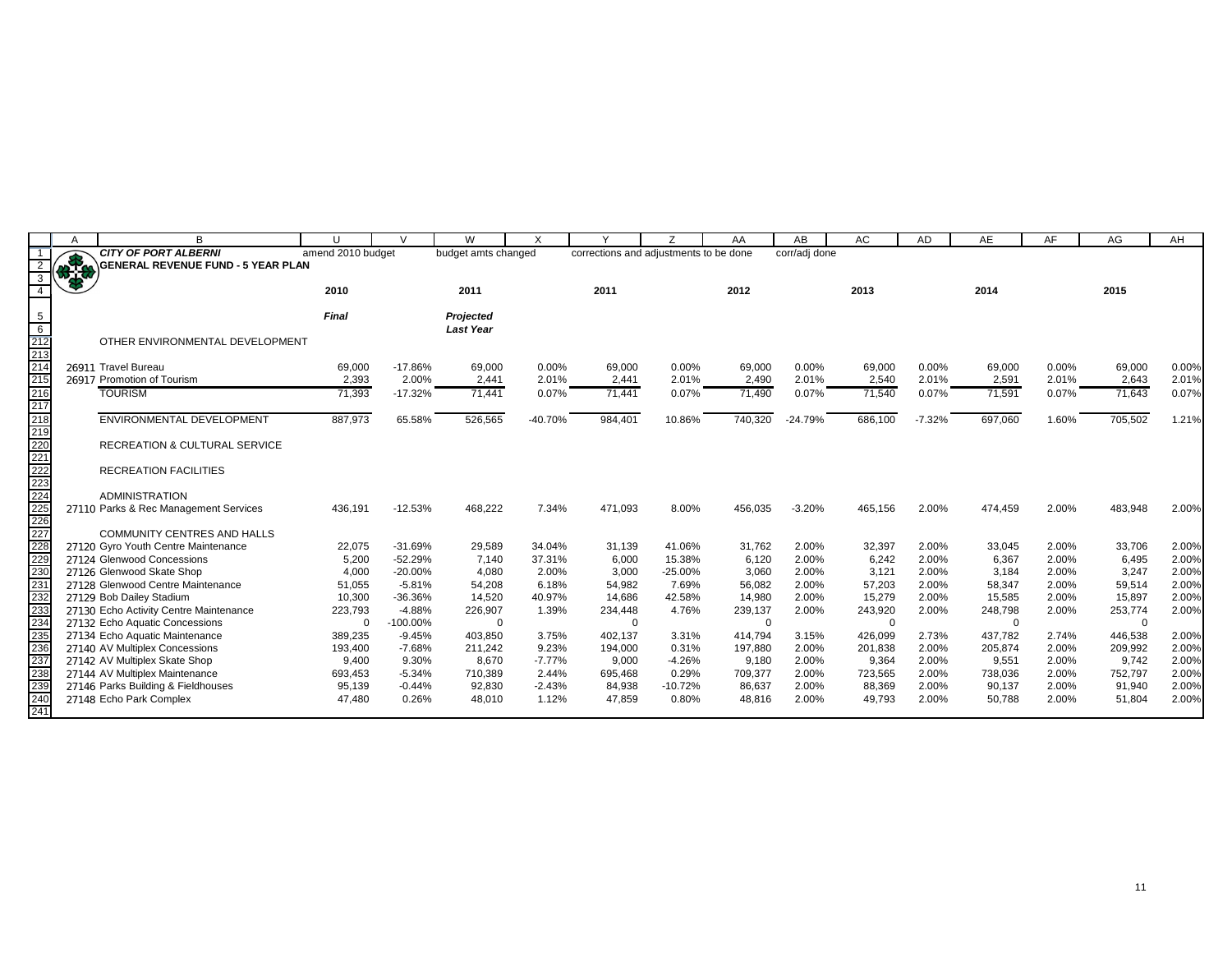**CITY OF PORT ALBERNI**
**GENERAL REVENUE FUND - 5 YEAR PLAN**

| | amend 2010 budget | | budget amts changed | | corrections and adjustments to be done | | | corr/adj done | | | | | | |
|---|---|---|---|---|---|---|---|---|---|---|---|---|---|---|
| | **2010** | | **2011** | | **2011** | | **2012** | | **2013** | | **2014** | | **2015** | |
| | ***Final*** | | ***Projected*** | | | | | | | | | | | |
| | | | ***Last Year*** | | | | | | | | | | | |
| OTHER ENVIRONMENTAL DEVELOPMENT | | | | | | | | | | | | | | |
| 26911 Travel Bureau | 69,000 | -17.86% | 69,000 | 0.00% | 69,000 | 0.00% | 69,000 | 0.00% | 69,000 | 0.00% | 69,000 | 0.00% | 69,000 | 0.00% |
| 26917 Promotion of Tourism | 2,393 | 2.00% | 2,441 | 2.01% | 2,441 | 2.01% | 2,490 | 2.01% | 2,540 | 2.01% | 2,591 | 2.01% | 2,643 | 2.01% |
| TOURISM | 71,393 | -17.32% | 71,441 | 0.07% | 71,441 | 0.07% | 71,490 | 0.07% | 71,540 | 0.07% | 71,591 | 0.07% | 71,643 | 0.07% |
| ENVIRONMENTAL DEVELOPMENT | 887,973 | 65.58% | 526,565 | -40.70% | 984,401 | 10.86% | 740,320 | -24.79% | 686,100 | -7.32% | 697,060 | 1.60% | 705,502 | 1.21% |
| RECREATION & CULTURAL SERVICE | | | | | | | | | | | | | | |
| RECREATION FACILITIES | | | | | | | | | | | | | | |
| ADMINISTRATION | | | | | | | | | | | | | | |
| 27110 Parks & Rec Management Services | 436,191 | -12.53% | 468,222 | 7.34% | 471,093 | 8.00% | 456,035 | -3.20% | 465,156 | 2.00% | 474,459 | 2.00% | 483,948 | 2.00% |
| COMMUNITY CENTRES AND HALLS | | | | | | | | | | | | | | |
| 27120 Gyro Youth Centre Maintenance | 22,075 | -31.69% | 29,589 | 34.04% | 31,139 | 41.06% | 31,762 | 2.00% | 32,397 | 2.00% | 33,045 | 2.00% | 33,706 | 2.00% |
| 27124 Glenwood Concessions | 5,200 | -52.29% | 7,140 | 37.31% | 6,000 | 15.38% | 6,120 | 2.00% | 6,242 | 2.00% | 6,367 | 2.00% | 6,495 | 2.00% |
| 27126 Glenwood Skate Shop | 4,000 | -20.00% | 4,080 | 2.00% | 3,000 | -25.00% | 3,060 | 2.00% | 3,121 | 2.00% | 3,184 | 2.00% | 3,247 | 2.00% |
| 27128 Glenwood Centre Maintenance | 51,055 | -5.81% | 54,208 | 6.18% | 54,982 | 7.69% | 56,082 | 2.00% | 57,203 | 2.00% | 58,347 | 2.00% | 59,514 | 2.00% |
| 27129 Bob Dailey Stadium | 10,300 | -36.36% | 14,520 | 40.97% | 14,686 | 42.58% | 14,980 | 2.00% | 15,279 | 2.00% | 15,585 | 2.00% | 15,897 | 2.00% |
| 27130 Echo Activity Centre Maintenance | 223,793 | -4.88% | 226,907 | 1.39% | 234,448 | 4.76% | 239,137 | 2.00% | 243,920 | 2.00% | 248,798 | 2.00% | 253,774 | 2.00% |
| 27132 Echo Aquatic Concessions | 0 | -100.00% | 0 | | 0 | | 0 | | 0 | | 0 | | 0 | |
| 27134 Echo Aquatic Maintenance | 389,235 | -9.45% | 403,850 | 3.75% | 402,137 | 3.31% | 414,794 | 3.15% | 426,099 | 2.73% | 437,782 | 2.74% | 446,538 | 2.00% |
| 27140 AV Multiplex Concessions | 193,400 | -7.68% | 211,242 | 9.23% | 194,000 | 0.31% | 197,880 | 2.00% | 201,838 | 2.00% | 205,874 | 2.00% | 209,992 | 2.00% |
| 27142 AV Multiplex Skate Shop | 9,400 | 9.30% | 8,670 | -7.77% | 9,000 | -4.26% | 9,180 | 2.00% | 9,364 | 2.00% | 9,551 | 2.00% | 9,742 | 2.00% |
| 27144 AV Multiplex Maintenance | 693,453 | -5.34% | 710,389 | 2.44% | 695,468 | 0.29% | 709,377 | 2.00% | 723,565 | 2.00% | 738,036 | 2.00% | 752,797 | 2.00% |
| 27146 Parks Building & Fieldhouses | 95,139 | -0.44% | 92,830 | -2.43% | 84,938 | -10.72% | 86,637 | 2.00% | 88,369 | 2.00% | 90,137 | 2.00% | 91,940 | 2.00% |
| 27148 Echo Park Complex | 47,480 | 0.26% | 48,010 | 1.12% | 47,859 | 0.80% | 48,816 | 2.00% | 49,793 | 2.00% | 50,788 | 2.00% | 51,804 | 2.00% |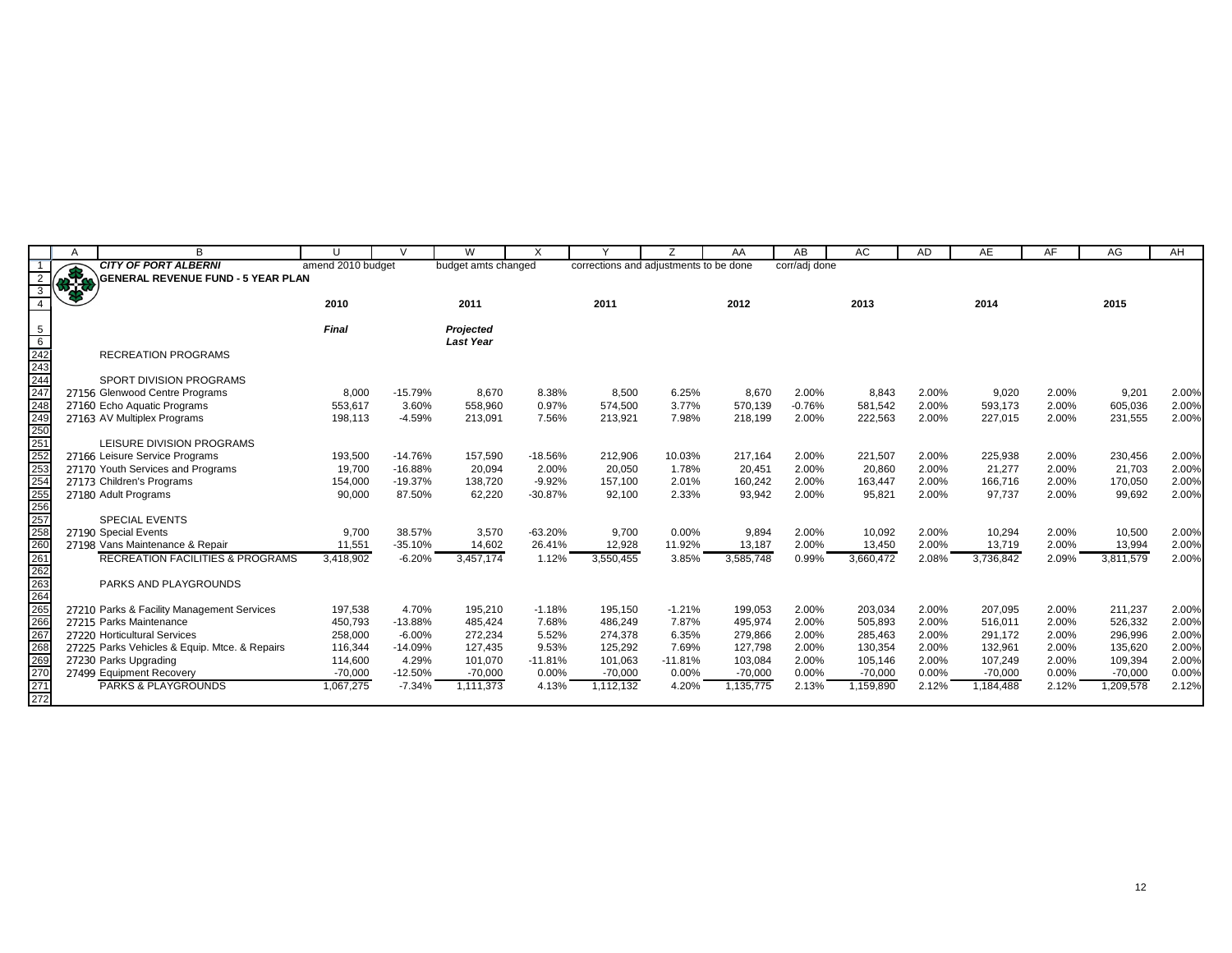**CITY OF PORT ALBERNI**

**GENERAL REVENUE FUND - 5 YEAR PLAN**

| | | amend 2010 budget | | budget amts changed | | corrections and adjustments to be done | | | corr/adj done | | | | | | |
|---|---|---|---|---|---|---|---|---|---|---|---|---|---|---|---|
| | | **2010** | | **2011** | | **2011** | | **2012** | | **2013** | | **2014** | | **2015** | |
| | | ***Final*** | | ***Projected*** | | | | | | | | | | | |
| | | | | ***Last Year*** | | | | | | | | | | | |
| | RECREATION PROGRAMS | | | | | | | | | | | | | | |
| | | | | | | | | | | | | | | | |
| | SPORT DIVISION PROGRAMS | | | | | | | | | | | | | | |
| 27156 | Glenwood Centre Programs | 8,000 | -15.79% | 8,670 | 8.38% | 8,500 | 6.25% | 8,670 | 2.00% | 8,843 | 2.00% | 9,020 | 2.00% | 9,201 | 2.00% |
| 27160 | Echo Aquatic Programs | 553,617 | 3.60% | 558,960 | 0.97% | 574,500 | 3.77% | 570,139 | -0.76% | 581,542 | 2.00% | 593,173 | 2.00% | 605,036 | 2.00% |
| 27163 | AV Multiplex Programs | 198,113 | -4.59% | 213,091 | 7.56% | 213,921 | 7.98% | 218,199 | 2.00% | 222,563 | 2.00% | 227,015 | 2.00% | 231,555 | 2.00% |
| | | | | | | | | | | | | | | | |
| | LEISURE DIVISION PROGRAMS | | | | | | | | | | | | | | |
| 27166 | Leisure Service Programs | 193,500 | -14.76% | 157,590 | -18.56% | 212,906 | 10.03% | 217,164 | 2.00% | 221,507 | 2.00% | 225,938 | 2.00% | 230,456 | 2.00% |
| 27170 | Youth Services and Programs | 19,700 | -16.88% | 20,094 | 2.00% | 20,050 | 1.78% | 20,451 | 2.00% | 20,860 | 2.00% | 21,277 | 2.00% | 21,703 | 2.00% |
| 27173 | Children's Programs | 154,000 | -19.37% | 138,720 | -9.92% | 157,100 | 2.01% | 160,242 | 2.00% | 163,447 | 2.00% | 166,716 | 2.00% | 170,050 | 2.00% |
| 27180 | Adult Programs | 90,000 | 87.50% | 62,220 | -30.87% | 92,100 | 2.33% | 93,942 | 2.00% | 95,821 | 2.00% | 97,737 | 2.00% | 99,692 | 2.00% |
| | | | | | | | | | | | | | | | |
| | SPECIAL EVENTS | | | | | | | | | | | | | | |
| 27190 | Special Events | 9,700 | 38.57% | 3,570 | -63.20% | 9,700 | 0.00% | 9,894 | 2.00% | 10,092 | 2.00% | 10,294 | 2.00% | 10,500 | 2.00% |
| 27198 | Vans Maintenance & Repair | 11,551 | -35.10% | 14,602 | 26.41% | 12,928 | 11.92% | 13,187 | 2.00% | 13,450 | 2.00% | 13,719 | 2.00% | 13,994 | 2.00% |
| | RECREATION FACILITIES & PROGRAMS | 3,418,902 | -6.20% | 3,457,174 | 1.12% | 3,550,455 | 3.85% | 3,585,748 | 0.99% | 3,660,472 | 2.08% | 3,736,842 | 2.09% | 3,811,579 | 2.00% |
| | | | | | | | | | | | | | | | |
| | PARKS AND PLAYGROUNDS | | | | | | | | | | | | | | |
| | | | | | | | | | | | | | | | |
| 27210 | Parks & Facility Management Services | 197,538 | 4.70% | 195,210 | -1.18% | 195,150 | -1.21% | 199,053 | 2.00% | 203,034 | 2.00% | 207,095 | 2.00% | 211,237 | 2.00% |
| 27215 | Parks Maintenance | 450,793 | -13.88% | 485,424 | 7.68% | 486,249 | 7.87% | 495,974 | 2.00% | 505,893 | 2.00% | 516,011 | 2.00% | 526,332 | 2.00% |
| 27220 | Horticultural Services | 258,000 | -6.00% | 272,234 | 5.52% | 274,378 | 6.35% | 279,866 | 2.00% | 285,463 | 2.00% | 291,172 | 2.00% | 296,996 | 2.00% |
| 27225 | Parks Vehicles & Equip. Mtce. & Repairs | 116,344 | -14.09% | 127,435 | 9.53% | 125,292 | 7.69% | 127,798 | 2.00% | 130,354 | 2.00% | 132,961 | 2.00% | 135,620 | 2.00% |
| 27230 | Parks Upgrading | 114,600 | 4.29% | 101,070 | -11.81% | 101,063 | -11.81% | 103,084 | 2.00% | 105,146 | 2.00% | 107,249 | 2.00% | 109,394 | 2.00% |
| 27499 | Equipment Recovery | -70,000 | -12.50% | -70,000 | 0.00% | -70,000 | 0.00% | -70,000 | 0.00% | -70,000 | 0.00% | -70,000 | 0.00% | -70,000 | 0.00% |
| | PARKS & PLAYGROUNDS | 1,067,275 | -7.34% | 1,111,373 | 4.13% | 1,112,132 | 4.20% | 1,135,775 | 2.13% | 1,159,890 | 2.12% | 1,184,488 | 2.12% | 1,209,578 | 2.12% |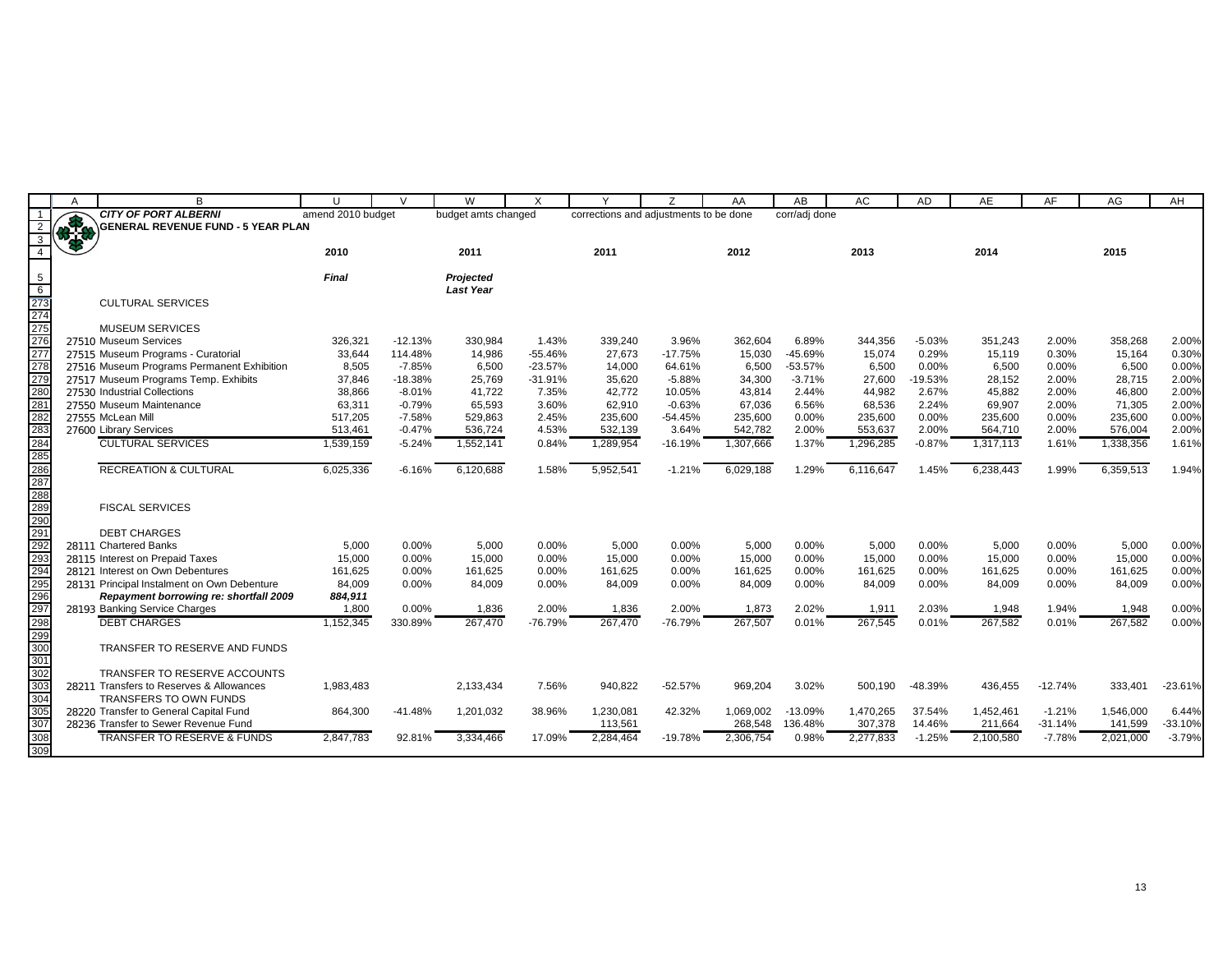| | A | B | U | V | W | X | Y | Z | AA | AB | AC | AD | AE | AF | AG | AH |
|---|---|---|---|---|---|---|---|---|---|---|---|---|---|---|---|---|
| 1 | | **CITY OF PORT ALBERNI** | amend 2010 budget | | budget amts changed | | corrections and adjustments to be done | | | corr/adj done | | | | | | |
| 2 | | **GENERAL REVENUE FUND - 5 YEAR PLAN** | | | | | | | | | | | | | | |
| 3 | | | | | | | | | | | | | | | | |
| 4 | | | **2010** | | **2011** | | **2011** | | **2012** | | **2013** | | **2014** | | **2015** | |
| 5 | | | ***Final*** | | ***Projected*** | | | | | | | | | | | |
| 6 | | | | | ***Last Year*** | | | | | | | | | | | |
| 273 | | CULTURAL SERVICES | | | | | | | | | | | | | | |
| 274 | | | | | | | | | | | | | | | | |
| 275 | | MUSEUM SERVICES | | | | | | | | | | | | | | |
| 276 | 27510 | Museum Services | 326,321 | -12.13% | 330,984 | 1.43% | 339,240 | 3.96% | 362,604 | 6.89% | 344,356 | -5.03% | 351,243 | 2.00% | 358,268 | 2.00% |
| 277 | 27515 | Museum Programs - Curatorial | 33,644 | 114.48% | 14,986 | -55.46% | 27,673 | -17.75% | 15,030 | -45.69% | 15,074 | 0.29% | 15,119 | 0.30% | 15,164 | 0.30% |
| 278 | 27516 | Museum Programs Permanent Exhibition | 8,505 | -7.85% | 6,500 | -23.57% | 14,000 | 64.61% | 6,500 | -53.57% | 6,500 | 0.00% | 6,500 | 0.00% | 6,500 | 0.00% |
| 279 | 27517 | Museum Programs Temp. Exhibits | 37,846 | -18.38% | 25,769 | -31.91% | 35,620 | -5.88% | 34,300 | -3.71% | 27,600 | -19.53% | 28,152 | 2.00% | 28,715 | 2.00% |
| 280 | 27530 | Industrial Collections | 38,866 | -8.01% | 41,722 | 7.35% | 42,772 | 10.05% | 43,814 | 2.44% | 44,982 | 2.67% | 45,882 | 2.00% | 46,800 | 2.00% |
| 281 | 27550 | Museum Maintenance | 63,311 | -0.79% | 65,593 | 3.60% | 62,910 | -0.63% | 67,036 | 6.56% | 68,536 | 2.24% | 69,907 | 2.00% | 71,305 | 2.00% |
| 282 | 27555 | McLean Mill | 517,205 | -7.58% | 529,863 | 2.45% | 235,600 | -54.45% | 235,600 | 0.00% | 235,600 | 0.00% | 235,600 | 0.00% | 235,600 | 0.00% |
| 283 | 27600 | Library Services | 513,461 | -0.47% | 536,724 | 4.53% | 532,139 | 3.64% | 542,782 | 2.00% | 553,637 | 2.00% | 564,710 | 2.00% | 576,004 | 2.00% |
| 284 | | CULTURAL SERVICES | 1,539,159 | -5.24% | 1,552,141 | 0.84% | 1,289,954 | -16.19% | 1,307,666 | 1.37% | 1,296,285 | -0.87% | 1,317,113 | 1.61% | 1,338,356 | 1.61% |
| 285 | | | | | | | | | | | | | | | | |
| 286 | | RECREATION & CULTURAL | 6,025,336 | -6.16% | 6,120,688 | 1.58% | 5,952,541 | -1.21% | 6,029,188 | 1.29% | 6,116,647 | 1.45% | 6,238,443 | 1.99% | 6,359,513 | 1.94% |
| 287 | | | | | | | | | | | | | | | | |
| 288 | | | | | | | | | | | | | | | | |
| 289 | | FISCAL SERVICES | | | | | | | | | | | | | | |
| 290 | | | | | | | | | | | | | | | | |
| 291 | | DEBT CHARGES | | | | | | | | | | | | | | |
| 292 | 28111 | Chartered Banks | 5,000 | 0.00% | 5,000 | 0.00% | 5,000 | 0.00% | 5,000 | 0.00% | 5,000 | 0.00% | 5,000 | 0.00% | 5,000 | 0.00% |
| 293 | 28115 | Interest on Prepaid Taxes | 15,000 | 0.00% | 15,000 | 0.00% | 15,000 | 0.00% | 15,000 | 0.00% | 15,000 | 0.00% | 15,000 | 0.00% | 15,000 | 0.00% |
| 294 | 28121 | Interest on Own Debentures | 161,625 | 0.00% | 161,625 | 0.00% | 161,625 | 0.00% | 161,625 | 0.00% | 161,625 | 0.00% | 161,625 | 0.00% | 161,625 | 0.00% |
| 295 | 28131 | Principal Instalment on Own Debenture | 84,009 | 0.00% | 84,009 | 0.00% | 84,009 | 0.00% | 84,009 | 0.00% | 84,009 | 0.00% | 84,009 | 0.00% | 84,009 | 0.00% |
| 296 | | ***Repayment borrowing re: shortfall 2009*** | ***884,911*** | | | | | | | | | | | | | |
| 297 | 28193 | Banking Service Charges | 1,800 | 0.00% | 1,836 | 2.00% | 1,836 | 2.00% | 1,873 | 2.02% | 1,911 | 2.03% | 1,948 | 1.94% | 1,948 | 0.00% |
| 298 | | DEBT CHARGES | 1,152,345 | 330.89% | 267,470 | -76.79% | 267,470 | -76.79% | 267,507 | 0.01% | 267,545 | 0.01% | 267,582 | 0.01% | 267,582 | 0.00% |
| 299 | | | | | | | | | | | | | | | | |
| 300 | | TRANSFER TO RESERVE AND FUNDS | | | | | | | | | | | | | | |
| 301 | | | | | | | | | | | | | | | | |
| 302 | | TRANSFER TO RESERVE ACCOUNTS | | | | | | | | | | | | | | |
| 303 | 28211 | Transfers to Reserves & Allowances | 1,983,483 | | 2,133,434 | 7.56% | 940,822 | -52.57% | 969,204 | 3.02% | 500,190 | -48.39% | 436,455 | -12.74% | 333,401 | -23.61% |
| 304 | | TRANSFERS TO OWN FUNDS | | | | | | | | | | | | | | |
| 305 | 28220 | Transfer to General Capital Fund | 864,300 | -41.48% | 1,201,032 | 38.96% | 1,230,081 | 42.32% | 1,069,002 | -13.09% | 1,470,265 | 37.54% | 1,452,461 | -1.21% | 1,546,000 | 6.44% |
| 307 | 28236 | Transfer to Sewer Revenue Fund | | | | | 113,561 | | 268,548 | 136.48% | 307,378 | 14.46% | 211,664 | -31.14% | 141,599 | -33.10% |
| 308 | | TRANSFER TO RESERVE & FUNDS | 2,847,783 | 92.81% | 3,334,466 | 17.09% | 2,284,464 | -19.78% | 2,306,754 | 0.98% | 2,277,833 | -1.25% | 2,100,580 | -7.78% | 2,021,000 | -3.79% |
| 309 | | | | | | | | | | | | | | | | |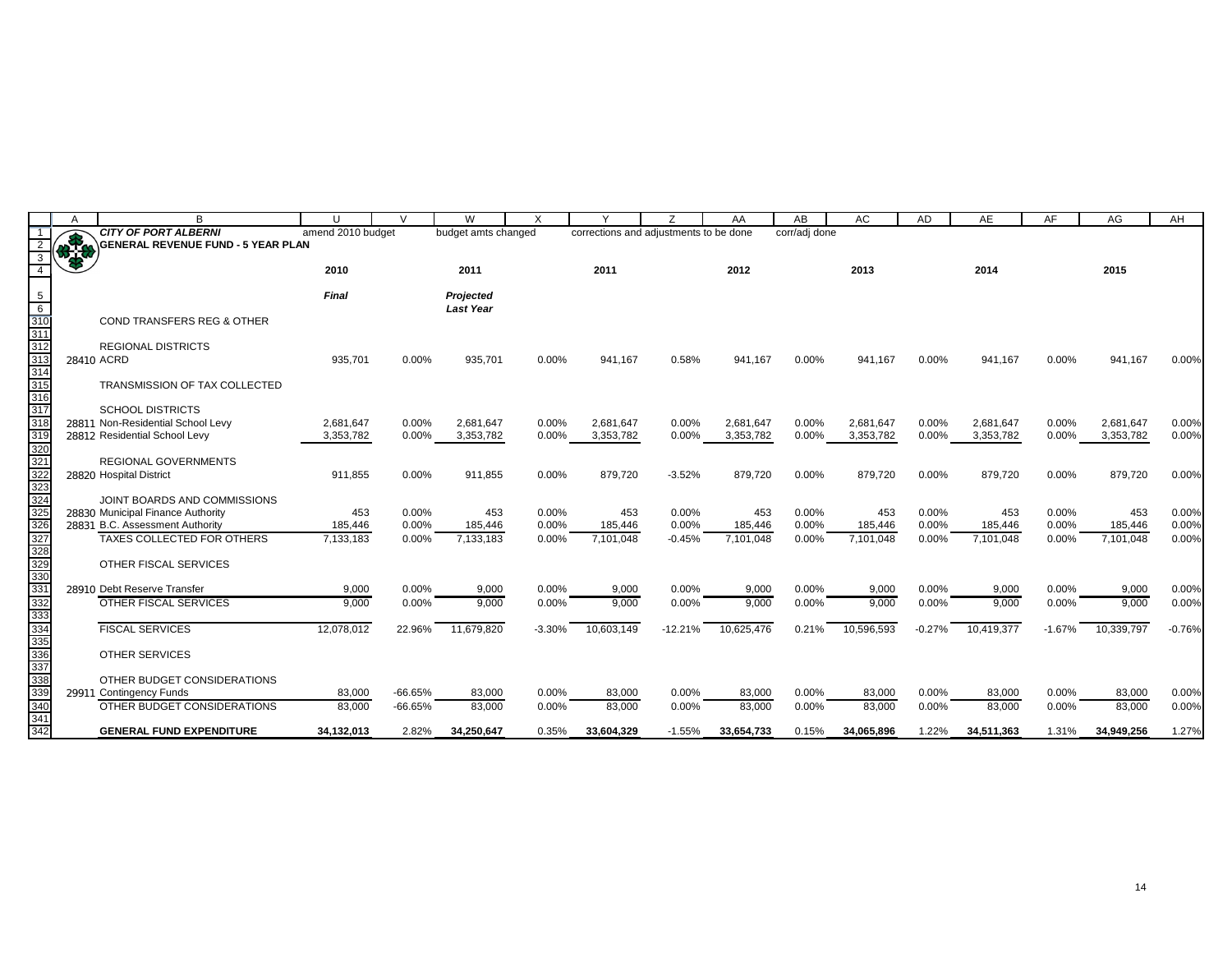**CITY OF PORT ALBERNI**
**GENERAL REVENUE FUND - 5 YEAR PLAN**

| | | amend 2010 budget | | budget amts changed | | corrections and adjustments to be done | | | corr/adj done | | | | | |
|---|---|---|---|---|---|---|---|---|---|---|---|---|---|---|
| | | **2010** | | **2011** | | **2011** | | **2012** | | **2013** | | **2014** | | **2015** |
| | | ***Final*** | | ***Projected Last Year*** | | | | | | | | | | |
| | COND TRANSFERS REG & OTHER | | | | | | | | | | | | | |
| | REGIONAL DISTRICTS | | | | | | | | | | | | | |
| 28410 | ACRD | 935,701 | 0.00% | 935,701 | 0.00% | 941,167 | 0.58% | 941,167 | 0.00% | 941,167 | 0.00% | 941,167 | 0.00% | 941,167 | 0.00% |
| | TRANSMISSION OF TAX COLLECTED | | | | | | | | | | | | | |
| | SCHOOL DISTRICTS | | | | | | | | | | | | | |
| 28811 | Non-Residential School Levy | 2,681,647 | 0.00% | 2,681,647 | 0.00% | 2,681,647 | 0.00% | 2,681,647 | 0.00% | 2,681,647 | 0.00% | 2,681,647 | 0.00% | 2,681,647 | 0.00% |
| 28812 | Residential School Levy | 3,353,782 | 0.00% | 3,353,782 | 0.00% | 3,353,782 | 0.00% | 3,353,782 | 0.00% | 3,353,782 | 0.00% | 3,353,782 | 0.00% | 3,353,782 | 0.00% |
| | REGIONAL GOVERNMENTS | | | | | | | | | | | | | |
| 28820 | Hospital District | 911,855 | 0.00% | 911,855 | 0.00% | 879,720 | -3.52% | 879,720 | 0.00% | 879,720 | 0.00% | 879,720 | 0.00% | 879,720 | 0.00% |
| | JOINT BOARDS AND COMMISSIONS | | | | | | | | | | | | | |
| 28830 | Municipal Finance Authority | 453 | 0.00% | 453 | 0.00% | 453 | 0.00% | 453 | 0.00% | 453 | 0.00% | 453 | 0.00% | 453 | 0.00% |
| 28831 | B.C. Assessment Authority | 185,446 | 0.00% | 185,446 | 0.00% | 185,446 | 0.00% | 185,446 | 0.00% | 185,446 | 0.00% | 185,446 | 0.00% | 185,446 | 0.00% |
| | TAXES COLLECTED FOR OTHERS | 7,133,183 | 0.00% | 7,133,183 | 0.00% | 7,101,048 | -0.45% | 7,101,048 | 0.00% | 7,101,048 | 0.00% | 7,101,048 | 0.00% | 7,101,048 | 0.00% |
| | OTHER FISCAL SERVICES | | | | | | | | | | | | | |
| 28910 | Debt Reserve Transfer | 9,000 | 0.00% | 9,000 | 0.00% | 9,000 | 0.00% | 9,000 | 0.00% | 9,000 | 0.00% | 9,000 | 0.00% | 9,000 | 0.00% |
| | OTHER FISCAL SERVICES | 9,000 | 0.00% | 9,000 | 0.00% | 9,000 | 0.00% | 9,000 | 0.00% | 9,000 | 0.00% | 9,000 | 0.00% | 9,000 | 0.00% |
| | FISCAL SERVICES | 12,078,012 | 22.96% | 11,679,820 | -3.30% | 10,603,149 | -12.21% | 10,625,476 | 0.21% | 10,596,593 | -0.27% | 10,419,377 | -1.67% | 10,339,797 | -0.76% |
| | OTHER SERVICES | | | | | | | | | | | | | |
| | OTHER BUDGET CONSIDERATIONS | | | | | | | | | | | | | |
| 29911 | Contingency Funds | 83,000 | -66.65% | 83,000 | 0.00% | 83,000 | 0.00% | 83,000 | 0.00% | 83,000 | 0.00% | 83,000 | 0.00% | 83,000 | 0.00% |
| | OTHER BUDGET CONSIDERATIONS | 83,000 | -66.65% | 83,000 | 0.00% | 83,000 | 0.00% | 83,000 | 0.00% | 83,000 | 0.00% | 83,000 | 0.00% | 83,000 | 0.00% |
| | **GENERAL FUND EXPENDITURE** | **34,132,013** | 2.82% | **34,250,647** | 0.35% | **33,604,329** | -1.55% | **33,654,733** | 0.15% | **34,065,896** | 1.22% | **34,511,363** | 1.31% | **34,949,256** | 1.27% |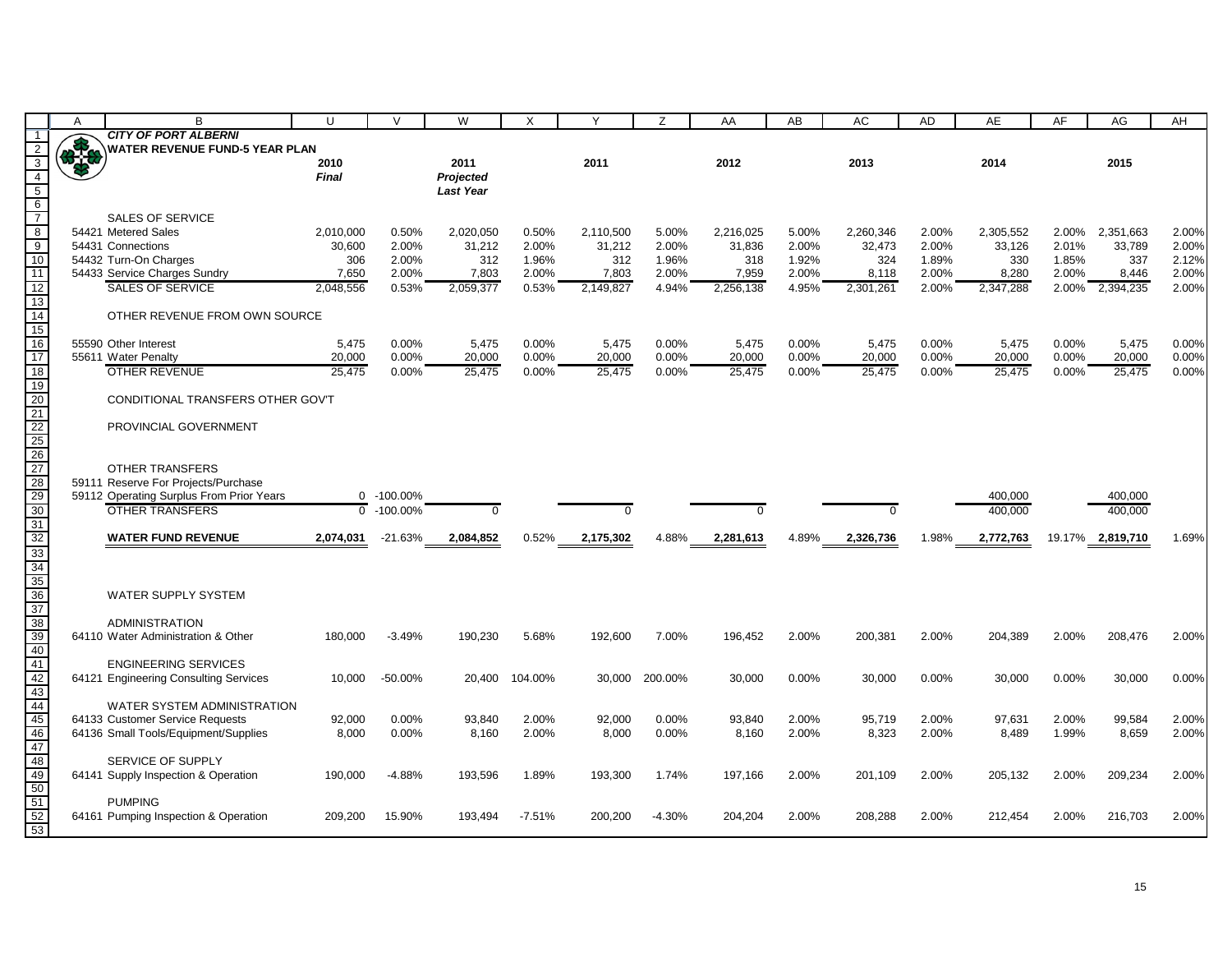# CITY OF PORT ALBERNI

## WATER REVENUE FUND-5 YEAR PLAN

| | 2010 *Final* | | 2011 *Projected Last Year* | | 2011 | | 2012 | | 2013 | | 2014 | | 2015 | |
|---|---|---|---|---|---|---|---|---|---|---|---|---|---|---|
| SALES OF SERVICE | | | | | | | | | | | | | | |
| 54421 Metered Sales | 2,010,000 | 0.50% | 2,020,050 | 0.50% | 2,110,500 | 5.00% | 2,216,025 | 5.00% | 2,260,346 | 2.00% | 2,305,552 | 2.00% | 2,351,663 | 2.00% |
| 54431 Connections | 30,600 | 2.00% | 31,212 | 2.00% | 31,212 | 2.00% | 31,836 | 2.00% | 32,473 | 2.00% | 33,126 | 2.01% | 33,789 | 2.00% |
| 54432 Turn-On Charges | 306 | 2.00% | 312 | 1.96% | 312 | 1.96% | 318 | 1.92% | 324 | 1.89% | 330 | 1.85% | 337 | 2.12% |
| 54433 Service Charges Sundry | 7,650 | 2.00% | 7,803 | 2.00% | 7,803 | 2.00% | 7,959 | 2.00% | 8,118 | 2.00% | 8,280 | 2.00% | 8,446 | 2.00% |
| SALES OF SERVICE | 2,048,556 | 0.53% | 2,059,377 | 0.53% | 2,149,827 | 4.94% | 2,256,138 | 4.95% | 2,301,261 | 2.00% | 2,347,288 | 2.00% | 2,394,235 | 2.00% |
| OTHER REVENUE FROM OWN SOURCE | | | | | | | | | | | | | | |
| 55590 Other Interest | 5,475 | 0.00% | 5,475 | 0.00% | 5,475 | 0.00% | 5,475 | 0.00% | 5,475 | 0.00% | 5,475 | 0.00% | 5,475 | 0.00% |
| 55611 Water Penalty | 20,000 | 0.00% | 20,000 | 0.00% | 20,000 | 0.00% | 20,000 | 0.00% | 20,000 | 0.00% | 20,000 | 0.00% | 20,000 | 0.00% |
| OTHER REVENUE | 25,475 | 0.00% | 25,475 | 0.00% | 25,475 | 0.00% | 25,475 | 0.00% | 25,475 | 0.00% | 25,475 | 0.00% | 25,475 | 0.00% |
| CONDITIONAL TRANSFERS OTHER GOV'T | | | | | | | | | | | | | | |
| PROVINCIAL GOVERNMENT | | | | | | | | | | | | | | |
| OTHER TRANSFERS | | | | | | | | | | | | | | |
| 59111 Reserve For Projects/Purchase | | | | | | | | | | | | | | |
| 59112 Operating Surplus From Prior Years | 0 | -100.00% | | | | | | | | | 400,000 | | 400,000 | |
| OTHER TRANSFERS | 0 | -100.00% | 0 | | 0 | | 0 | | 0 | | 400,000 | | 400,000 | |
| **WATER FUND REVENUE** | **2,074,031** | -21.63% | **2,084,852** | 0.52% | **2,175,302** | 4.88% | **2,281,613** | 4.89% | **2,326,736** | 1.98% | **2,772,763** | 19.17% | **2,819,710** | 1.69% |
| WATER SUPPLY SYSTEM | | | | | | | | | | | | | | |
| ADMINISTRATION | | | | | | | | | | | | | | |
| 64110 Water Administration & Other | 180,000 | -3.49% | 190,230 | 5.68% | 192,600 | 7.00% | 196,452 | 2.00% | 200,381 | 2.00% | 204,389 | 2.00% | 208,476 | 2.00% |
| ENGINEERING SERVICES | | | | | | | | | | | | | | |
| 64121 Engineering Consulting Services | 10,000 | -50.00% | 20,400 | 104.00% | 30,000 | 200.00% | 30,000 | 0.00% | 30,000 | 0.00% | 30,000 | 0.00% | 30,000 | 0.00% |
| WATER SYSTEM ADMINISTRATION | | | | | | | | | | | | | | |
| 64133 Customer Service Requests | 92,000 | 0.00% | 93,840 | 2.00% | 92,000 | 0.00% | 93,840 | 2.00% | 95,719 | 2.00% | 97,631 | 2.00% | 99,584 | 2.00% |
| 64136 Small Tools/Equipment/Supplies | 8,000 | 0.00% | 8,160 | 2.00% | 8,000 | 0.00% | 8,160 | 2.00% | 8,323 | 2.00% | 8,489 | 1.99% | 8,659 | 2.00% |
| SERVICE OF SUPPLY | | | | | | | | | | | | | | |
| 64141 Supply Inspection & Operation | 190,000 | -4.88% | 193,596 | 1.89% | 193,300 | 1.74% | 197,166 | 2.00% | 201,109 | 2.00% | 205,132 | 2.00% | 209,234 | 2.00% |
| PUMPING | | | | | | | | | | | | | | |
| 64161 Pumping Inspection & Operation | 209,200 | 15.90% | 193,494 | -7.51% | 200,200 | -4.30% | 204,204 | 2.00% | 208,288 | 2.00% | 212,454 | 2.00% | 216,703 | 2.00% |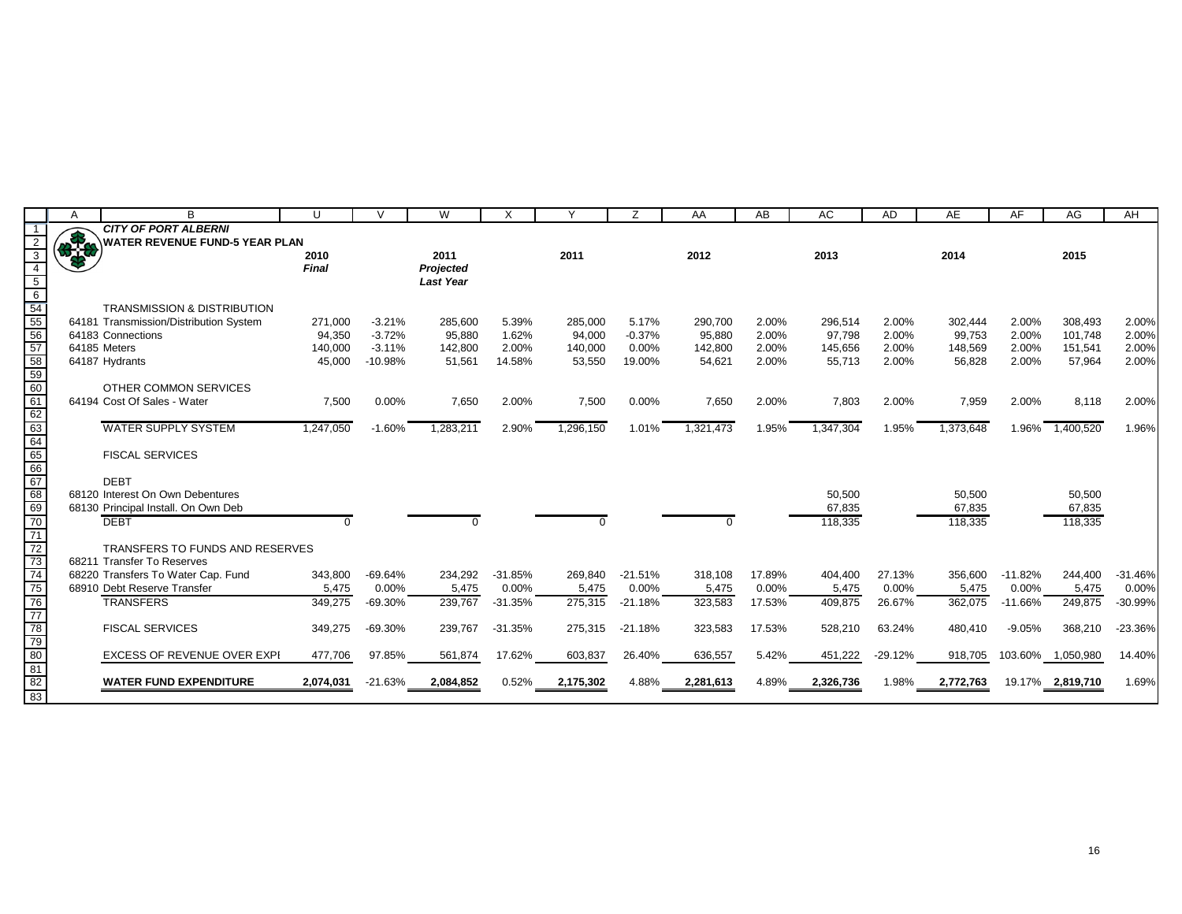**CITY OF PORT ALBERNI**

**WATER REVENUE FUND-5 YEAR PLAN**

| | 2010 *Final* | | 2011 *Projected Last Year* | | 2011 | | 2012 | | 2013 | | 2014 | | 2015 | |
|---|---|---|---|---|---|---|---|---|---|---|---|---|---|---|
| TRANSMISSION & DISTRIBUTION | | | | | | | | | | | | | | |
| 64181 Transmission/Distribution System | 271,000 | -3.21% | 285,600 | 5.39% | 285,000 | 5.17% | 290,700 | 2.00% | 296,514 | 2.00% | 302,444 | 2.00% | 308,493 | 2.00% |
| 64183 Connections | 94,350 | -3.72% | 95,880 | 1.62% | 94,000 | -0.37% | 95,880 | 2.00% | 97,798 | 2.00% | 99,753 | 2.00% | 101,748 | 2.00% |
| 64185 Meters | 140,000 | -3.11% | 142,800 | 2.00% | 140,000 | 0.00% | 142,800 | 2.00% | 145,656 | 2.00% | 148,569 | 2.00% | 151,541 | 2.00% |
| 64187 Hydrants | 45,000 | -10.98% | 51,561 | 14.58% | 53,550 | 19.00% | 54,621 | 2.00% | 55,713 | 2.00% | 56,828 | 2.00% | 57,964 | 2.00% |
| OTHER COMMON SERVICES | | | | | | | | | | | | | | |
| 64194 Cost Of Sales - Water | 7,500 | 0.00% | 7,650 | 2.00% | 7,500 | 0.00% | 7,650 | 2.00% | 7,803 | 2.00% | 7,959 | 2.00% | 8,118 | 2.00% |
| WATER SUPPLY SYSTEM | 1,247,050 | -1.60% | 1,283,211 | 2.90% | 1,296,150 | 1.01% | 1,321,473 | 1.95% | 1,347,304 | 1.95% | 1,373,648 | 1.96% | 1,400,520 | 1.96% |
| FISCAL SERVICES | | | | | | | | | | | | | | |
| DEBT | | | | | | | | | | | | | | |
| 68120 Interest On Own Debentures | | | | | | | | | 50,500 | | 50,500 | | 50,500 | |
| 68130 Principal Install. On Own Deb | | | | | | | | | 67,835 | | 67,835 | | 67,835 | |
| DEBT | 0 | | 0 | | 0 | | 0 | | 118,335 | | 118,335 | | 118,335 | |
| TRANSFERS TO FUNDS AND RESERVES | | | | | | | | | | | | | | |
| 68211 Transfer To Reserves | | | | | | | | | | | | | | |
| 68220 Transfers To Water Cap. Fund | 343,800 | -69.64% | 234,292 | -31.85% | 269,840 | -21.51% | 318,108 | 17.89% | 404,400 | 27.13% | 356,600 | -11.82% | 244,400 | -31.46% |
| 68910 Debt Reserve Transfer | 5,475 | 0.00% | 5,475 | 0.00% | 5,475 | 0.00% | 5,475 | 0.00% | 5,475 | 0.00% | 5,475 | 0.00% | 5,475 | 0.00% |
| TRANSFERS | 349,275 | -69.30% | 239,767 | -31.35% | 275,315 | -21.18% | 323,583 | 17.53% | 409,875 | 26.67% | 362,075 | -11.66% | 249,875 | -30.99% |
| FISCAL SERVICES | 349,275 | -69.30% | 239,767 | -31.35% | 275,315 | -21.18% | 323,583 | 17.53% | 528,210 | 63.24% | 480,410 | -9.05% | 368,210 | -23.36% |
| EXCESS OF REVENUE OVER EXPI | 477,706 | 97.85% | 561,874 | 17.62% | 603,837 | 26.40% | 636,557 | 5.42% | 451,222 | -29.12% | 918,705 | 103.60% | 1,050,980 | 14.40% |
| **WATER FUND EXPENDITURE** | **2,074,031** | -21.63% | **2,084,852** | 0.52% | **2,175,302** | 4.88% | **2,281,613** | 4.89% | **2,326,736** | 1.98% | **2,772,763** | 19.17% | **2,819,710** | 1.69% |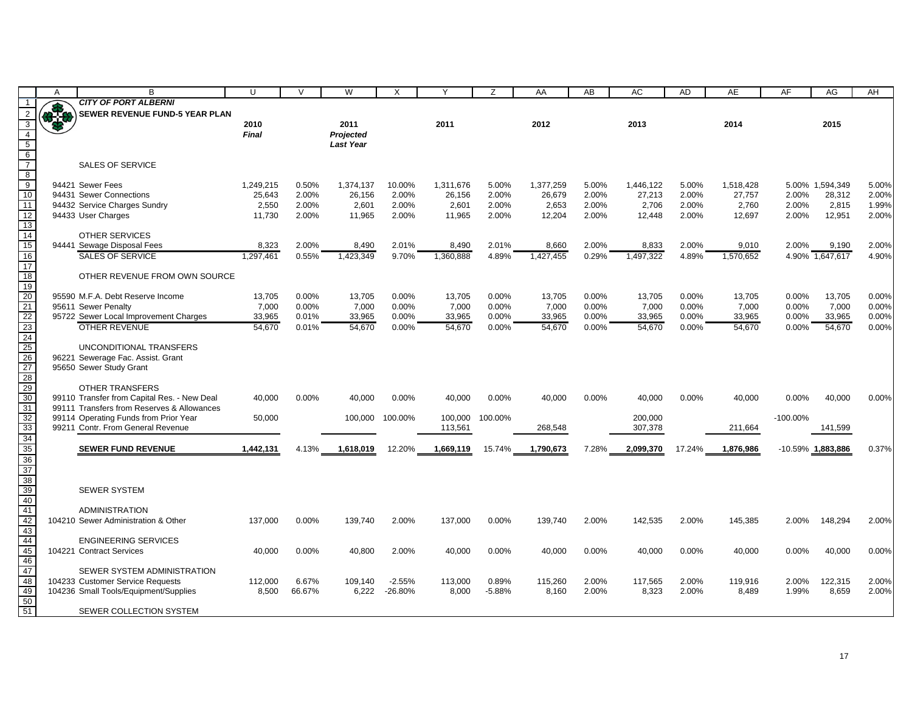# CITY OF PORT ALBERNI

## SEWER REVENUE FUND-5 YEAR PLAN

| | | 2010 *Final* | | 2011 *Projected Last Year* | | 2011 | | 2012 | | 2013 | | 2014 | | 2015 | |
|---|---|---|---|---|---|---|---|---|---|---|---|---|---|---|---|
| | SALES OF SERVICE | | | | | | | | | | | | | | |
| 94421 | Sewer Fees | 1,249,215 | 0.50% | 1,374,137 | 10.00% | 1,311,676 | 5.00% | 1,377,259 | 5.00% | 1,446,122 | 5.00% | 1,518,428 | 5.00% | 1,594,349 | 5.00% |
| 94431 | Sewer Connections | 25,643 | 2.00% | 26,156 | 2.00% | 26,156 | 2.00% | 26,679 | 2.00% | 27,213 | 2.00% | 27,757 | 2.00% | 28,312 | 2.00% |
| 94432 | Service Charges Sundry | 2,550 | 2.00% | 2,601 | 2.00% | 2,601 | 2.00% | 2,653 | 2.00% | 2,706 | 2.00% | 2,760 | 2.00% | 2,815 | 1.99% |
| 94433 | User Charges | 11,730 | 2.00% | 11,965 | 2.00% | 11,965 | 2.00% | 12,204 | 2.00% | 12,448 | 2.00% | 12,697 | 2.00% | 12,951 | 2.00% |
| | OTHER SERVICES | | | | | | | | | | | | | | |
| 94441 | Sewage Disposal Fees | 8,323 | 2.00% | 8,490 | 2.01% | 8,490 | 2.01% | 8,660 | 2.00% | 8,833 | 2.00% | 9,010 | 2.00% | 9,190 | 2.00% |
| | SALES OF SERVICE | 1,297,461 | 0.55% | 1,423,349 | 9.70% | 1,360,888 | 4.89% | 1,427,455 | 0.29% | 1,497,322 | 4.89% | 1,570,652 | 4.90% | 1,647,617 | 4.90% |
| | OTHER REVENUE FROM OWN SOURCE | | | | | | | | | | | | | | |
| 95590 | M.F.A. Debt Reserve Income | 13,705 | 0.00% | 13,705 | 0.00% | 13,705 | 0.00% | 13,705 | 0.00% | 13,705 | 0.00% | 13,705 | 0.00% | 13,705 | 0.00% |
| 95611 | Sewer Penalty | 7,000 | 0.00% | 7,000 | 0.00% | 7,000 | 0.00% | 7,000 | 0.00% | 7,000 | 0.00% | 7,000 | 0.00% | 7,000 | 0.00% |
| 95722 | Sewer Local Improvement Charges | 33,965 | 0.01% | 33,965 | 0.00% | 33,965 | 0.00% | 33,965 | 0.00% | 33,965 | 0.00% | 33,965 | 0.00% | 33,965 | 0.00% |
| | OTHER REVENUE | 54,670 | 0.01% | 54,670 | 0.00% | 54,670 | 0.00% | 54,670 | 0.00% | 54,670 | 0.00% | 54,670 | 0.00% | 54,670 | 0.00% |
| | UNCONDITIONAL TRANSFERS | | | | | | | | | | | | | | |
| 96221 | Sewerage Fac. Assist. Grant | | | | | | | | | | | | | | |
| 95650 | Sewer Study Grant | | | | | | | | | | | | | | |
| | OTHER TRANSFERS | | | | | | | | | | | | | | |
| 99110 | Transfer from Capital Res. - New Deal | 40,000 | 0.00% | 40,000 | 0.00% | 40,000 | 0.00% | 40,000 | 0.00% | 40,000 | 0.00% | 40,000 | 0.00% | 40,000 | 0.00% |
| 99111 | Transfers from Reserves & Allowances | | | | | | | | | | | | | | |
| 99114 | Operating Funds from Prior Year | 50,000 | | 100,000 | 100.00% | 100,000 | 100.00% | | | 200,000 | | | -100.00% | | |
| 99211 | Contr. From General Revenue | | | | | 113,561 | | 268,548 | | 307,378 | | 211,664 | | 141,599 | |
| | **SEWER FUND REVENUE** | **1,442,131** | 4.13% | **1,618,019** | 12.20% | **1,669,119** | 15.74% | **1,790,673** | 7.28% | **2,099,370** | 17.24% | **1,876,986** | -10.59% | **1,883,886** | 0.37% |
| | SEWER SYSTEM | | | | | | | | | | | | | | |
| | ADMINISTRATION | | | | | | | | | | | | | | |
| 104210 | Sewer Administration & Other | 137,000 | 0.00% | 139,740 | 2.00% | 137,000 | 0.00% | 139,740 | 2.00% | 142,535 | 2.00% | 145,385 | 2.00% | 148,294 | 2.00% |
| | ENGINEERING SERVICES | | | | | | | | | | | | | | |
| 104221 | Contract Services | 40,000 | 0.00% | 40,800 | 2.00% | 40,000 | 0.00% | 40,000 | 0.00% | 40,000 | 0.00% | 40,000 | 0.00% | 40,000 | 0.00% |
| | SEWER SYSTEM ADMINISTRATION | | | | | | | | | | | | | | |
| 104233 | Customer Service Requests | 112,000 | 6.67% | 109,140 | -2.55% | 113,000 | 0.89% | 115,260 | 2.00% | 117,565 | 2.00% | 119,916 | 2.00% | 122,315 | 2.00% |
| 104236 | Small Tools/Equipment/Supplies | 8,500 | 66.67% | 6,222 | -26.80% | 8,000 | -5.88% | 8,160 | 2.00% | 8,323 | 2.00% | 8,489 | 1.99% | 8,659 | 2.00% |
| | SEWER COLLECTION SYSTEM | | | | | | | | | | | | | | |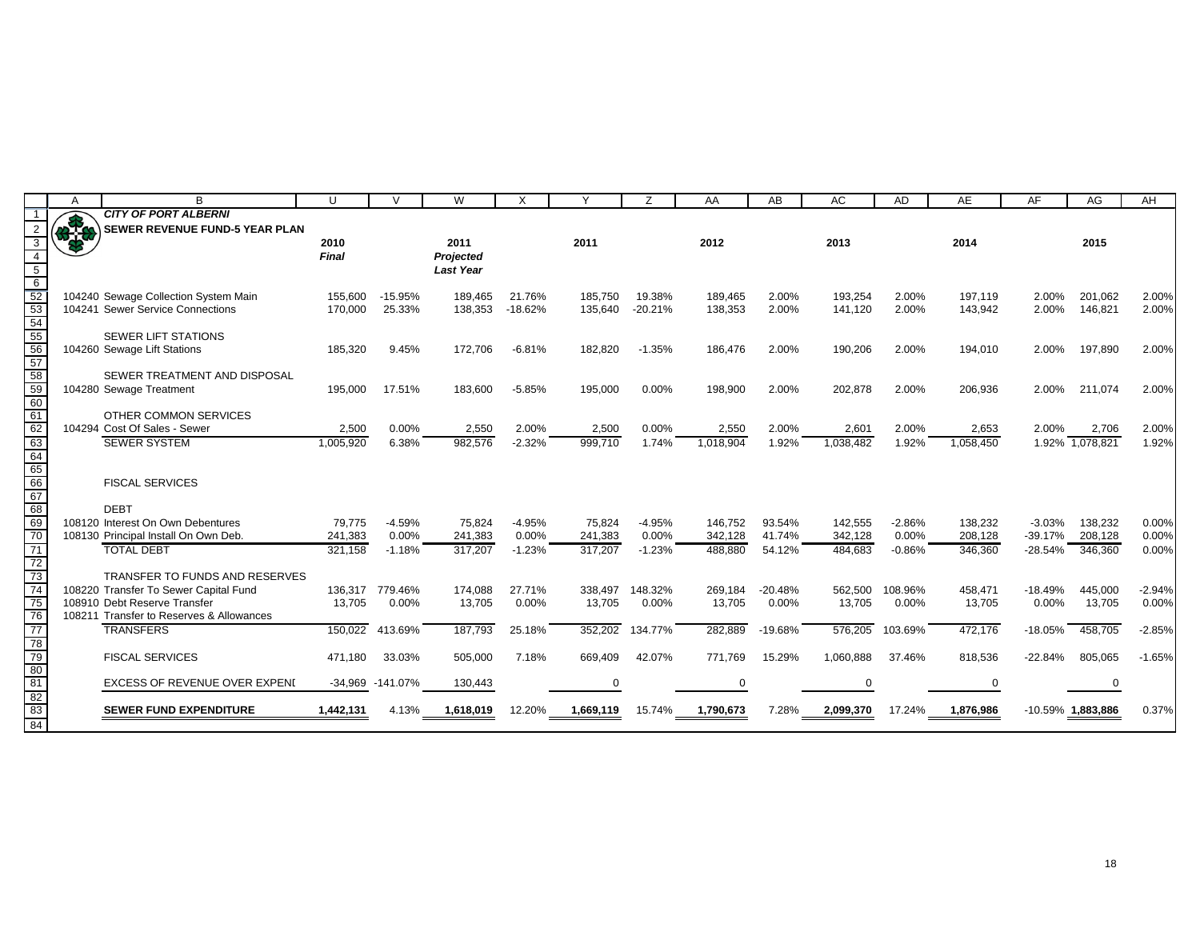**CITY OF PORT ALBERNI**

**SEWER REVENUE FUND-5 YEAR PLAN**

| | 2010 *Final* | | 2011 *Projected Last Year* | | 2011 | | 2012 | | 2013 | | 2014 | | 2015 | |
|---|---|---|---|---|---|---|---|---|---|---|---|---|---|---|
| 104240 Sewage Collection System Main | 155,600 | -15.95% | 189,465 | 21.76% | 185,750 | 19.38% | 189,465 | 2.00% | 193,254 | 2.00% | 197,119 | 2.00% | 201,062 | 2.00% |
| 104241 Sewer Service Connections | 170,000 | 25.33% | 138,353 | -18.62% | 135,640 | -20.21% | 138,353 | 2.00% | 141,120 | 2.00% | 143,942 | 2.00% | 146,821 | 2.00% |
| SEWER LIFT STATIONS | | | | | | | | | | | | | | |
| 104260 Sewage Lift Stations | 185,320 | 9.45% | 172,706 | -6.81% | 182,820 | -1.35% | 186,476 | 2.00% | 190,206 | 2.00% | 194,010 | 2.00% | 197,890 | 2.00% |
| SEWER TREATMENT AND DISPOSAL | | | | | | | | | | | | | | |
| 104280 Sewage Treatment | 195,000 | 17.51% | 183,600 | -5.85% | 195,000 | 0.00% | 198,900 | 2.00% | 202,878 | 2.00% | 206,936 | 2.00% | 211,074 | 2.00% |
| OTHER COMMON SERVICES | | | | | | | | | | | | | | |
| 104294 Cost Of Sales - Sewer | 2,500 | 0.00% | 2,550 | 2.00% | 2,500 | 0.00% | 2,550 | 2.00% | 2,601 | 2.00% | 2,653 | 2.00% | 2,706 | 2.00% |
| SEWER SYSTEM | 1,005,920 | 6.38% | 982,576 | -2.32% | 999,710 | 1.74% | 1,018,904 | 1.92% | 1,038,482 | 1.92% | 1,058,450 | 1.92% | 1,078,821 | 1.92% |
| FISCAL SERVICES | | | | | | | | | | | | | | |
| DEBT | | | | | | | | | | | | | | |
| 108120 Interest On Own Debentures | 79,775 | -4.59% | 75,824 | -4.95% | 75,824 | -4.95% | 146,752 | 93.54% | 142,555 | -2.86% | 138,232 | -3.03% | 138,232 | 0.00% |
| 108130 Principal Install On Own Deb. | 241,383 | 0.00% | 241,383 | 0.00% | 241,383 | 0.00% | 342,128 | 41.74% | 342,128 | 0.00% | 208,128 | -39.17% | 208,128 | 0.00% |
| TOTAL DEBT | 321,158 | -1.18% | 317,207 | -1.23% | 317,207 | -1.23% | 488,880 | 54.12% | 484,683 | -0.86% | 346,360 | -28.54% | 346,360 | 0.00% |
| TRANSFER TO FUNDS AND RESERVES | | | | | | | | | | | | | | |
| 108220 Transfer To Sewer Capital Fund | 136,317 | 779.46% | 174,088 | 27.71% | 338,497 | 148.32% | 269,184 | -20.48% | 562,500 | 108.96% | 458,471 | -18.49% | 445,000 | -2.94% |
| 108910 Debt Reserve Transfer | 13,705 | 0.00% | 13,705 | 0.00% | 13,705 | 0.00% | 13,705 | 0.00% | 13,705 | 0.00% | 13,705 | 0.00% | 13,705 | 0.00% |
| 108211 Transfer to Reserves & Allowances | | | | | | | | | | | | | | |
| TRANSFERS | 150,022 | 413.69% | 187,793 | 25.18% | 352,202 | 134.77% | 282,889 | -19.68% | 576,205 | 103.69% | 472,176 | -18.05% | 458,705 | -2.85% |
| FISCAL SERVICES | 471,180 | 33.03% | 505,000 | 7.18% | 669,409 | 42.07% | 771,769 | 15.29% | 1,060,888 | 37.46% | 818,536 | -22.84% | 805,065 | -1.65% |
| EXCESS OF REVENUE OVER EXPENI | -34,969 | -141.07% | 130,443 | | 0 | | 0 | | 0 | | 0 | | 0 | |
| **SEWER FUND EXPENDITURE** | **1,442,131** | 4.13% | **1,618,019** | 12.20% | **1,669,119** | 15.74% | **1,790,673** | 7.28% | **2,099,370** | 17.24% | **1,876,986** | -10.59% | **1,883,886** | 0.37% |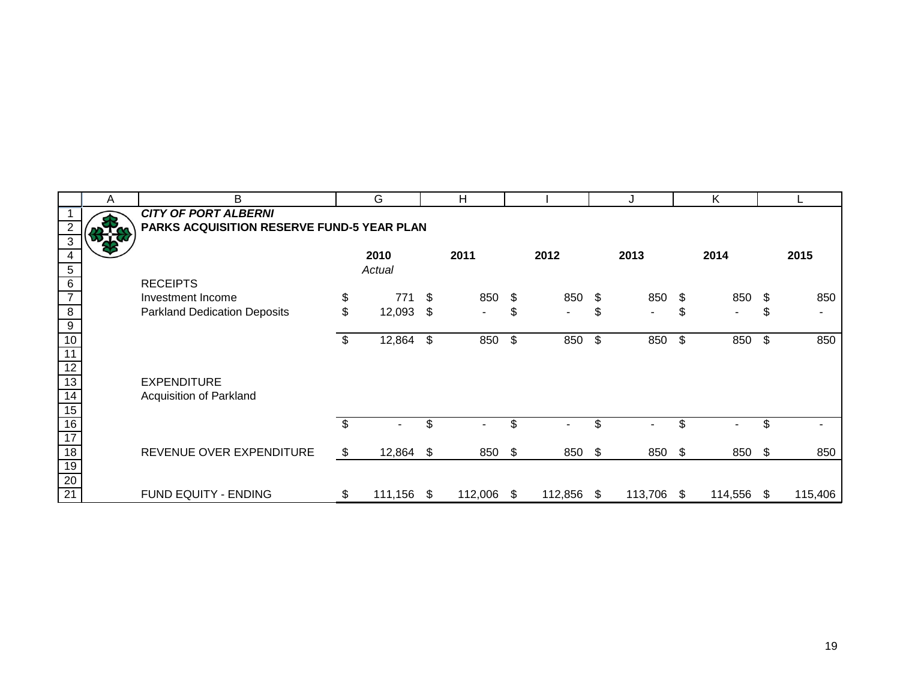***CITY OF PORT ALBERNI***

**PARKS ACQUISITION RESERVE FUND-5 YEAR PLAN**

| | **2010** | **2011** | **2012** | **2013** | **2014** | **2015** |
|---|---|---|---|---|---|---|
| | *Actual* | | | | | |
| RECEIPTS | | | | | | |
| Investment Income | $ 771 | $ 850 | $ 850 | $ 850 | $ 850 | $ 850 |
| Parkland Dedication Deposits | $ 12,093 | $ - | $ - | $ - | $ - | $ - |
| | $ 12,864 | $ 850 | $ 850 | $ 850 | $ 850 | $ 850 |
| EXPENDITURE | | | | | | |
| Acquisition of Parkland | | | | | | |
| | $ - | $ - | $ - | $ - | $ - | $ - |
| REVENUE OVER EXPENDITURE | $ 12,864 | $ 850 | $ 850 | $ 850 | $ 850 | $ 850 |
| FUND EQUITY - ENDING | $ 111,156 | $ 112,006 | $ 112,856 | $ 113,706 | $ 114,556 | $ 115,406 |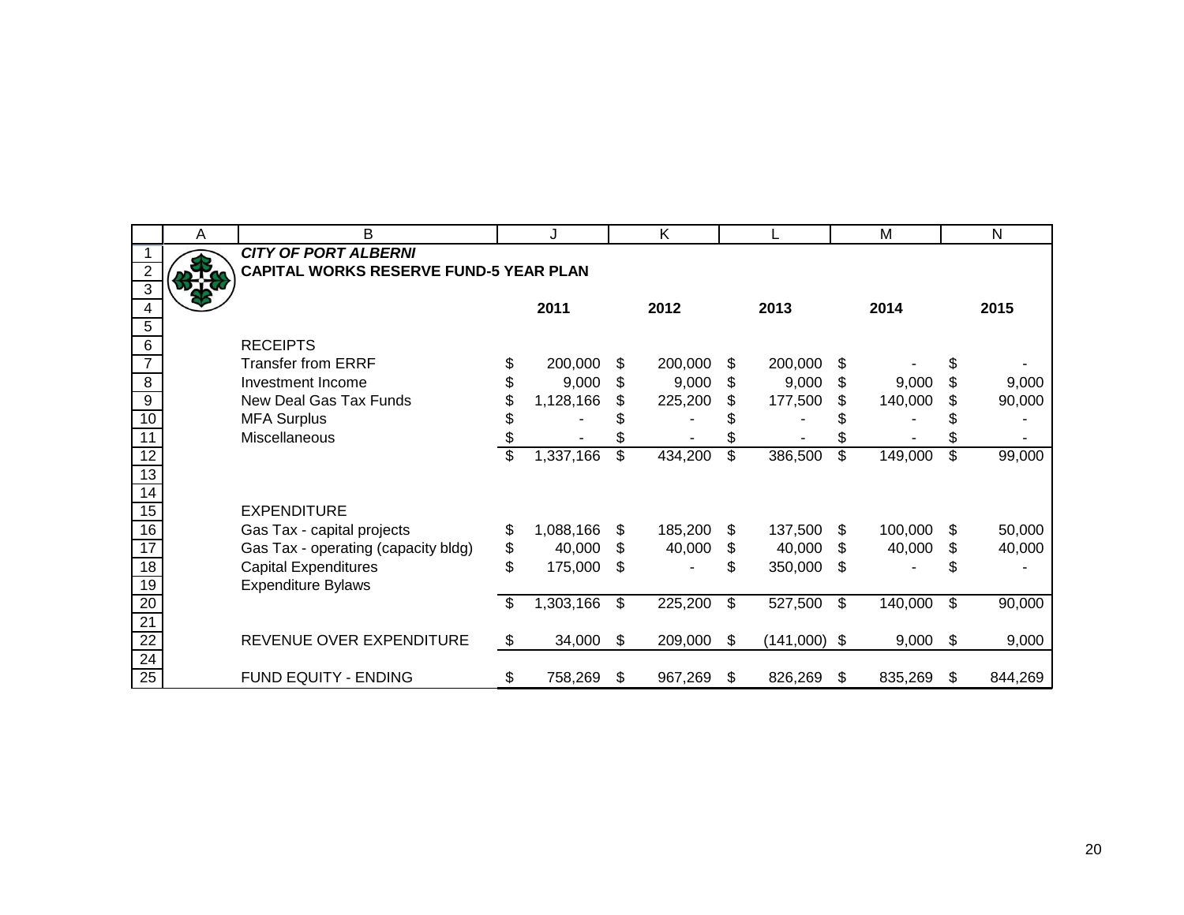***CITY OF PORT ALBERNI***

**CAPITAL WORKS RESERVE FUND-5 YEAR PLAN**

| | 2011 | 2012 | 2013 | 2014 | 2015 |
|---|---|---|---|---|---|
| RECEIPTS | | | | | |
| Transfer from ERRF | $ 200,000 | $ 200,000 | $ 200,000 | $ - | $ - |
| Investment Income | $ 9,000 | $ 9,000 | $ 9,000 | $ 9,000 | $ 9,000 |
| New Deal Gas Tax Funds | $ 1,128,166 | $ 225,200 | $ 177,500 | $ 140,000 | $ 90,000 |
| MFA Surplus | $ - | $ - | $ - | $ - | $ - |
| Miscellaneous | $ - | $ - | $ - | $ - | $ - |
| | $ 1,337,166 | $ 434,200 | $ 386,500 | $ 149,000 | $ 99,000 |
| | | | | | |
| EXPENDITURE | | | | | |
| Gas Tax - capital projects | $ 1,088,166 | $ 185,200 | $ 137,500 | $ 100,000 | $ 50,000 |
| Gas Tax - operating (capacity bldg) | $ 40,000 | $ 40,000 | $ 40,000 | $ 40,000 | $ 40,000 |
| Capital Expenditures | $ 175,000 | $ - | $ 350,000 | $ - | $ - |
| Expenditure Bylaws | | | | | |
| | $ 1,303,166 | $ 225,200 | $ 527,500 | $ 140,000 | $ 90,000 |
| | | | | | |
| REVENUE OVER EXPENDITURE | $ 34,000 | $ 209,000 | $ (141,000) | $ 9,000 | $ 9,000 |
| | | | | | |
| FUND EQUITY - ENDING | $ 758,269 | $ 967,269 | $ 826,269 | $ 835,269 | $ 844,269 |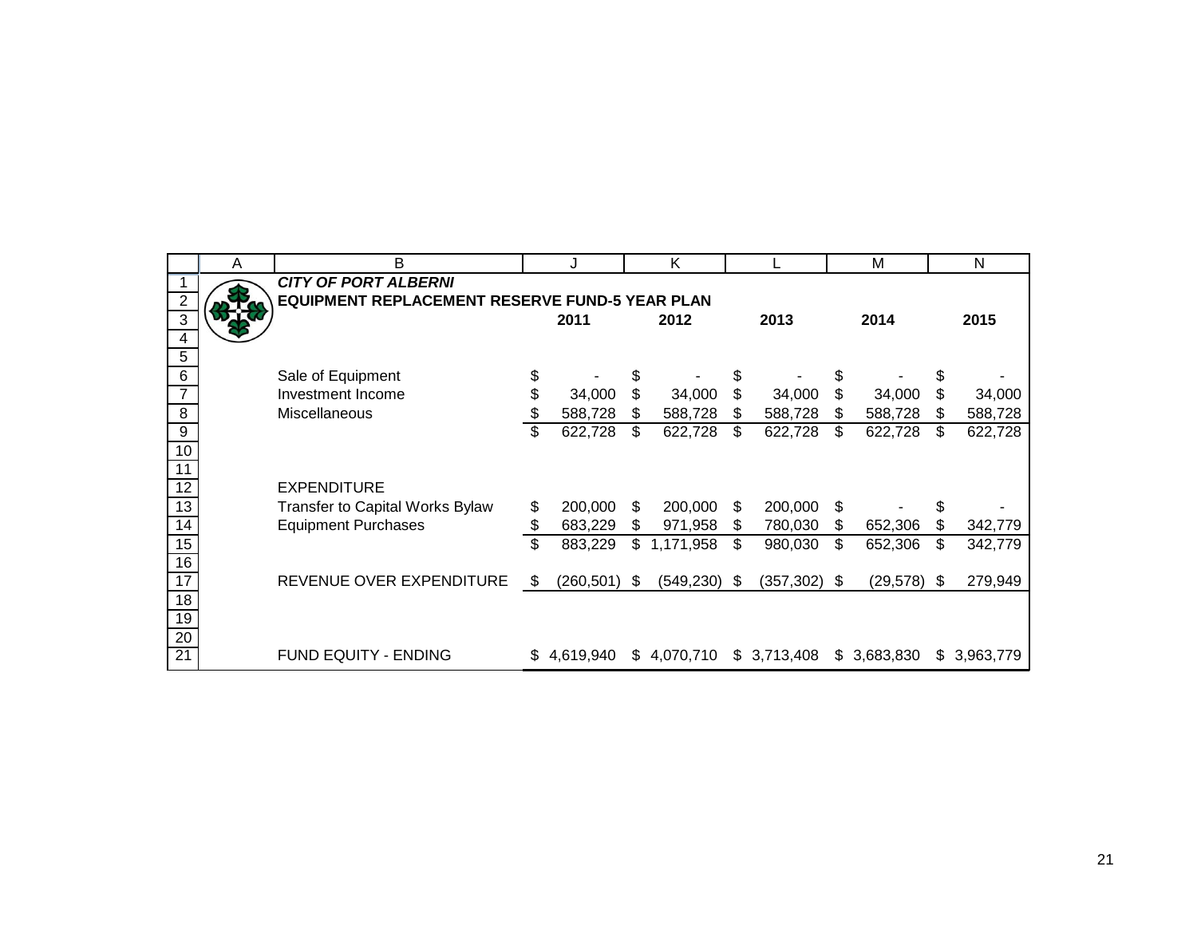***CITY OF PORT ALBERNI***

**EQUIPMENT REPLACEMENT RESERVE FUND-5 YEAR PLAN**

| | 2011 | 2012 | 2013 | 2014 | 2015 |
|---|---|---|---|---|---|
| Sale of Equipment | $ - | $ - | $ - | $ - | $ - |
| Investment Income | $ 34,000 | $ 34,000 | $ 34,000 | $ 34,000 | $ 34,000 |
| Miscellaneous | $ 588,728 | $ 588,728 | $ 588,728 | $ 588,728 | $ 588,728 |
| | $ 622,728 | $ 622,728 | $ 622,728 | $ 622,728 | $ 622,728 |
| EXPENDITURE | | | | | |
| Transfer to Capital Works Bylaw | $ 200,000 | $ 200,000 | $ 200,000 | $ - | $ - |
| Equipment Purchases | $ 683,229 | $ 971,958 | $ 780,030 | $ 652,306 | $ 342,779 |
| | $ 883,229 | $ 1,171,958 | $ 980,030 | $ 652,306 | $ 342,779 |
| REVENUE OVER EXPENDITURE | $ (260,501) | $ (549,230) | $ (357,302) | $ (29,578) | $ 279,949 |
| FUND EQUITY - ENDING | $ 4,619,940 | $ 4,070,710 | $ 3,713,408 | $ 3,683,830 | $ 3,963,779 |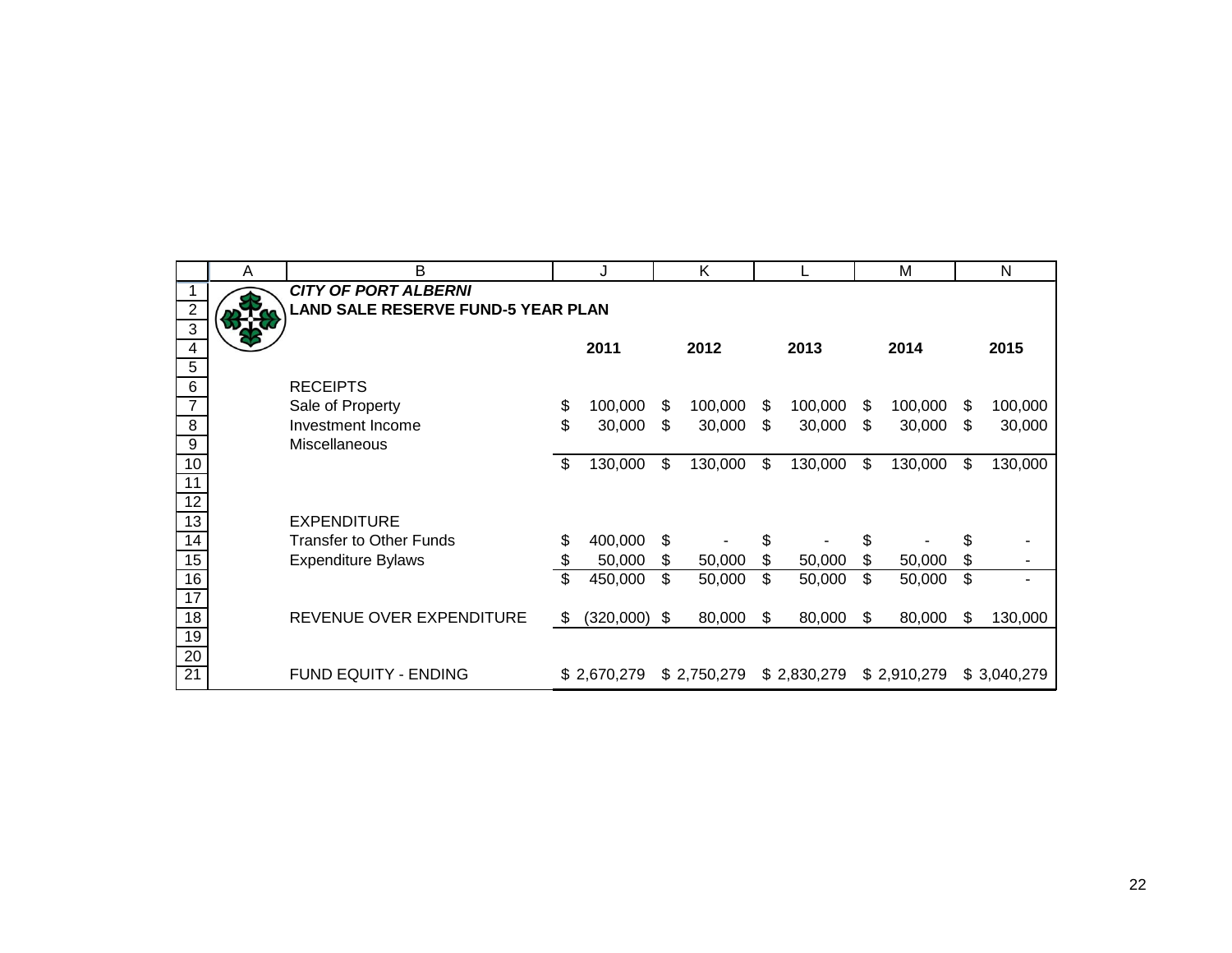***CITY OF PORT ALBERNI***

**LAND SALE RESERVE FUND-5 YEAR PLAN**

| | 2011 | 2012 | 2013 | 2014 | 2015 |
|---|---|---|---|---|---|
| RECEIPTS | | | | | |
| Sale of Property | $ 100,000 | $ 100,000 | $ 100,000 | $ 100,000 | $ 100,000 |
| Investment Income | $ 30,000 | $ 30,000 | $ 30,000 | $ 30,000 | $ 30,000 |
| Miscellaneous | | | | | |
| | $ 130,000 | $ 130,000 | $ 130,000 | $ 130,000 | $ 130,000 |
| | | | | | |
| EXPENDITURE | | | | | |
| Transfer to Other Funds | $ 400,000 | $ - | $ - | $ - | $ - |
| Expenditure Bylaws | $ 50,000 | $ 50,000 | $ 50,000 | $ 50,000 | $ - |
| | $ 450,000 | $ 50,000 | $ 50,000 | $ 50,000 | $ - |
| | | | | | |
| REVENUE OVER EXPENDITURE | $ (320,000) | $ 80,000 | $ 80,000 | $ 80,000 | $ 130,000 |
| | | | | | |
| FUND EQUITY - ENDING | $ 2,670,279 | $ 2,750,279 | $ 2,830,279 | $ 2,910,279 | $ 3,040,279 |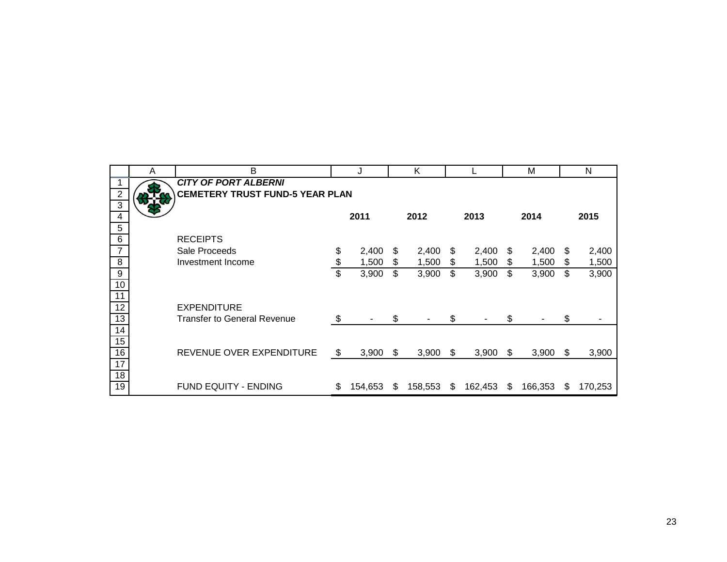***CITY OF PORT ALBERNI***

**CEMETERY TRUST FUND-5 YEAR PLAN**

| | 2011 | 2012 | 2013 | 2014 | 2015 |
|---|---|---|---|---|---|
| RECEIPTS | | | | | |
| Sale Proceeds | $ 2,400 | $ 2,400 | $ 2,400 | $ 2,400 | $ 2,400 |
| Investment Income | $ 1,500 | $ 1,500 | $ 1,500 | $ 1,500 | $ 1,500 |
| | $ 3,900 | $ 3,900 | $ 3,900 | $ 3,900 | $ 3,900 |
| EXPENDITURE | | | | | |
| Transfer to General Revenue | $ - | $ - | $ - | $ - | $ - |
| REVENUE OVER EXPENDITURE | $ 3,900 | $ 3,900 | $ 3,900 | $ 3,900 | $ 3,900 |
| FUND EQUITY - ENDING | $ 154,653 | $ 158,553 | $ 162,453 | $ 166,353 | $ 170,253 |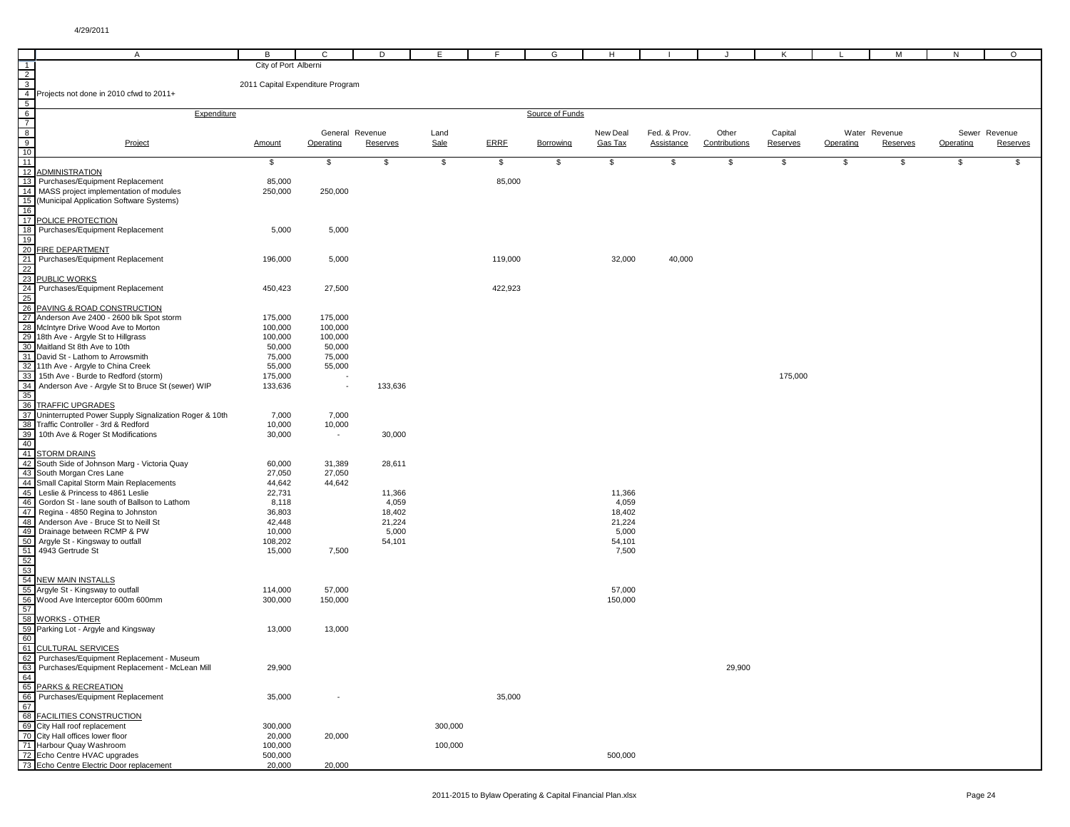City of Port Alberni

2011 Capital Expenditure Program

Projects not done in 2010 cfwd to 2011+

| | Expenditure | | | | | Source of Funds | | | | | | | | |
|---|---|---|---|---|---|---|---|---|---|---|---|---|---|---|
| | | General Revenue | | Land | | | New Deal | Fed. & Prov. | Other | Capital | Water Revenue | | Sewer Revenue | |
| Project | Amount | Operating | Reserves | Sale | ERRF | Borrowing | Gas Tax | Assistance | Contributions | Reserves | Operating | Reserves | Operating | Reserves |
| | $ | $ | $ | $ | $ | $ | $ | $ | $ | $ | $ | $ | $ | $ |
| ADMINISTRATION | | | | | | | | | | | | | | |
| Purchases/Equipment Replacement | 85,000 | | | | 85,000 | | | | | | | | | |
| MASS project implementation of modules | 250,000 | 250,000 | | | | | | | | | | | | |
| (Municipal Application Software Systems) | | | | | | | | | | | | | | |
| POLICE PROTECTION | | | | | | | | | | | | | | |
| Purchases/Equipment Replacement | 5,000 | 5,000 | | | | | | | | | | | | |
| FIRE DEPARTMENT | | | | | | | | | | | | | | |
| Purchases/Equipment Replacement | 196,000 | 5,000 | | | 119,000 | | 32,000 | 40,000 | | | | | | |
| PUBLIC WORKS | | | | | | | | | | | | | | |
| Purchases/Equipment Replacement | 450,423 | 27,500 | | | 422,923 | | | | | | | | | |
| PAVING & ROAD CONSTRUCTION | | | | | | | | | | | | | | |
| Anderson Ave 2400 - 2600 blk Spot storm | 175,000 | 175,000 | | | | | | | | | | | | |
| McIntyre Drive Wood Ave to Morton | 100,000 | 100,000 | | | | | | | | | | | | |
| 18th Ave - Argyle St to Hillgrass | 100,000 | 100,000 | | | | | | | | | | | | |
| Maitland St 8th Ave to 10th | 50,000 | 50,000 | | | | | | | | | | | | |
| David St - Lathom to Arrowsmith | 75,000 | 75,000 | | | | | | | | | | | | |
| 11th Ave - Argyle to China Creek | 55,000 | 55,000 | | | | | | | | | | | | |
| 15th Ave - Burde to Redford (storm) | 175,000 | - | | | | | | | | 175,000 | | | | |
| Anderson Ave - Argyle St to Bruce St (sewer) WIP | 133,636 | - | 133,636 | | | | | | | | | | | |
| TRAFFIC UPGRADES | | | | | | | | | | | | | | |
| Uninterrupted Power Supply Signalization Roger & 10th | 7,000 | 7,000 | | | | | | | | | | | | |
| Traffic Controller - 3rd & Redford | 10,000 | 10,000 | | | | | | | | | | | | |
| 10th Ave & Roger St Modifications | 30,000 | - | 30,000 | | | | | | | | | | | |
| STORM DRAINS | | | | | | | | | | | | | | |
| South Side of Johnson Marg - Victoria Quay | 60,000 | 31,389 | 28,611 | | | | | | | | | | | |
| South Morgan Cres Lane | 27,050 | 27,050 | | | | | | | | | | | | |
| Small Capital Storm Main Replacements | 44,642 | 44,642 | | | | | | | | | | | | |
| Leslie & Princess to 4861 Leslie | 22,731 | | 11,366 | | | | 11,366 | | | | | | | |
| Gordon St - lane south of Ballson to Lathom | 8,118 | | 4,059 | | | | 4,059 | | | | | | | |
| Regina - 4850 Regina to Johnston | 36,803 | | 18,402 | | | | 18,402 | | | | | | | |
| Anderson Ave - Bruce St to Neill St | 42,448 | | 21,224 | | | | 21,224 | | | | | | | |
| Drainage between RCMP & PW | 10,000 | | 5,000 | | | | 5,000 | | | | | | | |
| Argyle St - Kingsway to outfall | 108,202 | | 54,101 | | | | 54,101 | | | | | | | |
| 4943 Gertrude St | 15,000 | 7,500 | | | | | 7,500 | | | | | | | |
| NEW MAIN INSTALLS | | | | | | | | | | | | | | |
| Argyle St - Kingsway to outfall | 114,000 | 57,000 | | | | | 57,000 | | | | | | | |
| Wood Ave Interceptor 600m 600mm | 300,000 | 150,000 | | | | | 150,000 | | | | | | | |
| WORKS - OTHER | | | | | | | | | | | | | | |
| Parking Lot - Argyle and Kingsway | 13,000 | 13,000 | | | | | | | | | | | | |
| CULTURAL SERVICES | | | | | | | | | | | | | | |
| Purchases/Equipment Replacement - Museum | | | | | | | | | | | | | | |
| Purchases/Equipment Replacement - McLean Mill | 29,900 | | | | | | | | 29,900 | | | | | |
| PARKS & RECREATION | | | | | | | | | | | | | | |
| Purchases/Equipment Replacement | 35,000 | - | | | 35,000 | | | | | | | | | |
| FACILITIES CONSTRUCTION | | | | | | | | | | | | | | |
| City Hall roof replacement | 300,000 | | | 300,000 | | | | | | | | | | |
| City Hall offices lower floor | 20,000 | 20,000 | | | | | | | | | | | | |
| Harbour Quay Washroom | 100,000 | | | 100,000 | | | | | | | | | | |
| Echo Centre HVAC upgrades | 500,000 | | | | | | 500,000 | | | | | | | |
| Echo Centre Electric Door replacement | 20,000 | 20,000 | | | | | | | | | | | | |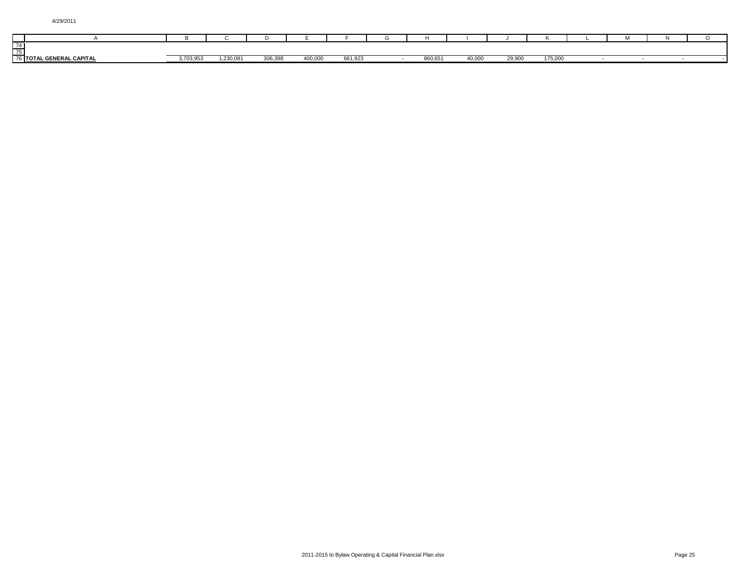| | A | B | C | D | E | F | G | H | I | J | K | L | M | N | O |
|---|---|---|---|---|---|---|---|---|---|---|---|---|---|---|---|
| 74 | | | | | | | | | | | | | | | |
| 75 | | | | | | | | | | | | | | | |
| 76 | **TOTAL GENERAL CAPITAL** | 3,703,953 | 1,230,081 | 306,398 | 400,000 | 661,923 | - | 860,651 | 40,000 | 29,900 | 175,000 | - | - | - | - |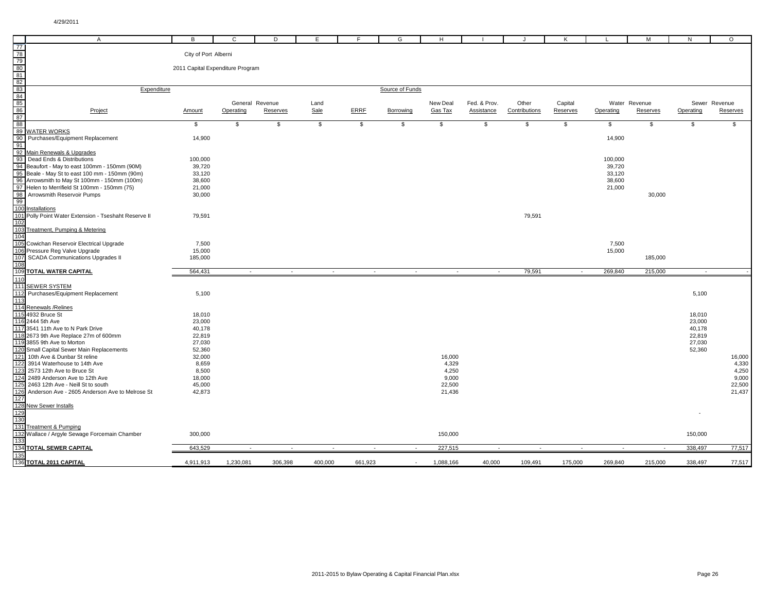City of Port Alberni

2011 Capital Expenditure Program

| Project | Amount | General Revenue Operating | General Revenue Reserves | Land Sale | ERRF | Borrowing | New Deal Gas Tax | Fed. & Prov. Assistance | Other Contributions | Capital Reserves | Water Revenue Operating | Water Revenue Reserves | Sewer Revenue Operating | Sewer Revenue Reserves |
|---|---|---|---|---|---|---|---|---|---|---|---|---|---|---|
| | $ | $ | $ | $ | $ | $ | $ | $ | $ | $ | $ | $ | $ | $ |
| **WATER WORKS** | | | | | | | | | | | | | | |
| Purchases/Equipment Replacement | 14,900 | | | | | | | | | | 14,900 | | | |
| Main Renewals & Upgrades | | | | | | | | | | | | | | |
| Dead Ends & Distributions | 100,000 | | | | | | | | | | 100,000 | | | |
| Beaufort - May to east 100mm - 150mm (90M) | 39,720 | | | | | | | | | | 39,720 | | | |
| Beale - May St to east 100 mm - 150mm (90m) | 33,120 | | | | | | | | | | 33,120 | | | |
| Arrowsmith to May St 100mm - 150mm (100m) | 38,600 | | | | | | | | | | 38,600 | | | |
| Helen to Merrifield St 100mm - 150mm (75) | 21,000 | | | | | | | | | | 21,000 | | | |
| Arrowsmith Reservoir Pumps | 30,000 | | | | | | | | | | | 30,000 | | |
| Installations | | | | | | | | | | | | | | |
| Polly Point Water Extension - Tseshaht Reserve II | 79,591 | | | | | | | | 79,591 | | | | | |
| Treatment, Pumping & Metering | | | | | | | | | | | | | | |
| Cowichan Reservoir Electrical Upgrade | 7,500 | | | | | | | | | | 7,500 | | | |
| Pressure Reg Valve Upgrade | 15,000 | | | | | | | | | | 15,000 | | | |
| SCADA Communications Upgrades II | 185,000 | | | | | | | | | | | 185,000 | | |
| **TOTAL WATER CAPITAL** | 564,431 | - | - | - | - | - | - | - | 79,591 | - | 269,840 | 215,000 | - | - |
| **SEWER SYSTEM** | | | | | | | | | | | | | | |
| Purchases/Equipment Replacement | 5,100 | | | | | | | | | | | | 5,100 | |
| Renewals /Relines | | | | | | | | | | | | | | |
| 4932 Bruce St | 18,010 | | | | | | | | | | | | 18,010 | |
| 2444 5th Ave | 23,000 | | | | | | | | | | | | 23,000 | |
| 3541 11th Ave to N Park Drive | 40,178 | | | | | | | | | | | | 40,178 | |
| 2673 9th Ave Replace 27m of 600mm | 22,819 | | | | | | | | | | | | 22,819 | |
| 3855 9th Ave to Morton | 27,030 | | | | | | | | | | | | 27,030 | |
| Small Capital Sewer Main Replacements | 52,360 | | | | | | | | | | | | 52,360 | |
| 10th Ave & Dunbar St reline | 32,000 | | | | | | 16,000 | | | | | | | 16,000 |
| 3914 Waterhouse to 14th Ave | 8,659 | | | | | | 4,329 | | | | | | | 4,330 |
| 2573 12th Ave to Bruce St | 8,500 | | | | | | 4,250 | | | | | | | 4,250 |
| 2489 Anderson Ave to 12th Ave | 18,000 | | | | | | 9,000 | | | | | | | 9,000 |
| 2463 12th Ave - Neill St to south | 45,000 | | | | | | 22,500 | | | | | | | 22,500 |
| Anderson Ave - 2605 Anderson Ave to Melrose St | 42,873 | | | | | | 21,436 | | | | | | | 21,437 |
| New Sewer Installs | | | | | | | | | | | | | | |
| | | | | | | | | | | | | | - | |
| Treatment & Pumping | | | | | | | | | | | | | | |
| Wallace / Argyle Sewage Forcemain Chamber | 300,000 | | | | | | 150,000 | | | | | | 150,000 | |
| **TOTAL SEWER CAPITAL** | 643,529 | - | - | - | - | - | 227,515 | - | - | - | - | - | 338,497 | 77,517 |
| **TOTAL 2011 CAPITAL** | 4,911,913 | 1,230,081 | 306,398 | 400,000 | 661,923 | - | 1,088,166 | 40,000 | 109,491 | 175,000 | 269,840 | 215,000 | 338,497 | 77,517 |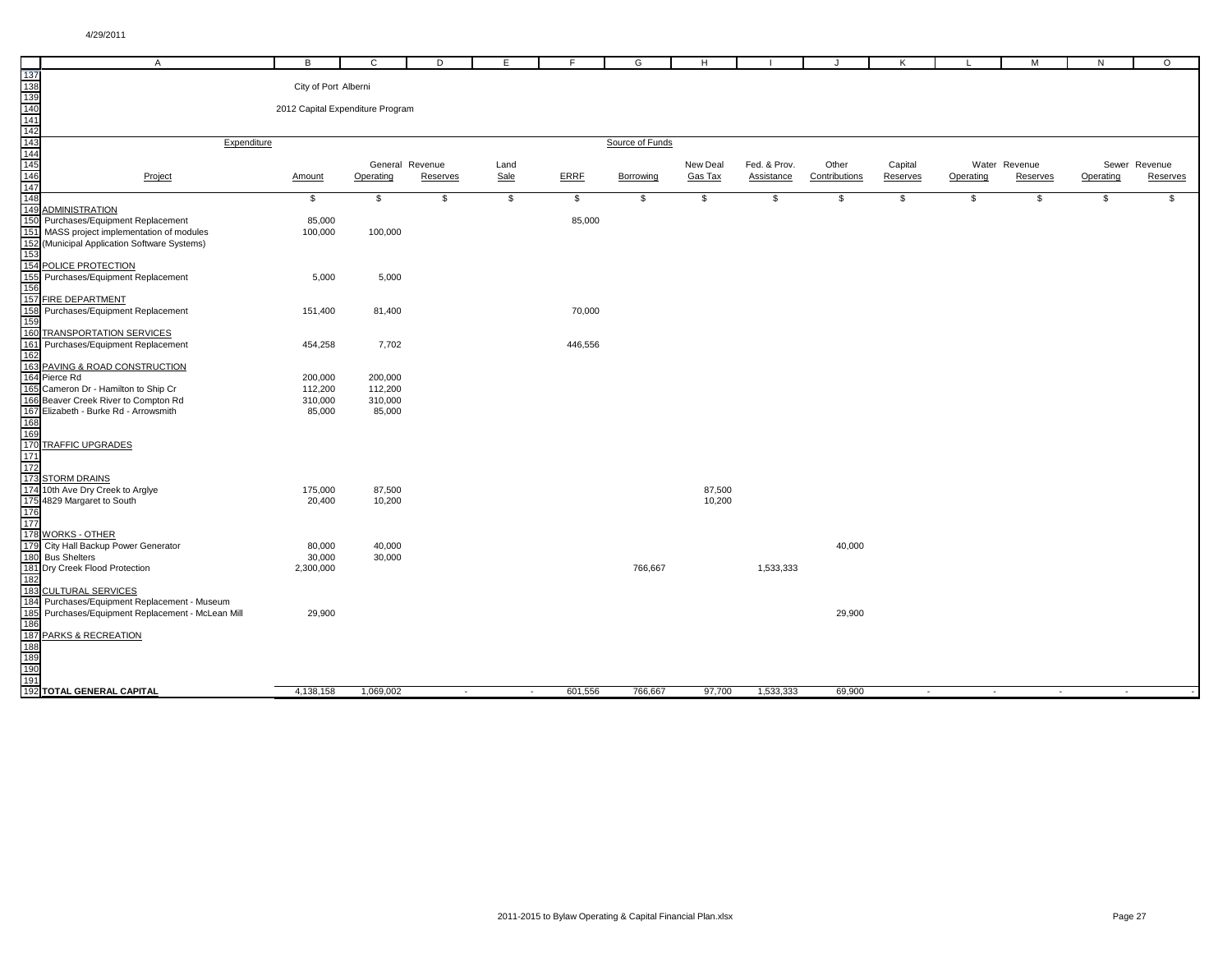City of Port Alberni

2012 Capital Expenditure Program

| Expenditure | | Source of Funds | | | | | | | | | | | | |
|---|---|---|---|---|---|---|---|---|---|---|---|---|---|---|
| Project | Amount | General Revenue Operating | General Revenue Reserves | Land Sale | ERRF | Borrowing | New Deal Gas Tax | Fed. & Prov. Assistance | Other Contributions | Capital Reserves | Water Revenue Operating | Water Revenue Reserves | Sewer Revenue Operating | Sewer Revenue Reserves |
| | $ | $ | $ | $ | $ | $ | $ | $ | $ | $ | $ | $ | $ | $ |
| ADMINISTRATION | | | | | | | | | | | | | | |
| Purchases/Equipment Replacement | 85,000 | | | | 85,000 | | | | | | | | | |
| MASS project implementation of modules | 100,000 | 100,000 | | | | | | | | | | | | |
| (Municipal Application Software Systems) | | | | | | | | | | | | | | |
| POLICE PROTECTION | | | | | | | | | | | | | | |
| Purchases/Equipment Replacement | 5,000 | 5,000 | | | | | | | | | | | | |
| FIRE DEPARTMENT | | | | | | | | | | | | | | |
| Purchases/Equipment Replacement | 151,400 | 81,400 | | | 70,000 | | | | | | | | | |
| TRANSPORTATION SERVICES | | | | | | | | | | | | | | |
| Purchases/Equipment Replacement | 454,258 | 7,702 | | | 446,556 | | | | | | | | | |
| PAVING & ROAD CONSTRUCTION | | | | | | | | | | | | | | |
| Pierce Rd | 200,000 | 200,000 | | | | | | | | | | | | |
| Cameron Dr - Hamilton to Ship Cr | 112,200 | 112,200 | | | | | | | | | | | | |
| Beaver Creek River to Compton Rd | 310,000 | 310,000 | | | | | | | | | | | | |
| Elizabeth - Burke Rd - Arrowsmith | 85,000 | 85,000 | | | | | | | | | | | | |
| TRAFFIC UPGRADES | | | | | | | | | | | | | | |
| STORM DRAINS | | | | | | | | | | | | | | |
| 10th Ave Dry Creek to Arglye | 175,000 | 87,500 | | | | | 87,500 | | | | | | | |
| 4829 Margaret to South | 20,400 | 10,200 | | | | | 10,200 | | | | | | | |
| WORKS - OTHER | | | | | | | | | | | | | | |
| City Hall Backup Power Generator | 80,000 | 40,000 | | | | | | | 40,000 | | | | | |
| Bus Shelters | 30,000 | 30,000 | | | | | | | | | | | | |
| Dry Creek Flood Protection | 2,300,000 | | | | | 766,667 | | 1,533,333 | | | | | | |
| CULTURAL SERVICES | | | | | | | | | | | | | | |
| Purchases/Equipment Replacement - Museum | | | | | | | | | | | | | | |
| Purchases/Equipment Replacement - McLean Mill | 29,900 | | | | | | | | 29,900 | | | | | |
| PARKS & RECREATION | | | | | | | | | | | | | | |
| **TOTAL GENERAL CAPITAL** | 4,138,158 | 1,069,002 | - | - | 601,556 | 766,667 | 97,700 | 1,533,333 | 69,900 | - | - | - | - | - |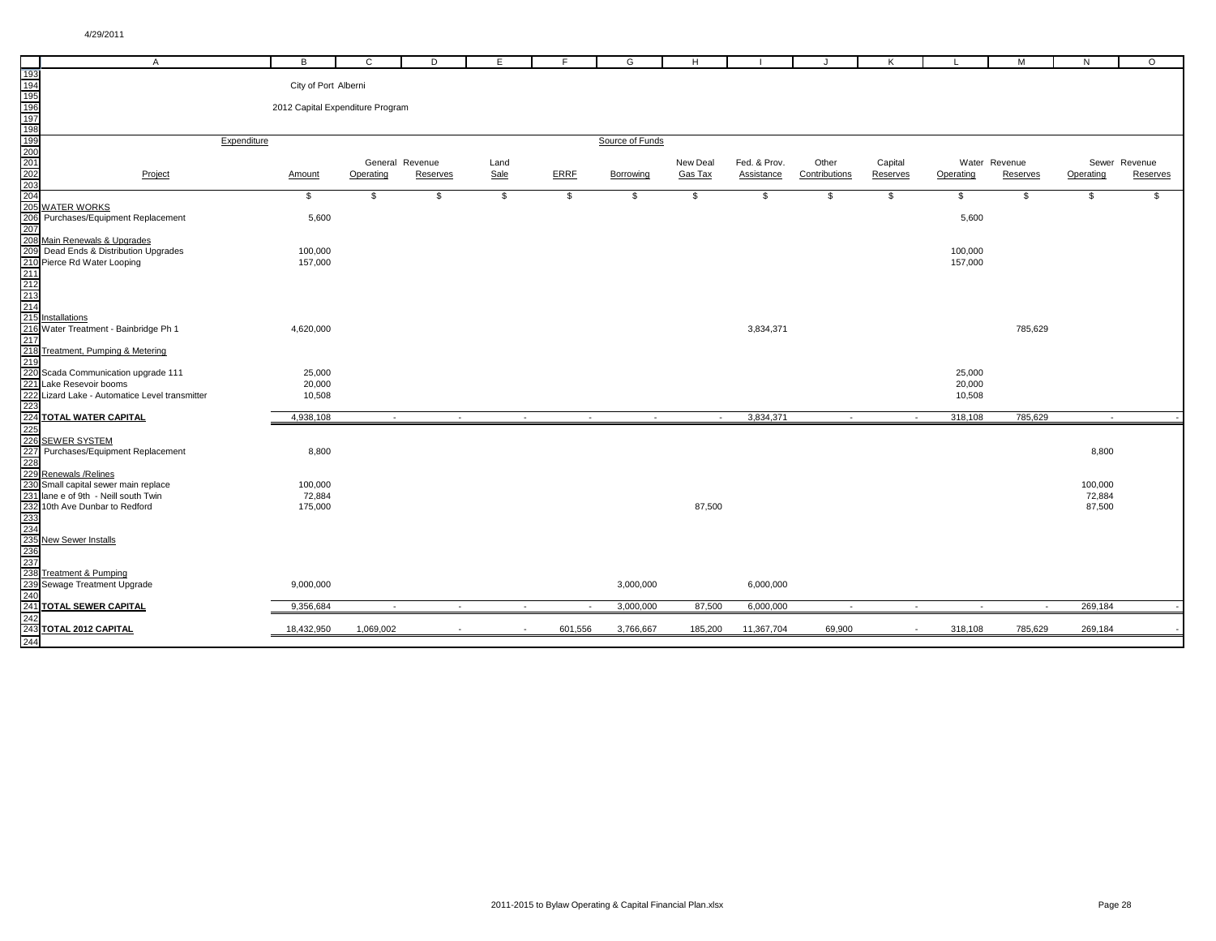City of Port Alberni

2012 Capital Expenditure Program

| Project | Expenditure Amount | General Revenue Operating | General Revenue Reserves | Land Sale | ERRF | Borrowing | New Deal Gas Tax | Fed. & Prov. Assistance | Other Contributions | Capital Reserves | Water Revenue Operating | Water Revenue Reserves | Sewer Revenue Operating | Sewer Revenue Reserves |
|---|---|---|---|---|---|---|---|---|---|---|---|---|---|---|
| | $ | $ | $ | $ | $ | $ | $ | $ | $ | $ | $ | $ | $ | $ |
| **WATER WORKS** | | | | | | | | | | | | | | |
| Purchases/Equipment Replacement | 5,600 | | | | | | | | | | 5,600 | | | |
| Main Renewals & Upgrades | | | | | | | | | | | | | | |
| Dead Ends & Distribution Upgrades | 100,000 | | | | | | | | | | 100,000 | | | |
| Pierce Rd Water Looping | 157,000 | | | | | | | | | | 157,000 | | | |
| Installations | | | | | | | | | | | | | | |
| Water Treatment - Bainbridge Ph 1 | 4,620,000 | | | | | | | 3,834,371 | | | | 785,629 | | |
| Treatment, Pumping & Metering | | | | | | | | | | | | | | |
| Scada Communication upgrade 111 | 25,000 | | | | | | | | | | 25,000 | | | |
| Lake Resevoir booms | 20,000 | | | | | | | | | | 20,000 | | | |
| Lizard Lake - Automatice Level transmitter | 10,508 | | | | | | | | | | 10,508 | | | |
| **TOTAL WATER CAPITAL** | 4,938,108 | - | - | - | - | - | - | 3,834,371 | - | - | 318,108 | 785,629 | - | - |
| **SEWER SYSTEM** | | | | | | | | | | | | | | |
| Purchases/Equipment Replacement | 8,800 | | | | | | | | | | | | 8,800 | |
| Renewals /Relines | | | | | | | | | | | | | | |
| Small capital sewer main replace | 100,000 | | | | | | | | | | | | 100,000 | |
| lane e of 9th - Neill south Twin | 72,884 | | | | | | | | | | | | 72,884 | |
| 10th Ave Dunbar to Redford | 175,000 | | | | | | 87,500 | | | | | | 87,500 | |
| New Sewer Installs | | | | | | | | | | | | | | |
| Treatment & Pumping | | | | | | | | | | | | | | |
| Sewage Treatment Upgrade | 9,000,000 | | | | | 3,000,000 | | 6,000,000 | | | | | | |
| **TOTAL SEWER CAPITAL** | 9,356,684 | - | - | - | - | 3,000,000 | 87,500 | 6,000,000 | - | - | - | - | 269,184 | - |
| **TOTAL 2012 CAPITAL** | 18,432,950 | 1,069,002 | - | - | 601,556 | 3,766,667 | 185,200 | 11,367,704 | 69,900 | - | 318,108 | 785,629 | 269,184 | - |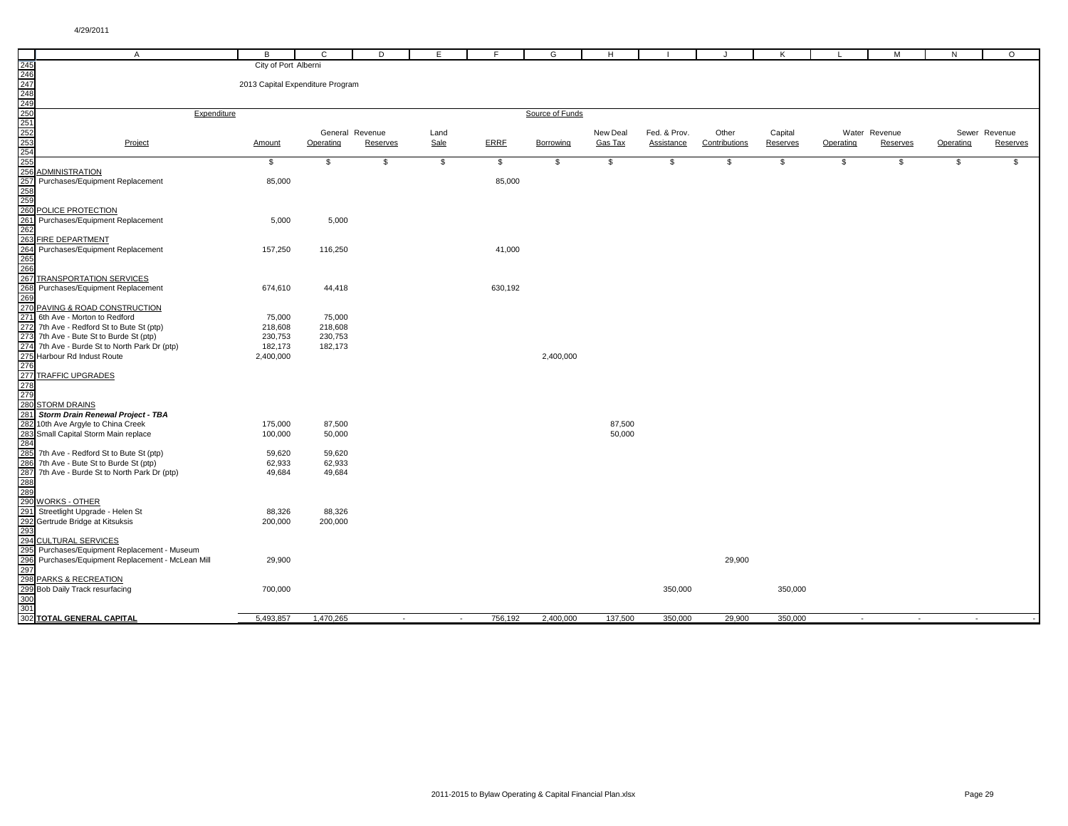City of Port Alberni

2013 Capital Expenditure Program

| Project | Expenditure Amount | General Revenue Operating | General Revenue Reserves | Land Sale | ERRF | Borrowing | New Deal Gas Tax | Fed. & Prov. Assistance | Other Contributions | Capital Reserves | Water Revenue Operating | Water Revenue Reserves | Sewer Revenue Operating | Sewer Revenue Reserves |
|---|---|---|---|---|---|---|---|---|---|---|---|---|---|---|
| | $ | $ | $ | $ | $ | $ | $ | $ | $ | $ | $ | $ | $ | $ |
| ADMINISTRATION | | | | | | | | | | | | | | |
| Purchases/Equipment Replacement | 85,000 | | | | 85,000 | | | | | | | | | |
| POLICE PROTECTION | | | | | | | | | | | | | | |
| Purchases/Equipment Replacement | 5,000 | 5,000 | | | | | | | | | | | | |
| FIRE DEPARTMENT | | | | | | | | | | | | | | |
| Purchases/Equipment Replacement | 157,250 | 116,250 | | | 41,000 | | | | | | | | | |
| TRANSPORTATION SERVICES | | | | | | | | | | | | | | |
| Purchases/Equipment Replacement | 674,610 | 44,418 | | | 630,192 | | | | | | | | | |
| PAVING & ROAD CONSTRUCTION | | | | | | | | | | | | | | |
| 6th Ave - Morton to Redford | 75,000 | 75,000 | | | | | | | | | | | | |
| 7th Ave - Redford St to Bute St (ptp) | 218,608 | 218,608 | | | | | | | | | | | | |
| 7th Ave - Bute St to Burde St (ptp) | 230,753 | 230,753 | | | | | | | | | | | | |
| 7th Ave - Burde St to North Park Dr (ptp) | 182,173 | 182,173 | | | | | | | | | | | | |
| Harbour Rd Indust Route | 2,400,000 | | | | | 2,400,000 | | | | | | | | |
| TRAFFIC UPGRADES | | | | | | | | | | | | | | |
| STORM DRAINS | | | | | | | | | | | | | | |
| ***Storm Drain Renewal Project - TBA*** | | | | | | | | | | | | | | |
| 10th Ave Argyle to China Creek | 175,000 | 87,500 | | | | | 87,500 | | | | | | | |
| Small Capital Storm Main replace | 100,000 | 50,000 | | | | | 50,000 | | | | | | | |
| 7th Ave - Redford St to Bute St (ptp) | 59,620 | 59,620 | | | | | | | | | | | | |
| 7th Ave - Bute St to Burde St (ptp) | 62,933 | 62,933 | | | | | | | | | | | | |
| 7th Ave - Burde St to North Park Dr (ptp) | 49,684 | 49,684 | | | | | | | | | | | | |
| WORKS - OTHER | | | | | | | | | | | | | | |
| Streetlight Upgrade - Helen St | 88,326 | 88,326 | | | | | | | | | | | | |
| Gertrude Bridge at Kitsuksis | 200,000 | 200,000 | | | | | | | | | | | | |
| CULTURAL SERVICES | | | | | | | | | | | | | | |
| Purchases/Equipment Replacement - Museum | | | | | | | | | | | | | | |
| Purchases/Equipment Replacement - McLean Mill | 29,900 | | | | | | | | 29,900 | | | | | |
| PARKS & RECREATION | | | | | | | | | | | | | | |
| Bob Daily Track resurfacing | 700,000 | | | | | | | 350,000 | | 350,000 | | | | |
| **TOTAL GENERAL CAPITAL** | 5,493,857 | 1,470,265 | - | - | 756,192 | 2,400,000 | 137,500 | 350,000 | 29,900 | 350,000 | - | - | - | - |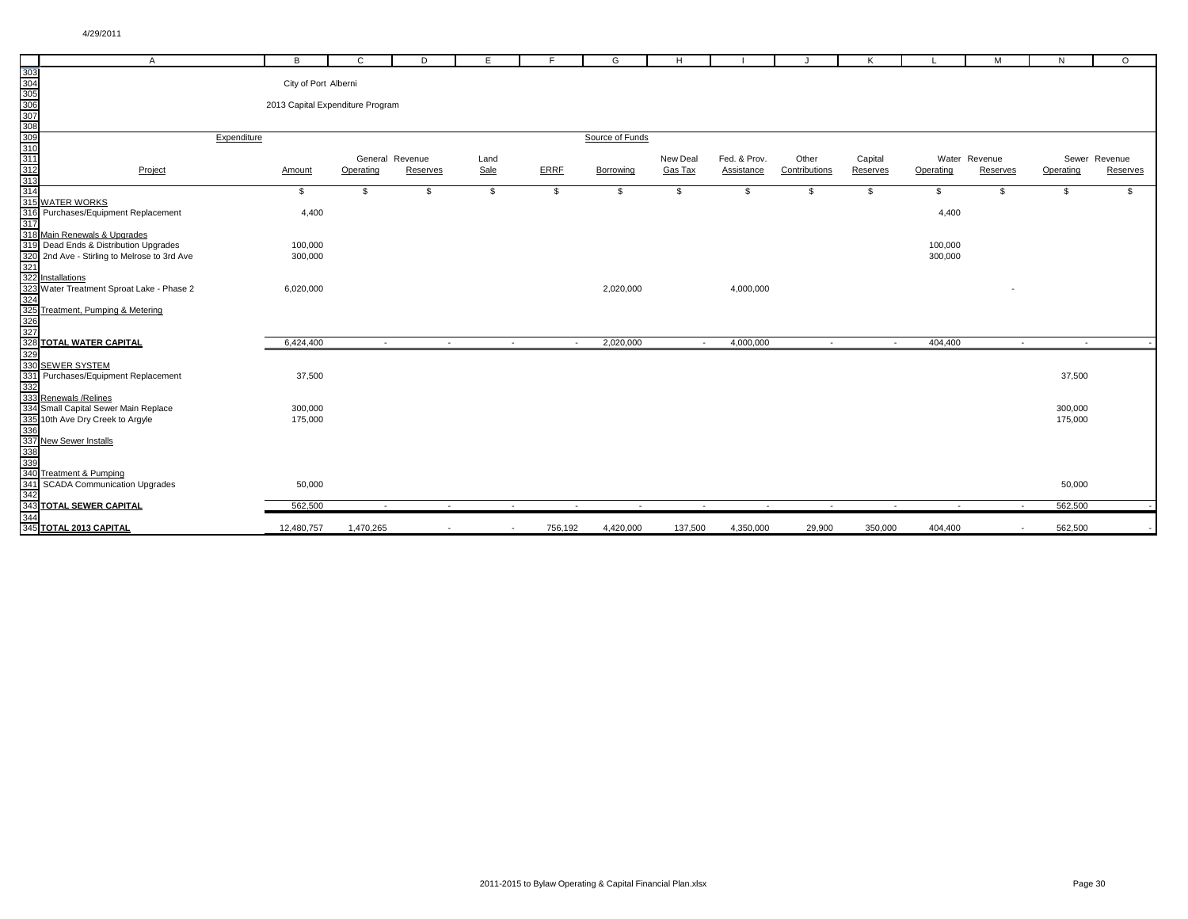City of Port Alberni

2013 Capital Expenditure Program

| Project | Expenditure Amount | General Revenue Operating | General Revenue Reserves | Land Sale | ERRF | Borrowing | New Deal Gas Tax | Fed. & Prov. Assistance | Other Contributions | Capital Reserves | Water Revenue Operating | Water Revenue Reserves | Sewer Revenue Operating | Sewer Revenue Reserves |
|---|---|---|---|---|---|---|---|---|---|---|---|---|---|---|
| | $ | $ | $ | $ | $ | $ | $ | $ | $ | $ | $ | $ | $ | $ |
| **WATER WORKS** | | | | | | | | | | | | | | |
| Purchases/Equipment Replacement | 4,400 | | | | | | | | | | 4,400 | | | |
| Main Renewals & Upgrades | | | | | | | | | | | | | | |
| Dead Ends & Distribution Upgrades | 100,000 | | | | | | | | | | 100,000 | | | |
| 2nd Ave - Stirling to Melrose to 3rd Ave | 300,000 | | | | | | | | | | 300,000 | | | |
| Installations | | | | | | | | | | | | | | |
| Water Treatment Sproat Lake - Phase 2 | 6,020,000 | | | | | 2,020,000 | | 4,000,000 | | | | - | | |
| Treatment, Pumping & Metering | | | | | | | | | | | | | | |
| **TOTAL WATER CAPITAL** | 6,424,400 | - | - | - | - | 2,020,000 | - | 4,000,000 | - | - | 404,400 | - | - | - |
| **SEWER SYSTEM** | | | | | | | | | | | | | | |
| Purchases/Equipment Replacement | 37,500 | | | | | | | | | | | | 37,500 | |
| Renewals /Relines | | | | | | | | | | | | | | |
| Small Capital Sewer Main Replace | 300,000 | | | | | | | | | | | | 300,000 | |
| 10th Ave Dry Creek to Argyle | 175,000 | | | | | | | | | | | | 175,000 | |
| New Sewer Installs | | | | | | | | | | | | | | |
| Treatment & Pumping | | | | | | | | | | | | | | |
| SCADA Communication Upgrades | 50,000 | | | | | | | | | | | | 50,000 | |
| **TOTAL SEWER CAPITAL** | 562,500 | - | - | - | - | - | - | - | - | - | - | - | 562,500 | - |
| **TOTAL 2013 CAPITAL** | 12,480,757 | 1,470,265 | - | - | 756,192 | 4,420,000 | 137,500 | 4,350,000 | 29,900 | 350,000 | 404,400 | - | 562,500 | - |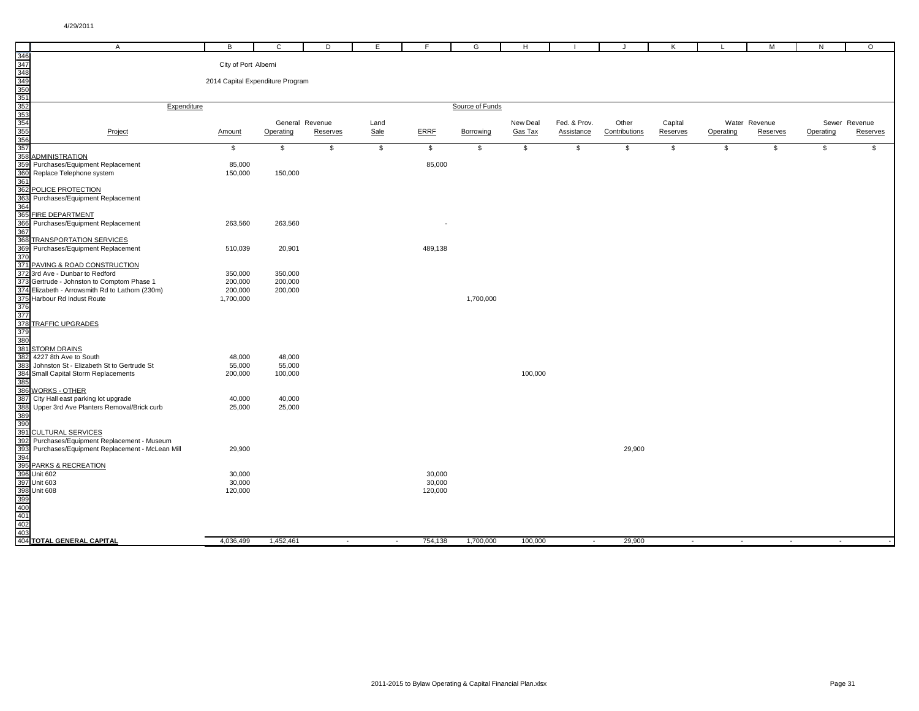City of Port Alberni

2014 Capital Expenditure Program

| Project | Amount | General Revenue Operating | General Revenue Reserves | Land Sale | ERRF | Borrowing | New Deal Gas Tax | Fed. & Prov. Assistance | Other Contributions | Capital Reserves | Water Revenue Operating | Water Revenue Reserves | Sewer Revenue Operating | Sewer Revenue Reserves |
|---|---|---|---|---|---|---|---|---|---|---|---|---|---|---|
| **Expenditure** | | | | | Source of Funds | | | | | | | | | |
| | $ | $ | $ | $ | $ | $ | $ | $ | $ | $ | $ | $ | $ | $ |
| ADMINISTRATION | | | | | | | | | | | | | | |
| Purchases/Equipment Replacement | 85,000 | | | | 85,000 | | | | | | | | | |
| Replace Telephone system | 150,000 | 150,000 | | | | | | | | | | | | |
| POLICE PROTECTION | | | | | | | | | | | | | | |
| Purchases/Equipment Replacement | | | | | | | | | | | | | | |
| FIRE DEPARTMENT | | | | | | | | | | | | | | |
| Purchases/Equipment Replacement | 263,560 | 263,560 | | | - | | | | | | | | | |
| TRANSPORTATION SERVICES | | | | | | | | | | | | | | |
| Purchases/Equipment Replacement | 510,039 | 20,901 | | | 489,138 | | | | | | | | | |
| PAVING & ROAD CONSTRUCTION | | | | | | | | | | | | | | |
| 3rd Ave - Dunbar to Redford | 350,000 | 350,000 | | | | | | | | | | | | |
| Gertrude - Johnston to Comptom Phase 1 | 200,000 | 200,000 | | | | | | | | | | | | |
| Elizabeth - Arrowsmith Rd to Lathom (230m) | 200,000 | 200,000 | | | | | | | | | | | | |
| Harbour Rd Indust Route | 1,700,000 | | | | | 1,700,000 | | | | | | | | |
| TRAFFIC UPGRADES | | | | | | | | | | | | | | |
| STORM DRAINS | | | | | | | | | | | | | | |
| 4227 8th Ave to South | 48,000 | 48,000 | | | | | | | | | | | | |
| Johnston St - Elizabeth St to Gertrude St | 55,000 | 55,000 | | | | | | | | | | | | |
| Small Capital Storm Replacements | 200,000 | 100,000 | | | | | 100,000 | | | | | | | |
| WORKS - OTHER | | | | | | | | | | | | | | |
| City Hall east parking lot upgrade | 40,000 | 40,000 | | | | | | | | | | | | |
| Upper 3rd Ave Planters Removal/Brick curb | 25,000 | 25,000 | | | | | | | | | | | | |
| CULTURAL SERVICES | | | | | | | | | | | | | | |
| Purchases/Equipment Replacement - Museum | | | | | | | | | | | | | | |
| Purchases/Equipment Replacement - McLean Mill | 29,900 | | | | | | | | 29,900 | | | | | |
| PARKS & RECREATION | | | | | | | | | | | | | | |
| Unit 602 | 30,000 | | | | 30,000 | | | | | | | | | |
| Unit 603 | 30,000 | | | | 30,000 | | | | | | | | | |
| Unit 608 | 120,000 | | | | 120,000 | | | | | | | | | |
| **TOTAL GENERAL CAPITAL** | 4,036,499 | 1,452,461 | - | - | 754,138 | 1,700,000 | 100,000 | - | 29,900 | - | - | - | - | - |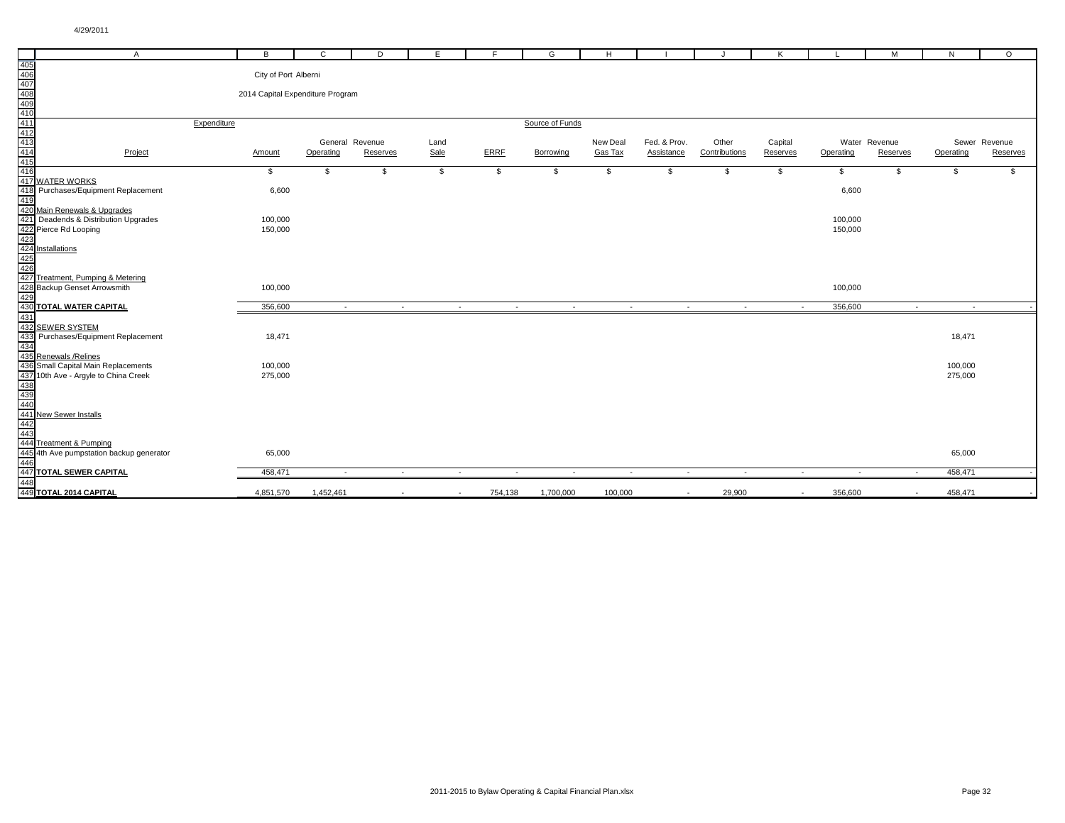City of Port Alberni

2014 Capital Expenditure Program

| Project | Expenditure Amount | General Revenue Operating | General Revenue Reserves | Land Sale | ERRF | Borrowing | New Deal Gas Tax | Fed. & Prov. Assistance | Other Contributions | Capital Reserves | Water Revenue Operating | Water Revenue Reserves | Sewer Revenue Operating | Sewer Revenue Reserves |
|---|---|---|---|---|---|---|---|---|---|---|---|---|---|---|
| | $ | $ | $ | $ | $ | $ | $ | $ | $ | $ | $ | $ | $ | $ |
| **WATER WORKS** | | | | | | | | | | | | | | |
| Purchases/Equipment Replacement | 6,600 | | | | | | | | | | 6,600 | | | |
| Main Renewals & Upgrades | | | | | | | | | | | | | | |
| Deadends & Distribution Upgrades | 100,000 | | | | | | | | | | 100,000 | | | |
| Pierce Rd Looping | 150,000 | | | | | | | | | | 150,000 | | | |
| Installations | | | | | | | | | | | | | | |
| Treatment, Pumping & Metering | | | | | | | | | | | | | | |
| Backup Genset Arrowsmith | 100,000 | | | | | | | | | | 100,000 | | | |
| **TOTAL WATER CAPITAL** | 356,600 | - | - | - | - | - | - | - | - | - | 356,600 | - | - | - |
| **SEWER SYSTEM** | | | | | | | | | | | | | | |
| Purchases/Equipment Replacement | 18,471 | | | | | | | | | | | | 18,471 | |
| Renewals /Relines | | | | | | | | | | | | | | |
| Small Capital Main Replacements | 100,000 | | | | | | | | | | | | 100,000 | |
| 10th Ave - Argyle to China Creek | 275,000 | | | | | | | | | | | | 275,000 | |
| New Sewer Installs | | | | | | | | | | | | | | |
| Treatment & Pumping | | | | | | | | | | | | | | |
| 4th Ave pumpstation backup generator | 65,000 | | | | | | | | | | | | 65,000 | |
| **TOTAL SEWER CAPITAL** | 458,471 | - | - | - | - | - | - | - | - | - | - | - | 458,471 | - |
| **TOTAL 2014 CAPITAL** | 4,851,570 | 1,452,461 | - | - | 754,138 | 1,700,000 | 100,000 | - | 29,900 | - | 356,600 | - | 458,471 | - |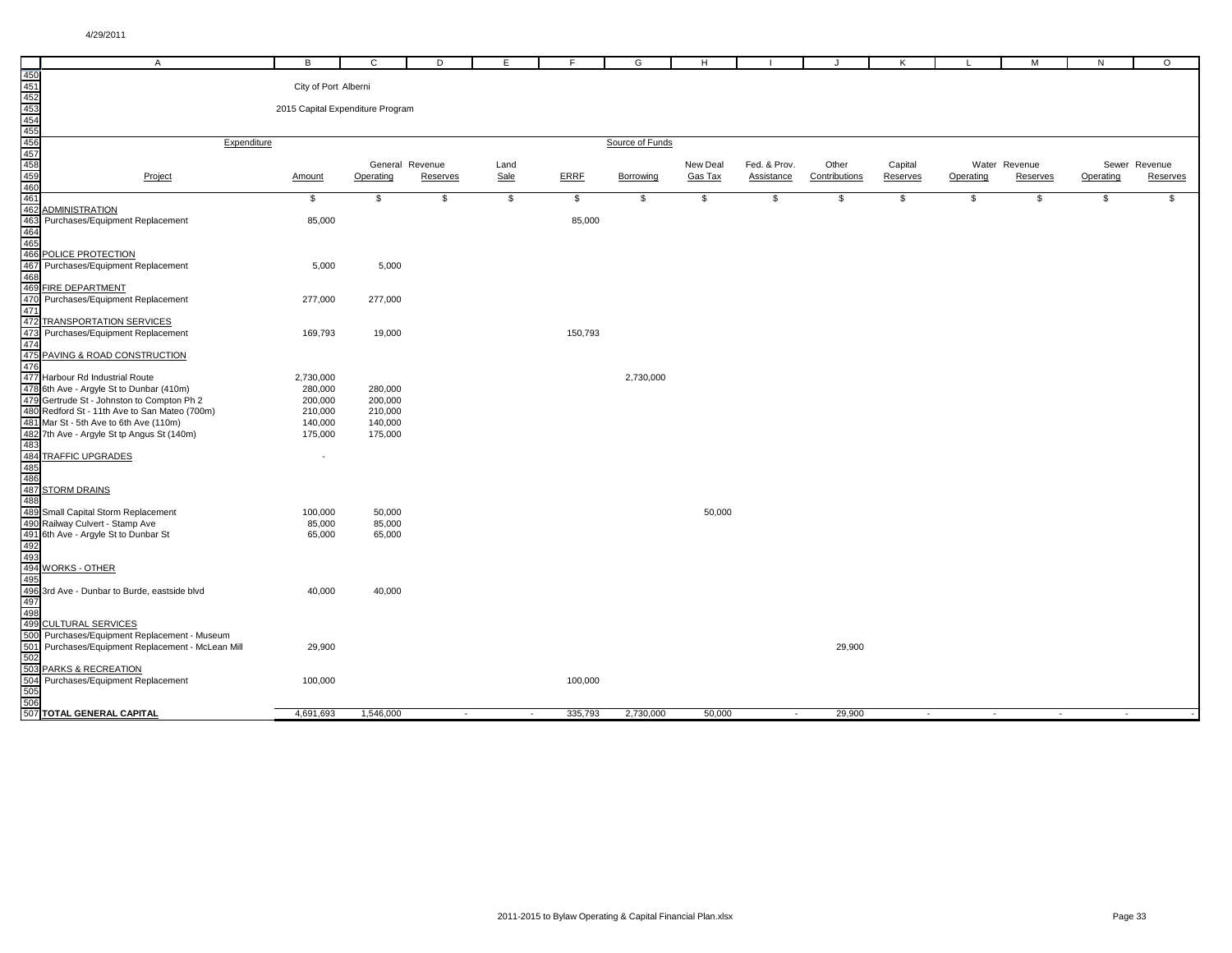City of Port Alberni

2015 Capital Expenditure Program

| Expenditure | | Source of Funds | | | | | | | | | | | | |
|---|---|---|---|---|---|---|---|---|---|---|---|---|---|---|
| Project | Amount | General Revenue Operating | General Revenue Reserves | Land Sale | ERRF | Borrowing | New Deal Gas Tax | Fed. & Prov. Assistance | Other Contributions | Capital Reserves | Water Revenue Operating | Water Revenue Reserves | Sewer Revenue Operating | Sewer Revenue Reserves |
| | $ | $ | $ | $ | $ | $ | $ | $ | $ | $ | $ | $ | $ | $ |
| ADMINISTRATION | | | | | | | | | | | | | | |
| Purchases/Equipment Replacement | 85,000 | | | | 85,000 | | | | | | | | | |
| POLICE PROTECTION | | | | | | | | | | | | | | |
| Purchases/Equipment Replacement | 5,000 | 5,000 | | | | | | | | | | | | |
| FIRE DEPARTMENT | | | | | | | | | | | | | | |
| Purchases/Equipment Replacement | 277,000 | 277,000 | | | | | | | | | | | | |
| TRANSPORTATION SERVICES | | | | | | | | | | | | | | |
| Purchases/Equipment Replacement | 169,793 | 19,000 | | | 150,793 | | | | | | | | | |
| PAVING & ROAD CONSTRUCTION | | | | | | | | | | | | | | |
| Harbour Rd Industrial Route | 2,730,000 | | | | | 2,730,000 | | | | | | | | |
| 6th Ave - Argyle St to Dunbar (410m) | 280,000 | 280,000 | | | | | | | | | | | | |
| Gertrude St - Johnston to Compton Ph 2 | 200,000 | 200,000 | | | | | | | | | | | | |
| Redford St - 11th Ave to San Mateo (700m) | 210,000 | 210,000 | | | | | | | | | | | | |
| Mar St - 5th Ave to 6th Ave (110m) | 140,000 | 140,000 | | | | | | | | | | | | |
| 7th Ave - Argyle St tp Angus St (140m) | 175,000 | 175,000 | | | | | | | | | | | | |
| TRAFFIC UPGRADES | - | | | | | | | | | | | | | |
| STORM DRAINS | | | | | | | | | | | | | | |
| Small Capital Storm Replacement | 100,000 | 50,000 | | | | | 50,000 | | | | | | | |
| Railway Culvert - Stamp Ave | 85,000 | 85,000 | | | | | | | | | | | | |
| 6th Ave - Argyle St to Dunbar St | 65,000 | 65,000 | | | | | | | | | | | | |
| WORKS - OTHER | | | | | | | | | | | | | | |
| 3rd Ave - Dunbar to Burde, eastside blvd | 40,000 | 40,000 | | | | | | | | | | | | |
| CULTURAL SERVICES | | | | | | | | | | | | | | |
| Purchases/Equipment Replacement - Museum | | | | | | | | | | | | | | |
| Purchases/Equipment Replacement - McLean Mill | 29,900 | | | | | | | | 29,900 | | | | | |
| PARKS & RECREATION | | | | | | | | | | | | | | |
| Purchases/Equipment Replacement | 100,000 | | | | 100,000 | | | | | | | | | |
| **TOTAL GENERAL CAPITAL** | 4,691,693 | 1,546,000 | - | - | 335,793 | 2,730,000 | 50,000 | - | 29,900 | - | - | - | - | - |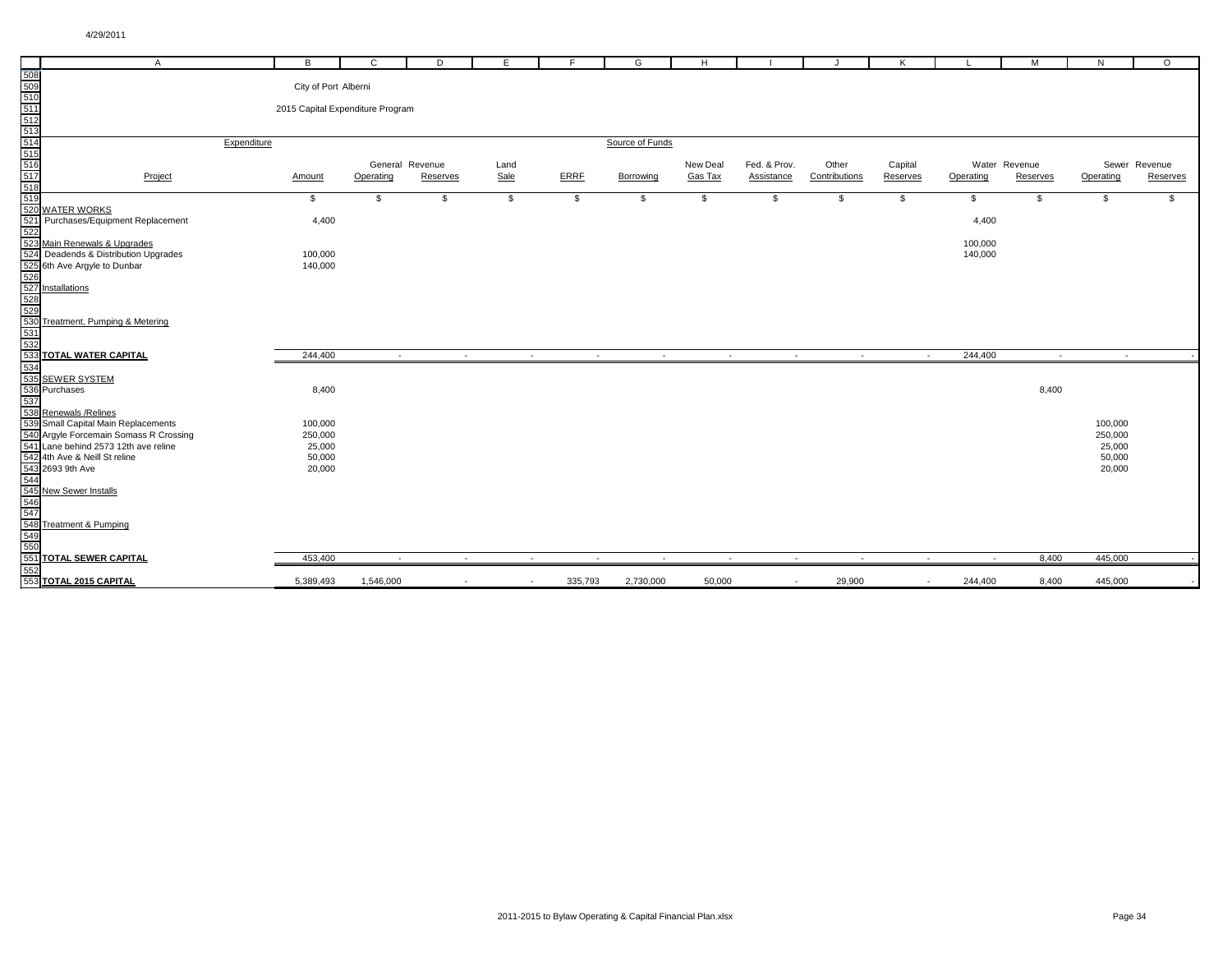City of Port Alberni

2015 Capital Expenditure Program

| Project | Expenditure Amount | General Revenue Operating | General Revenue Reserves | Land Sale | ERRF | Borrowing | New Deal Gas Tax | Fed. & Prov. Assistance | Other Contributions | Capital Reserves | Water Revenue Operating | Water Revenue Reserves | Sewer Revenue Operating | Sewer Revenue Reserves |
|---|---|---|---|---|---|---|---|---|---|---|---|---|---|---|
| | $ | $ | $ | $ | $ | $ | $ | $ | $ | $ | $ | $ | $ | $ |
| **WATER WORKS** | | | | | | | | | | | | | | |
| Purchases/Equipment Replacement | 4,400 | | | | | | | | | | 4,400 | | | |
| Main Renewals & Upgrades | | | | | | | | | | | | | | |
| Deadends & Distribution Upgrades | 100,000 | | | | | | | | | | 100,000 | | | |
| 6th Ave Argyle to Dunbar | 140,000 | | | | | | | | | | 140,000 | | | |
| Installations | | | | | | | | | | | | | | |
| Treatment, Pumping & Metering | | | | | | | | | | | | | | |
| **TOTAL WATER CAPITAL** | 244,400 | - | - | - | - | - | - | - | - | - | 244,400 | - | - | - |
| **SEWER SYSTEM** | | | | | | | | | | | | | | |
| Purchases | 8,400 | | | | | | | | | | | 8,400 | | |
| Renewals /Relines | | | | | | | | | | | | | | |
| Small Capital Main Replacements | 100,000 | | | | | | | | | | | | 100,000 | |
| Argyle Forcemain Somass R Crossing | 250,000 | | | | | | | | | | | | 250,000 | |
| Lane behind 2573 12th ave reline | 25,000 | | | | | | | | | | | | 25,000 | |
| 4th Ave & Neill St reline | 50,000 | | | | | | | | | | | | 50,000 | |
| 2693 9th Ave | 20,000 | | | | | | | | | | | | 20,000 | |
| New Sewer Installs | | | | | | | | | | | | | | |
| Treatment & Pumping | | | | | | | | | | | | | | |
| **TOTAL SEWER CAPITAL** | 453,400 | - | - | - | - | - | - | - | - | - | - | 8,400 | 445,000 | - |
| **TOTAL 2015 CAPITAL** | 5,389,493 | 1,546,000 | - | - | 335,793 | 2,730,000 | 50,000 | - | 29,900 | - | 244,400 | 8,400 | 445,000 | - |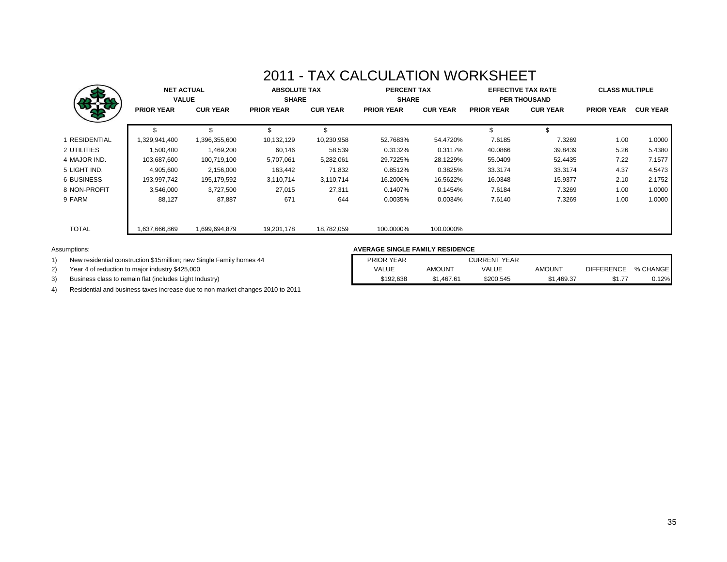# 2011 - TAX CALCULATION WORKSHEET

| | NET ACTUAL VALUE | | ABSOLUTE TAX SHARE | | PERCENT TAX SHARE | | EFFECTIVE TAX RATE PER THOUSAND | | CLASS MULTIPLE | |
|---|---|---|---|---|---|---|---|---|---|---|
| | PRIOR YEAR | CUR YEAR | PRIOR YEAR | CUR YEAR | PRIOR YEAR | CUR YEAR | PRIOR YEAR | CUR YEAR | PRIOR YEAR | CUR YEAR |
| | $ | $ | $ | $ | | | $ | $ | | |
| 1 RESIDENTIAL | 1,329,941,400 | 1,396,355,600 | 10,132,129 | 10,230,958 | 52.7683% | 54.4720% | 7.6185 | 7.3269 | 1.00 | 1.0000 |
| 2 UTILITIES | 1,500,400 | 1,469,200 | 60,146 | 58,539 | 0.3132% | 0.3117% | 40.0866 | 39.8439 | 5.26 | 5.4380 |
| 4 MAJOR IND. | 103,687,600 | 100,719,100 | 5,707,061 | 5,282,061 | 29.7225% | 28.1229% | 55.0409 | 52.4435 | 7.22 | 7.1577 |
| 5 LIGHT IND. | 4,905,600 | 2,156,000 | 163,442 | 71,832 | 0.8512% | 0.3825% | 33.3174 | 33.3174 | 4.37 | 4.5473 |
| 6 BUSINESS | 193,997,742 | 195,179,592 | 3,110,714 | 3,110,714 | 16.2006% | 16.5622% | 16.0348 | 15.9377 | 2.10 | 2.1752 |
| 8 NON-PROFIT | 3,546,000 | 3,727,500 | 27,015 | 27,311 | 0.1407% | 0.1454% | 7.6184 | 7.3269 | 1.00 | 1.0000 |
| 9 FARM | 88,127 | 87,887 | 671 | 644 | 0.0035% | 0.0034% | 7.6140 | 7.3269 | 1.00 | 1.0000 |
| TOTAL | 1,637,666,869 | 1,699,694,879 | 19,201,178 | 18,782,059 | 100.0000% | 100.0000% | | | | |

Assumptions:

1) New residential construction $15million; new Single Family homes 44
2) Year 4 of reduction to major industry $425,000
3) Business class to remain flat (includes Light Industry)
4) Residential and business taxes increase due to non market changes 2010 to 2011

**AVERAGE SINGLE FAMILY RESIDENCE**

| PRIOR YEAR | | CURRENT YEAR | | | |
|---|---|---|---|---|---|
| VALUE | AMOUNT | VALUE | AMOUNT | DIFFERENCE | % CHANGE |
| $192,638 | $1,467.61 | $200,545 | $1,469.37 | $1.77 | 0.12% |